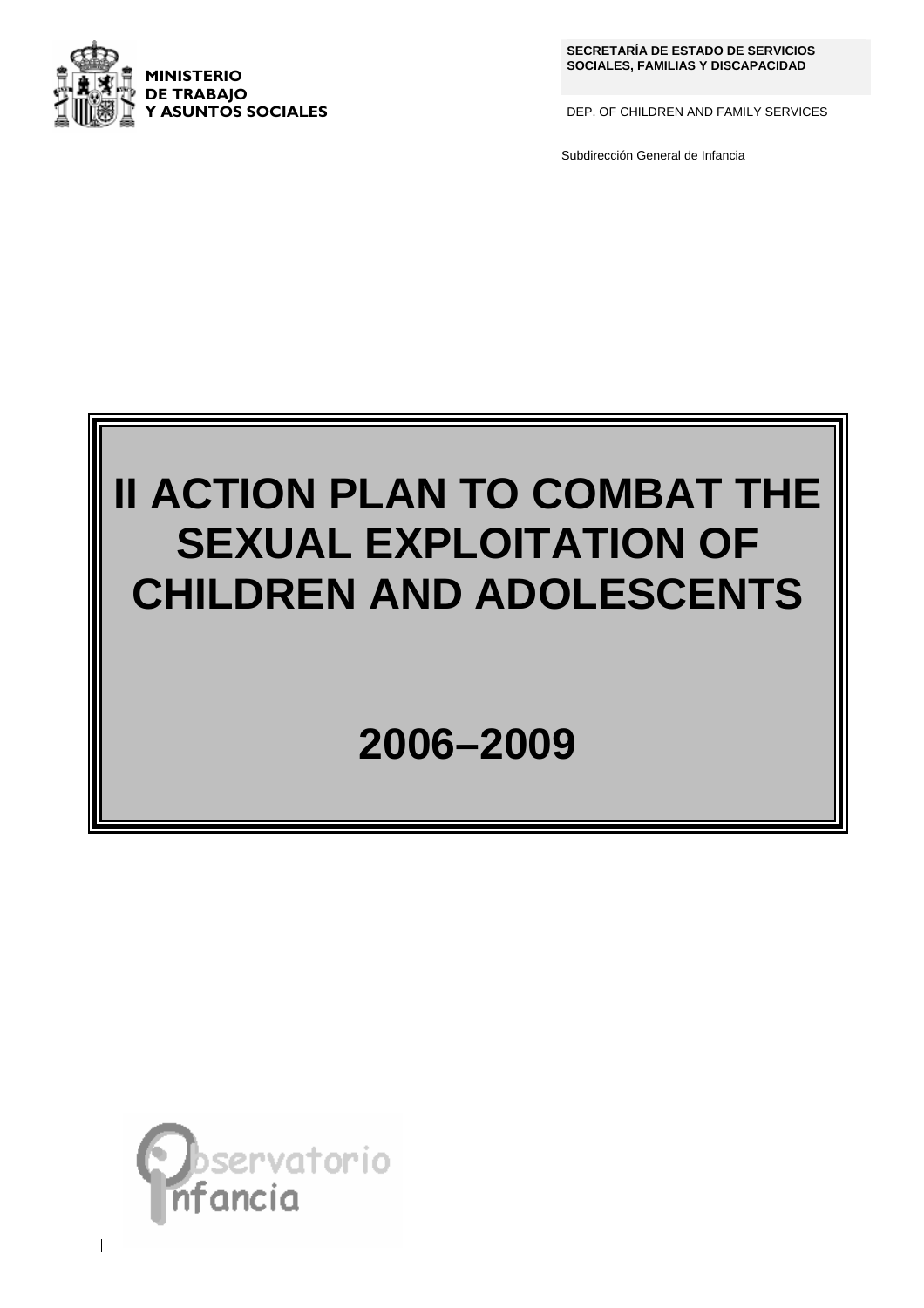**MINISTERIO DE TRABAJO Y ASUNTOS SOCIALES**

**SECRETARÍA DE ESTADO DE SERVICIOS SOCIALES, FAMILIAS Y DISCAPACIDAD**

DEP. OF CHILDREN AND FAMILY SERVICES

Subdirección General de Infancia

# II ACTION PLAN TO COMBAT THE SEXUAL EXPLOITATION OF CHILDREN AND ADOLESCENTS

# 2006–2009

Observatorio Infancia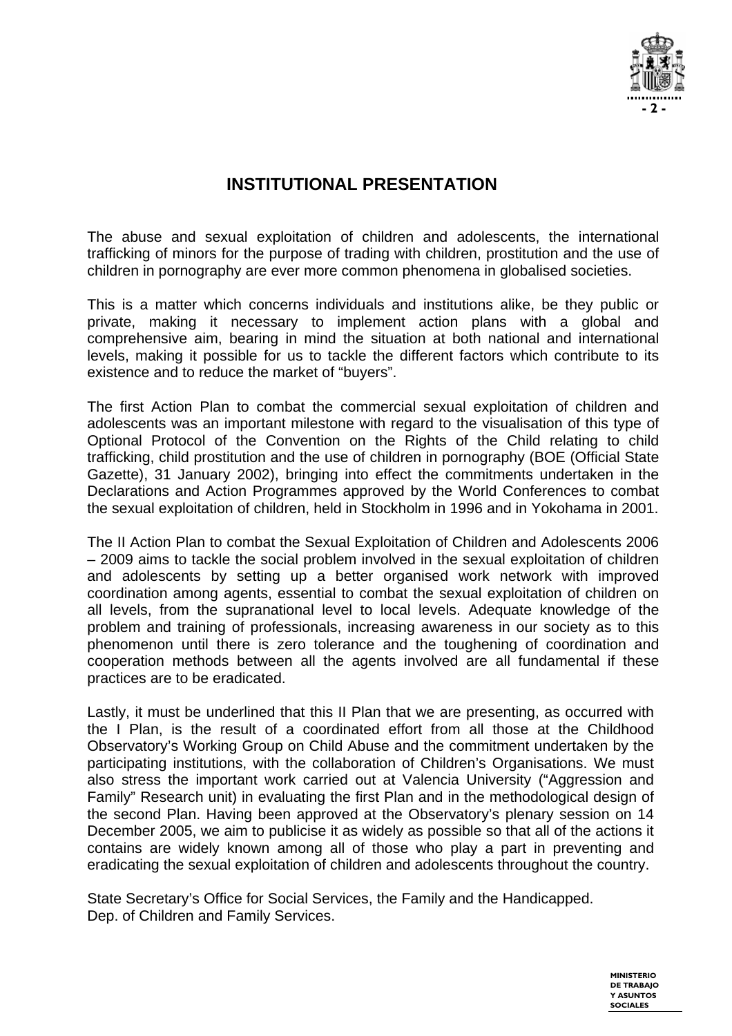## INSTITUTIONAL PRESENTATION

The abuse and sexual exploitation of children and adolescents, the international trafficking of minors for the purpose of trading with children, prostitution and the use of children in pornography are ever more common phenomena in globalised societies.

This is a matter which concerns individuals and institutions alike, be they public or private, making it necessary to implement action plans with a global and comprehensive aim, bearing in mind the situation at both national and international levels, making it possible for us to tackle the different factors which contribute to its existence and to reduce the market of "buyers".

The first Action Plan to combat the commercial sexual exploitation of children and adolescents was an important milestone with regard to the visualisation of this type of Optional Protocol of the Convention on the Rights of the Child relating to child trafficking, child prostitution and the use of children in pornography (BOE (Official State Gazette), 31 January 2002), bringing into effect the commitments undertaken in the Declarations and Action Programmes approved by the World Conferences to combat the sexual exploitation of children, held in Stockholm in 1996 and in Yokohama in 2001.

The II Action Plan to combat the Sexual Exploitation of Children and Adolescents 2006 – 2009 aims to tackle the social problem involved in the sexual exploitation of children and adolescents by setting up a better organised work network with improved coordination among agents, essential to combat the sexual exploitation of children on all levels, from the supranational level to local levels. Adequate knowledge of the problem and training of professionals, increasing awareness in our society as to this phenomenon until there is zero tolerance and the toughening of coordination and cooperation methods between all the agents involved are all fundamental if these practices are to be eradicated.

Lastly, it must be underlined that this II Plan that we are presenting, as occurred with the I Plan, is the result of a coordinated effort from all those at the Childhood Observatory's Working Group on Child Abuse and the commitment undertaken by the participating institutions, with the collaboration of Children's Organisations. We must also stress the important work carried out at Valencia University ("Aggression and Family" Research unit) in evaluating the first Plan and in the methodological design of the second Plan. Having been approved at the Observatory's plenary session on 14 December 2005, we aim to publicise it as widely as possible so that all of the actions it contains are widely known among all of those who play a part in preventing and eradicating the sexual exploitation of children and adolescents throughout the country.

State Secretary's Office for Social Services, the Family and the Handicapped.
Dep. of Children and Family Services.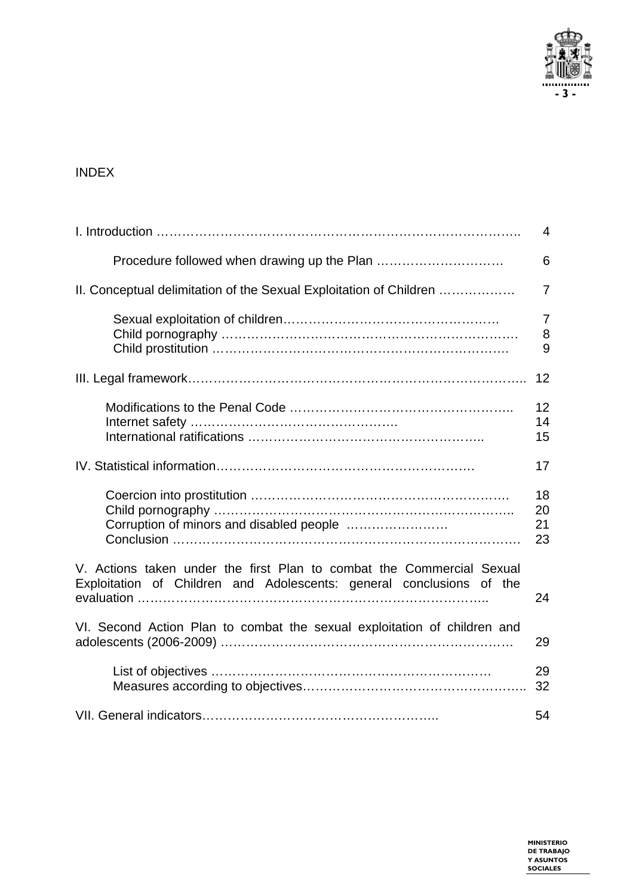# INDEX

| | |
|---|---|
| I. Introduction | 4 |
| Procedure followed when drawing up the Plan | 6 |
| II. Conceptual delimitation of the Sexual Exploitation of Children | 7 |
| Sexual exploitation of children | 7 |
| Child pornography | 8 |
| Child prostitution | 9 |
| III. Legal framework | 12 |
| Modifications to the Penal Code | 12 |
| Internet safety | 14 |
| International ratifications | 15 |
| IV. Statistical information | 17 |
| Coercion into prostitution | 18 |
| Child pornography | 20 |
| Corruption of minors and disabled people | 21 |
| Conclusion | 23 |
| V. Actions taken under the first Plan to combat the Commercial Sexual Exploitation of Children and Adolescents: general conclusions of the evaluation | 24 |
| VI. Second Action Plan to combat the sexual exploitation of children and adolescents (2006-2009) | 29 |
| List of objectives | 29 |
| Measures according to objectives | 32 |
| VII. General indicators | 54 |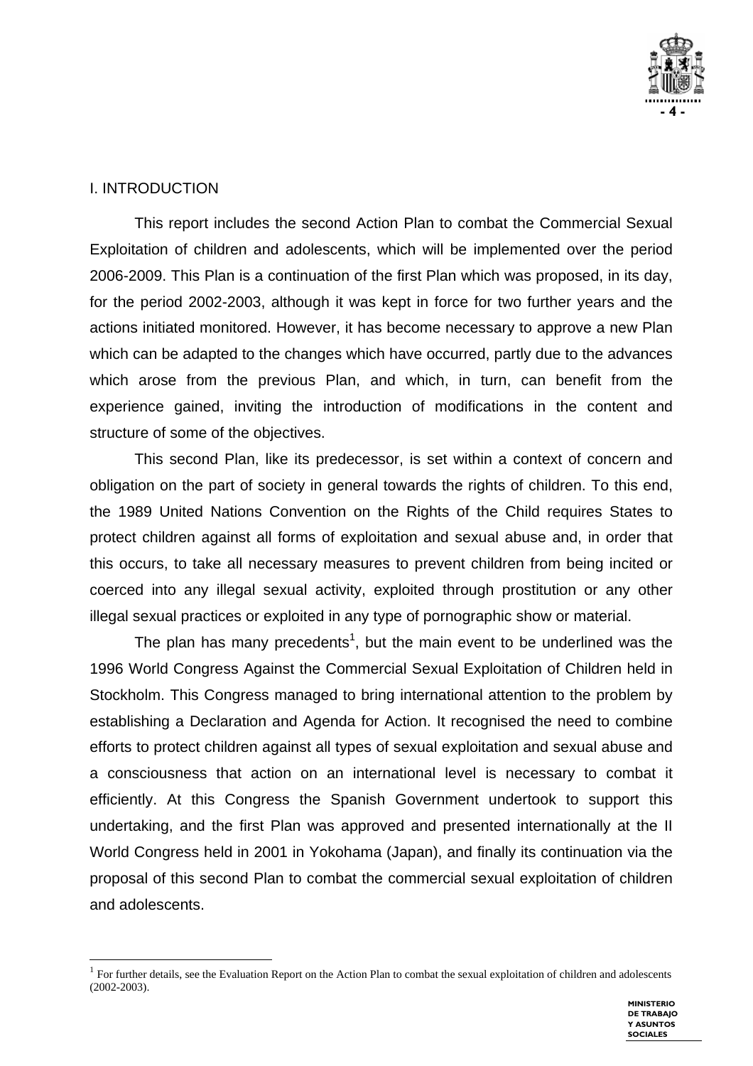## I. INTRODUCTION

This report includes the second Action Plan to combat the Commercial Sexual Exploitation of children and adolescents, which will be implemented over the period 2006-2009. This Plan is a continuation of the first Plan which was proposed, in its day, for the period 2002-2003, although it was kept in force for two further years and the actions initiated monitored. However, it has become necessary to approve a new Plan which can be adapted to the changes which have occurred, partly due to the advances which arose from the previous Plan, and which, in turn, can benefit from the experience gained, inviting the introduction of modifications in the content and structure of some of the objectives.

This second Plan, like its predecessor, is set within a context of concern and obligation on the part of society in general towards the rights of children. To this end, the 1989 United Nations Convention on the Rights of the Child requires States to protect children against all forms of exploitation and sexual abuse and, in order that this occurs, to take all necessary measures to prevent children from being incited or coerced into any illegal sexual activity, exploited through prostitution or any other illegal sexual practices or exploited in any type of pornographic show or material.

The plan has many precedents[1], but the main event to be underlined was the 1996 World Congress Against the Commercial Sexual Exploitation of Children held in Stockholm. This Congress managed to bring international attention to the problem by establishing a Declaration and Agenda for Action. It recognised the need to combine efforts to protect children against all types of sexual exploitation and sexual abuse and a consciousness that action on an international level is necessary to combat it efficiently. At this Congress the Spanish Government undertook to support this undertaking, and the first Plan was approved and presented internationally at the II World Congress held in 2001 in Yokohama (Japan), and finally its continuation via the proposal of this second Plan to combat the commercial sexual exploitation of children and adolescents.

[1] For further details, see the Evaluation Report on the Action Plan to combat the sexual exploitation of children and adolescents (2002-2003).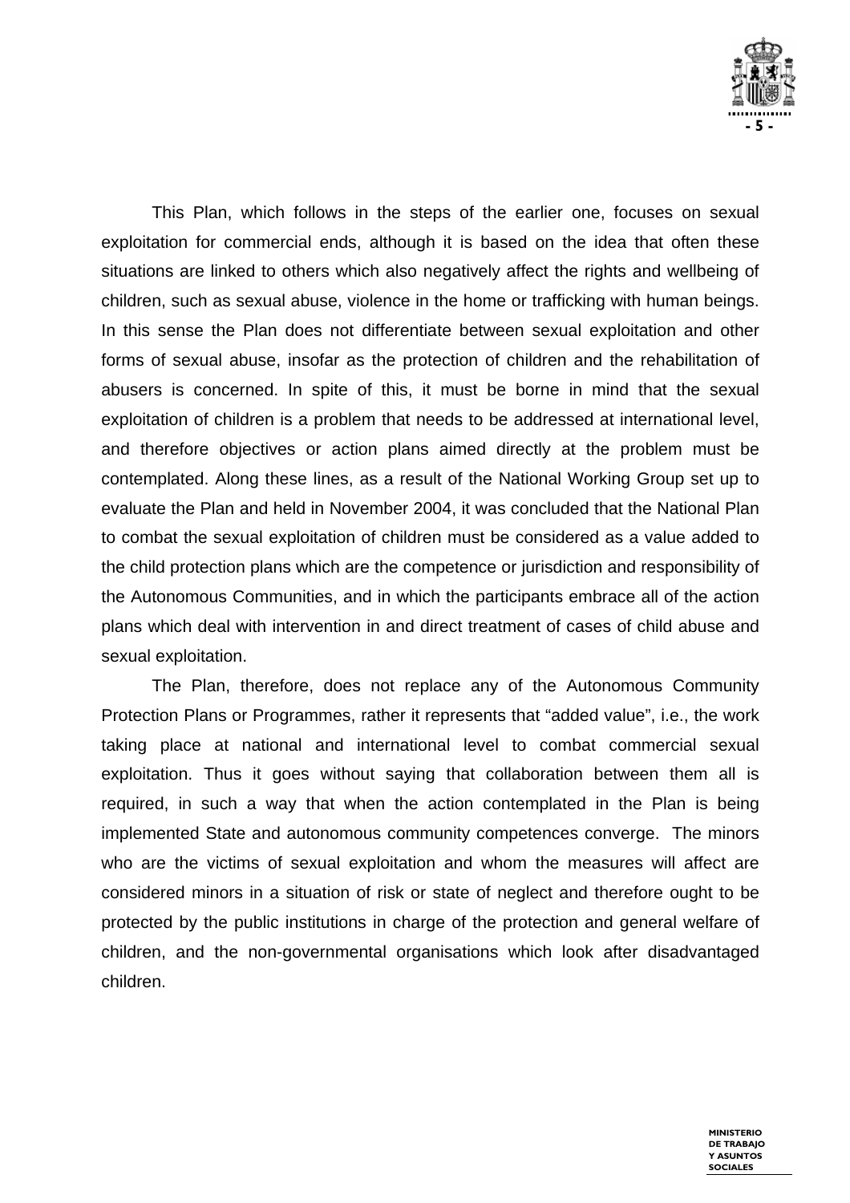This Plan, which follows in the steps of the earlier one, focuses on sexual exploitation for commercial ends, although it is based on the idea that often these situations are linked to others which also negatively affect the rights and wellbeing of children, such as sexual abuse, violence in the home or trafficking with human beings. In this sense the Plan does not differentiate between sexual exploitation and other forms of sexual abuse, insofar as the protection of children and the rehabilitation of abusers is concerned. In spite of this, it must be borne in mind that the sexual exploitation of children is a problem that needs to be addressed at international level, and therefore objectives or action plans aimed directly at the problem must be contemplated. Along these lines, as a result of the National Working Group set up to evaluate the Plan and held in November 2004, it was concluded that the National Plan to combat the sexual exploitation of children must be considered as a value added to the child protection plans which are the competence or jurisdiction and responsibility of the Autonomous Communities, and in which the participants embrace all of the action plans which deal with intervention in and direct treatment of cases of child abuse and sexual exploitation.

The Plan, therefore, does not replace any of the Autonomous Community Protection Plans or Programmes, rather it represents that "added value", i.e., the work taking place at national and international level to combat commercial sexual exploitation. Thus it goes without saying that collaboration between them all is required, in such a way that when the action contemplated in the Plan is being implemented State and autonomous community competences converge. The minors who are the victims of sexual exploitation and whom the measures will affect are considered minors in a situation of risk or state of neglect and therefore ought to be protected by the public institutions in charge of the protection and general welfare of children, and the non-governmental organisations which look after disadvantaged children.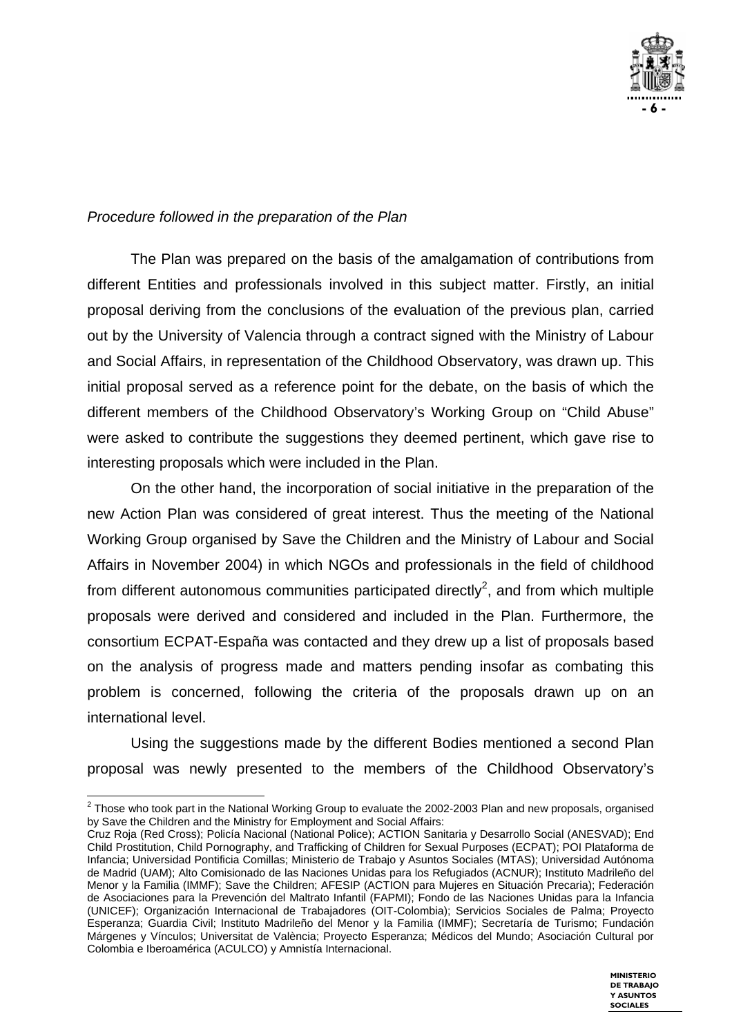*Procedure followed in the preparation of the Plan*

The Plan was prepared on the basis of the amalgamation of contributions from different Entities and professionals involved in this subject matter. Firstly, an initial proposal deriving from the conclusions of the evaluation of the previous plan, carried out by the University of Valencia through a contract signed with the Ministry of Labour and Social Affairs, in representation of the Childhood Observatory, was drawn up. This initial proposal served as a reference point for the debate, on the basis of which the different members of the Childhood Observatory's Working Group on "Child Abuse" were asked to contribute the suggestions they deemed pertinent, which gave rise to interesting proposals which were included in the Plan.

On the other hand, the incorporation of social initiative in the preparation of the new Action Plan was considered of great interest. Thus the meeting of the National Working Group organised by Save the Children and the Ministry of Labour and Social Affairs in November 2004) in which NGOs and professionals in the field of childhood from different autonomous communities participated directly[2], and from which multiple proposals were derived and considered and included in the Plan. Furthermore, the consortium ECPAT-España was contacted and they drew up a list of proposals based on the analysis of progress made and matters pending insofar as combating this problem is concerned, following the criteria of the proposals drawn up on an international level.

Using the suggestions made by the different Bodies mentioned a second Plan proposal was newly presented to the members of the Childhood Observatory's

---

[2] Those who took part in the National Working Group to evaluate the 2002-2003 Plan and new proposals, organised by Save the Children and the Ministry for Employment and Social Affairs:
Cruz Roja (Red Cross); Policía Nacional (National Police); ACTION Sanitaria y Desarrollo Social (ANESVAD); End Child Prostitution, Child Pornography, and Trafficking of Children for Sexual Purposes (ECPAT); POI Plataforma de Infancia; Universidad Pontificia Comillas; Ministerio de Trabajo y Asuntos Sociales (MTAS); Universidad Autónoma de Madrid (UAM); Alto Comisionado de las Naciones Unidas para los Refugiados (ACNUR); Instituto Madrileño del Menor y la Familia (IMMF); Save the Children; AFESIP (ACTION para Mujeres en Situación Precaria); Federación de Asociaciones para la Prevención del Maltrato Infantil (FAPMI); Fondo de las Naciones Unidas para la Infancia (UNICEF); Organización Internacional de Trabajadores (OIT-Colombia); Servicios Sociales de Palma; Proyecto Esperanza; Guardia Civil; Instituto Madrileño del Menor y la Familia (IMMF); Secretaría de Turismo; Fundación Márgenes y Vínculos; Universitat de València; Proyecto Esperanza; Médicos del Mundo; Asociación Cultural por Colombia e Iberoamérica (ACULCO) y Amnistía Internacional.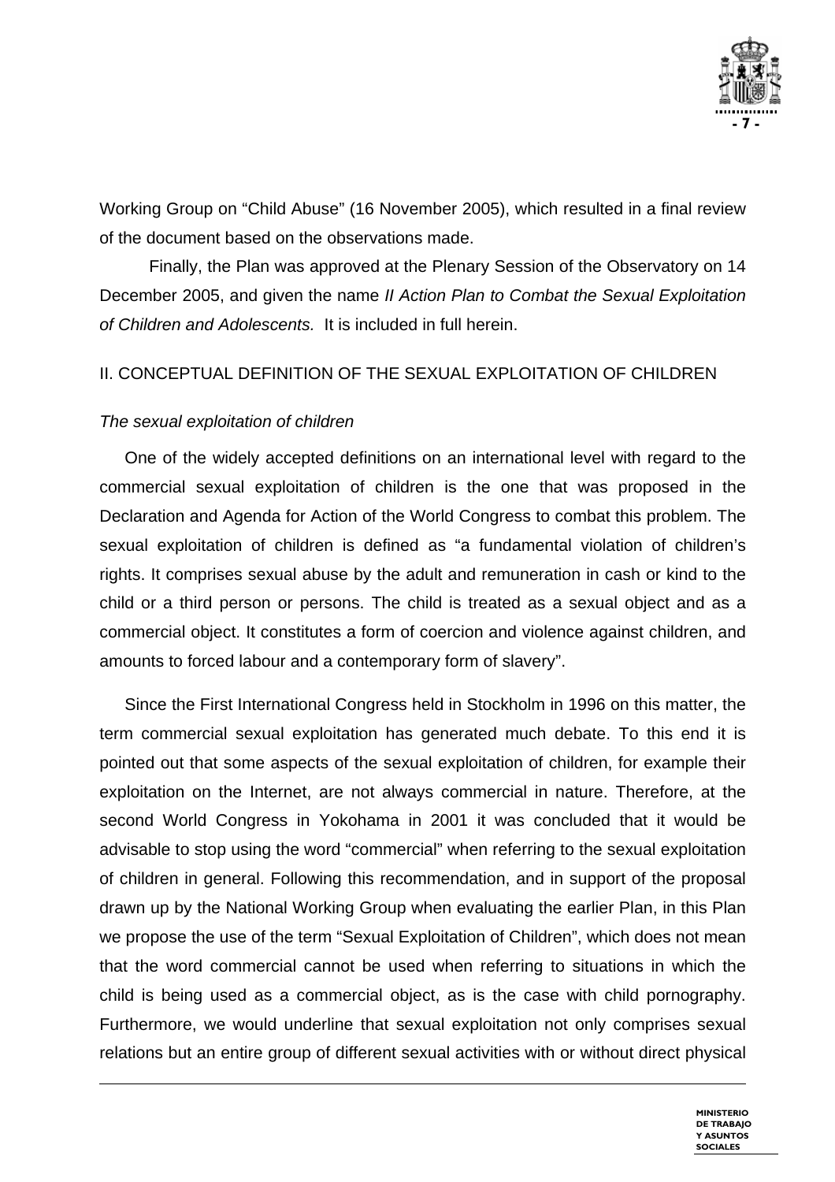Working Group on "Child Abuse" (16 November 2005), which resulted in a final review of the document based on the observations made.

Finally, the Plan was approved at the Plenary Session of the Observatory on 14 December 2005, and given the name *II Action Plan to Combat the Sexual Exploitation of Children and Adolescents.* It is included in full herein.

## II. CONCEPTUAL DEFINITION OF THE SEXUAL EXPLOITATION OF CHILDREN

*The sexual exploitation of children*

One of the widely accepted definitions on an international level with regard to the commercial sexual exploitation of children is the one that was proposed in the Declaration and Agenda for Action of the World Congress to combat this problem. The sexual exploitation of children is defined as "a fundamental violation of children's rights. It comprises sexual abuse by the adult and remuneration in cash or kind to the child or a third person or persons. The child is treated as a sexual object and as a commercial object. It constitutes a form of coercion and violence against children, and amounts to forced labour and a contemporary form of slavery".

Since the First International Congress held in Stockholm in 1996 on this matter, the term commercial sexual exploitation has generated much debate. To this end it is pointed out that some aspects of the sexual exploitation of children, for example their exploitation on the Internet, are not always commercial in nature. Therefore, at the second World Congress in Yokohama in 2001 it was concluded that it would be advisable to stop using the word "commercial" when referring to the sexual exploitation of children in general. Following this recommendation, and in support of the proposal drawn up by the National Working Group when evaluating the earlier Plan, in this Plan we propose the use of the term "Sexual Exploitation of Children", which does not mean that the word commercial cannot be used when referring to situations in which the child is being used as a commercial object, as is the case with child pornography. Furthermore, we would underline that sexual exploitation not only comprises sexual relations but an entire group of different sexual activities with or without direct physical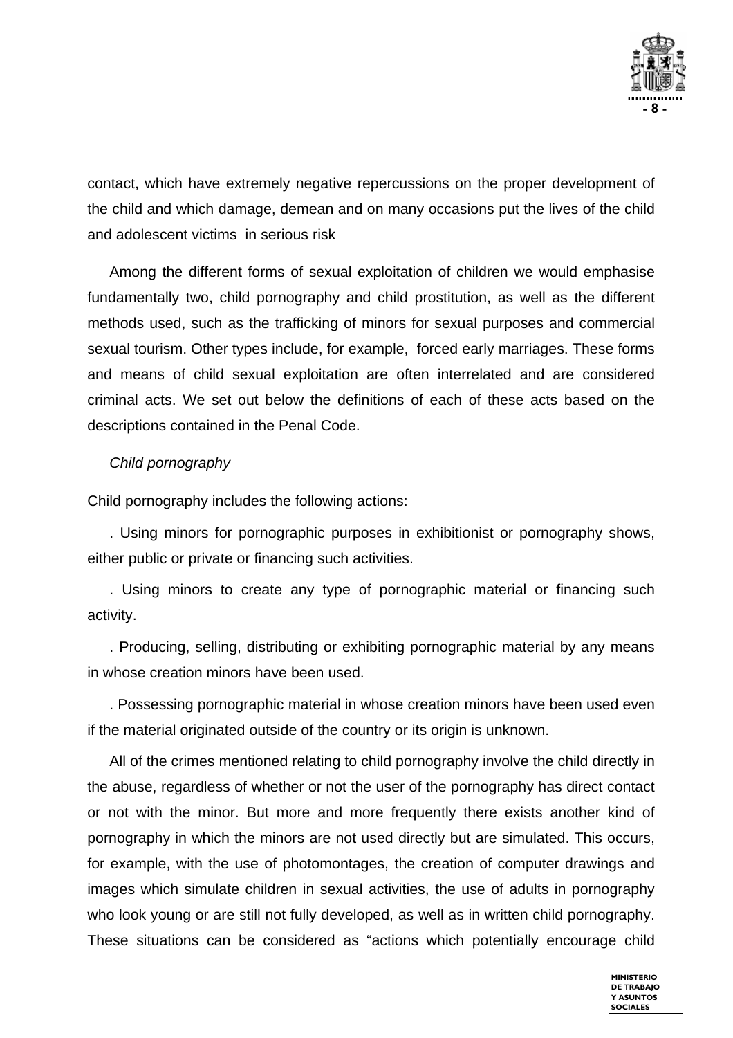contact, which have extremely negative repercussions on the proper development of the child and which damage, demean and on many occasions put the lives of the child and adolescent victims in serious risk

Among the different forms of sexual exploitation of children we would emphasise fundamentally two, child pornography and child prostitution, as well as the different methods used, such as the trafficking of minors for sexual purposes and commercial sexual tourism. Other types include, for example, forced early marriages. These forms and means of child sexual exploitation are often interrelated and are considered criminal acts. We set out below the definitions of each of these acts based on the descriptions contained in the Penal Code.

*Child pornography*

Child pornography includes the following actions:

. Using minors for pornographic purposes in exhibitionist or pornography shows, either public or private or financing such activities.

. Using minors to create any type of pornographic material or financing such activity.

. Producing, selling, distributing or exhibiting pornographic material by any means in whose creation minors have been used.

. Possessing pornographic material in whose creation minors have been used even if the material originated outside of the country or its origin is unknown.

All of the crimes mentioned relating to child pornography involve the child directly in the abuse, regardless of whether or not the user of the pornography has direct contact or not with the minor. But more and more frequently there exists another kind of pornography in which the minors are not used directly but are simulated. This occurs, for example, with the use of photomontages, the creation of computer drawings and images which simulate children in sexual activities, the use of adults in pornography who look young or are still not fully developed, as well as in written child pornography. These situations can be considered as "actions which potentially encourage child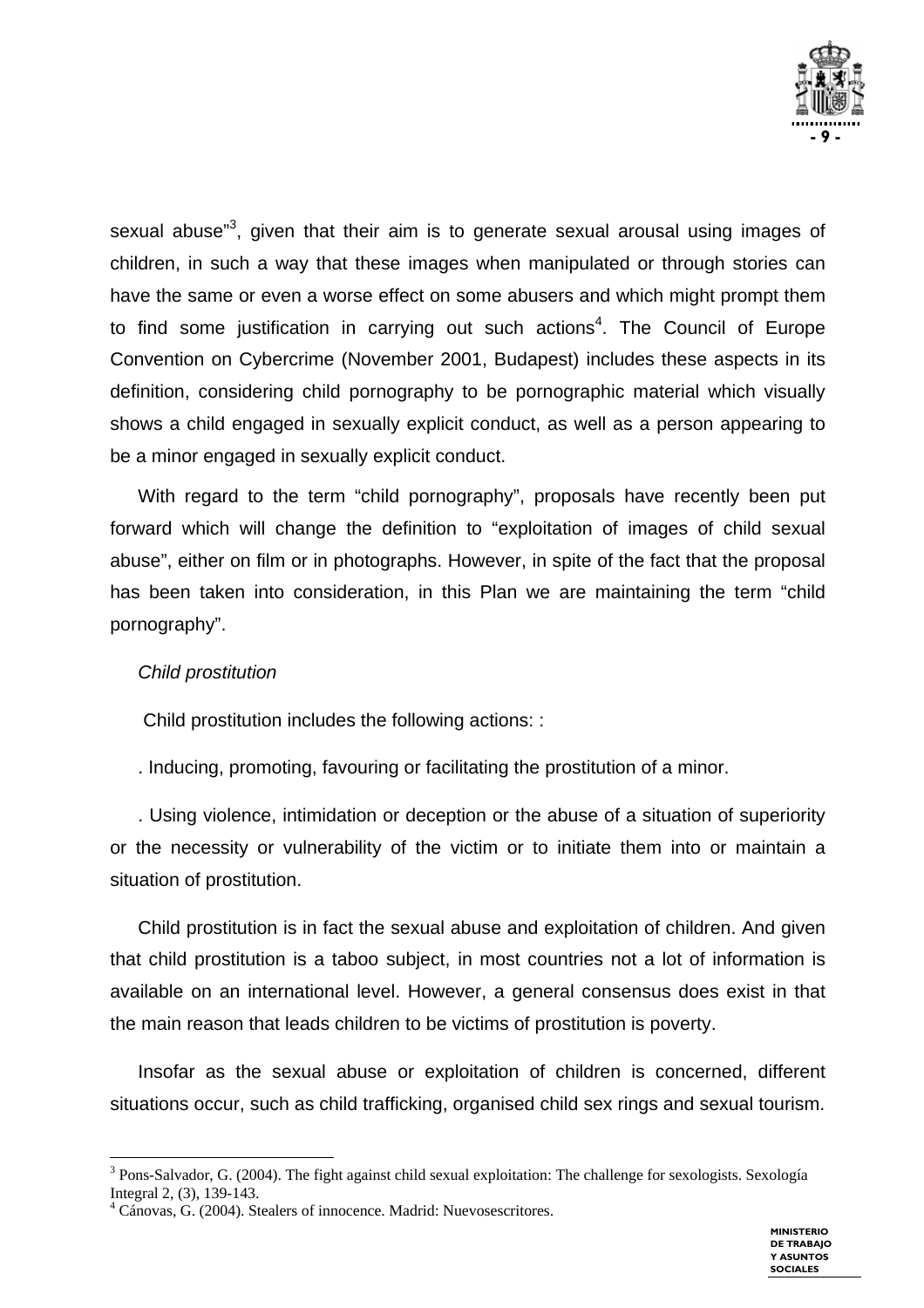sexual abuse"[3], given that their aim is to generate sexual arousal using images of children, in such a way that these images when manipulated or through stories can have the same or even a worse effect on some abusers and which might prompt them to find some justification in carrying out such actions[4]. The Council of Europe Convention on Cybercrime (November 2001, Budapest) includes these aspects in its definition, considering child pornography to be pornographic material which visually shows a child engaged in sexually explicit conduct, as well as a person appearing to be a minor engaged in sexually explicit conduct.

With regard to the term "child pornography", proposals have recently been put forward which will change the definition to "exploitation of images of child sexual abuse", either on film or in photographs. However, in spite of the fact that the proposal has been taken into consideration, in this Plan we are maintaining the term "child pornography".

*Child prostitution*

Child prostitution includes the following actions: :

. Inducing, promoting, favouring or facilitating the prostitution of a minor.

. Using violence, intimidation or deception or the abuse of a situation of superiority or the necessity or vulnerability of the victim or to initiate them into or maintain a situation of prostitution.

Child prostitution is in fact the sexual abuse and exploitation of children. And given that child prostitution is a taboo subject, in most countries not a lot of information is available on an international level. However, a general consensus does exist in that the main reason that leads children to be victims of prostitution is poverty.

Insofar as the sexual abuse or exploitation of children is concerned, different situations occur, such as child trafficking, organised child sex rings and sexual tourism.

---

[3] Pons-Salvador, G. (2004). The fight against child sexual exploitation: The challenge for sexologists. Sexología Integral 2, (3), 139-143.

[4] Cánovas, G. (2004). Stealers of innocence. Madrid: Nuevosescritores.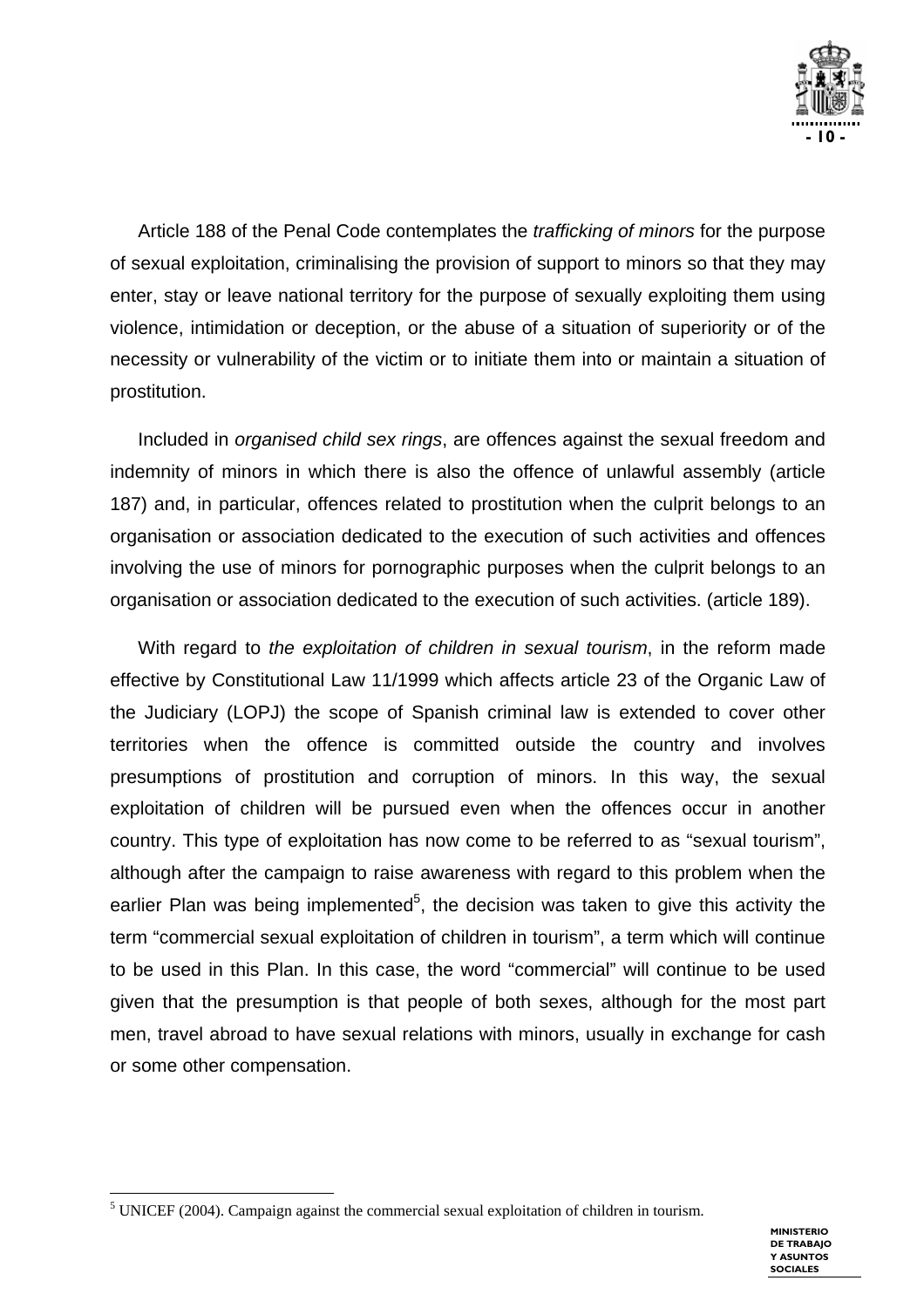Article 188 of the Penal Code contemplates the *trafficking of minors* for the purpose of sexual exploitation, criminalising the provision of support to minors so that they may enter, stay or leave national territory for the purpose of sexually exploiting them using violence, intimidation or deception, or the abuse of a situation of superiority or of the necessity or vulnerability of the victim or to initiate them into or maintain a situation of prostitution.

Included in *organised child sex rings*, are offences against the sexual freedom and indemnity of minors in which there is also the offence of unlawful assembly (article 187) and, in particular, offences related to prostitution when the culprit belongs to an organisation or association dedicated to the execution of such activities and offences involving the use of minors for pornographic purposes when the culprit belongs to an organisation or association dedicated to the execution of such activities. (article 189).

With regard to *the exploitation of children in sexual tourism*, in the reform made effective by Constitutional Law 11/1999 which affects article 23 of the Organic Law of the Judiciary (LOPJ) the scope of Spanish criminal law is extended to cover other territories when the offence is committed outside the country and involves presumptions of prostitution and corruption of minors. In this way, the sexual exploitation of children will be pursued even when the offences occur in another country. This type of exploitation has now come to be referred to as "sexual tourism", although after the campaign to raise awareness with regard to this problem when the earlier Plan was being implemented[5], the decision was taken to give this activity the term "commercial sexual exploitation of children in tourism", a term which will continue to be used in this Plan. In this case, the word "commercial" will continue to be used given that the presumption is that people of both sexes, although for the most part men, travel abroad to have sexual relations with minors, usually in exchange for cash or some other compensation.

[5] UNICEF (2004). Campaign against the commercial sexual exploitation of children in tourism.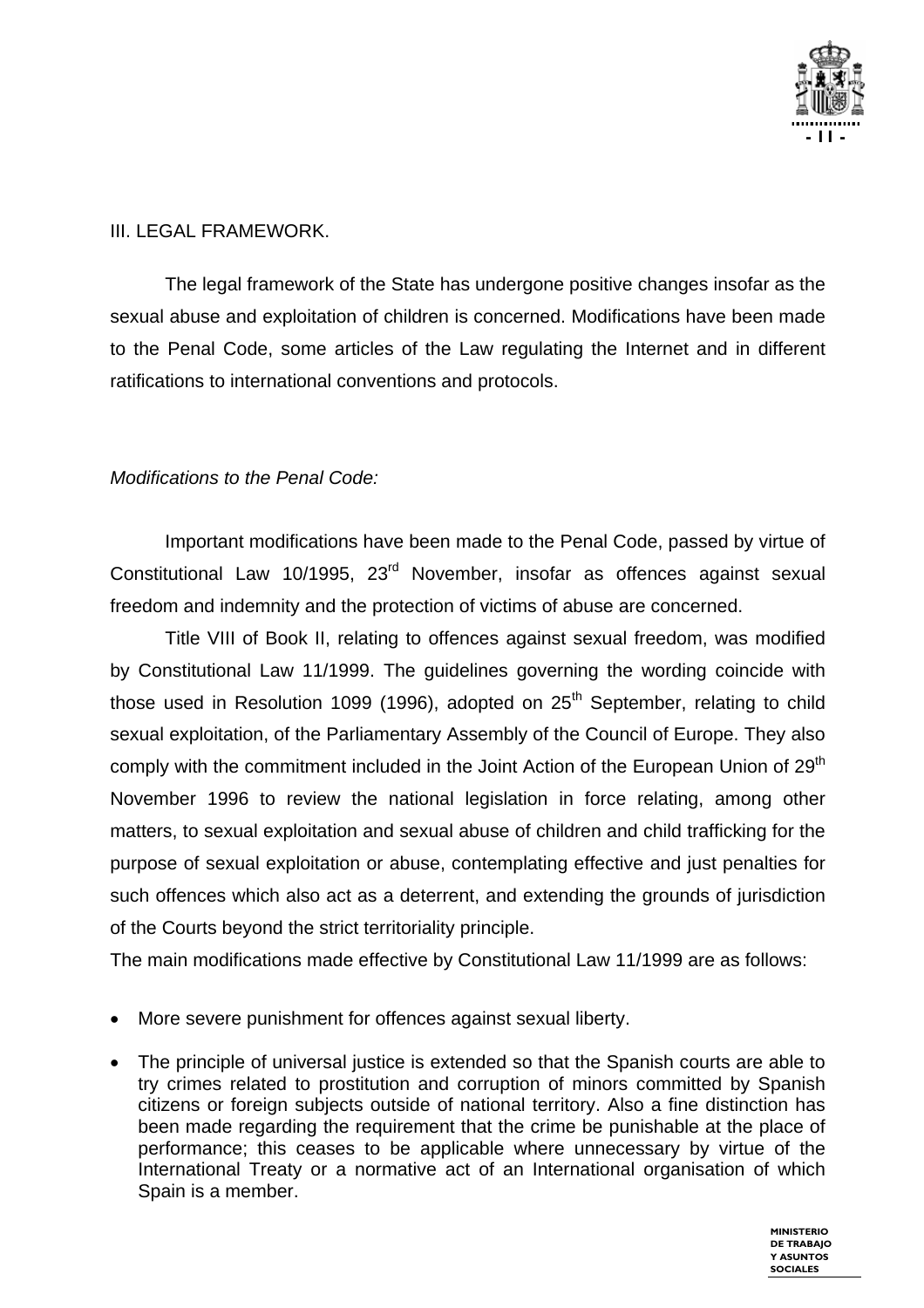## III. LEGAL FRAMEWORK.

The legal framework of the State has undergone positive changes insofar as the sexual abuse and exploitation of children is concerned. Modifications have been made to the Penal Code, some articles of the Law regulating the Internet and in different ratifications to international conventions and protocols.

### *Modifications to the Penal Code:*

Important modifications have been made to the Penal Code, passed by virtue of Constitutional Law 10/1995, 23rd November, insofar as offences against sexual freedom and indemnity and the protection of victims of abuse are concerned.

Title VIII of Book II, relating to offences against sexual freedom, was modified by Constitutional Law 11/1999. The guidelines governing the wording coincide with those used in Resolution 1099 (1996), adopted on 25th September, relating to child sexual exploitation, of the Parliamentary Assembly of the Council of Europe. They also comply with the commitment included in the Joint Action of the European Union of 29th November 1996 to review the national legislation in force relating, among other matters, to sexual exploitation and sexual abuse of children and child trafficking for the purpose of sexual exploitation or abuse, contemplating effective and just penalties for such offences which also act as a deterrent, and extending the grounds of jurisdiction of the Courts beyond the strict territoriality principle.

The main modifications made effective by Constitutional Law 11/1999 are as follows:

- More severe punishment for offences against sexual liberty.
- The principle of universal justice is extended so that the Spanish courts are able to try crimes related to prostitution and corruption of minors committed by Spanish citizens or foreign subjects outside of national territory. Also a fine distinction has been made regarding the requirement that the crime be punishable at the place of performance; this ceases to be applicable where unnecessary by virtue of the International Treaty or a normative act of an International organisation of which Spain is a member.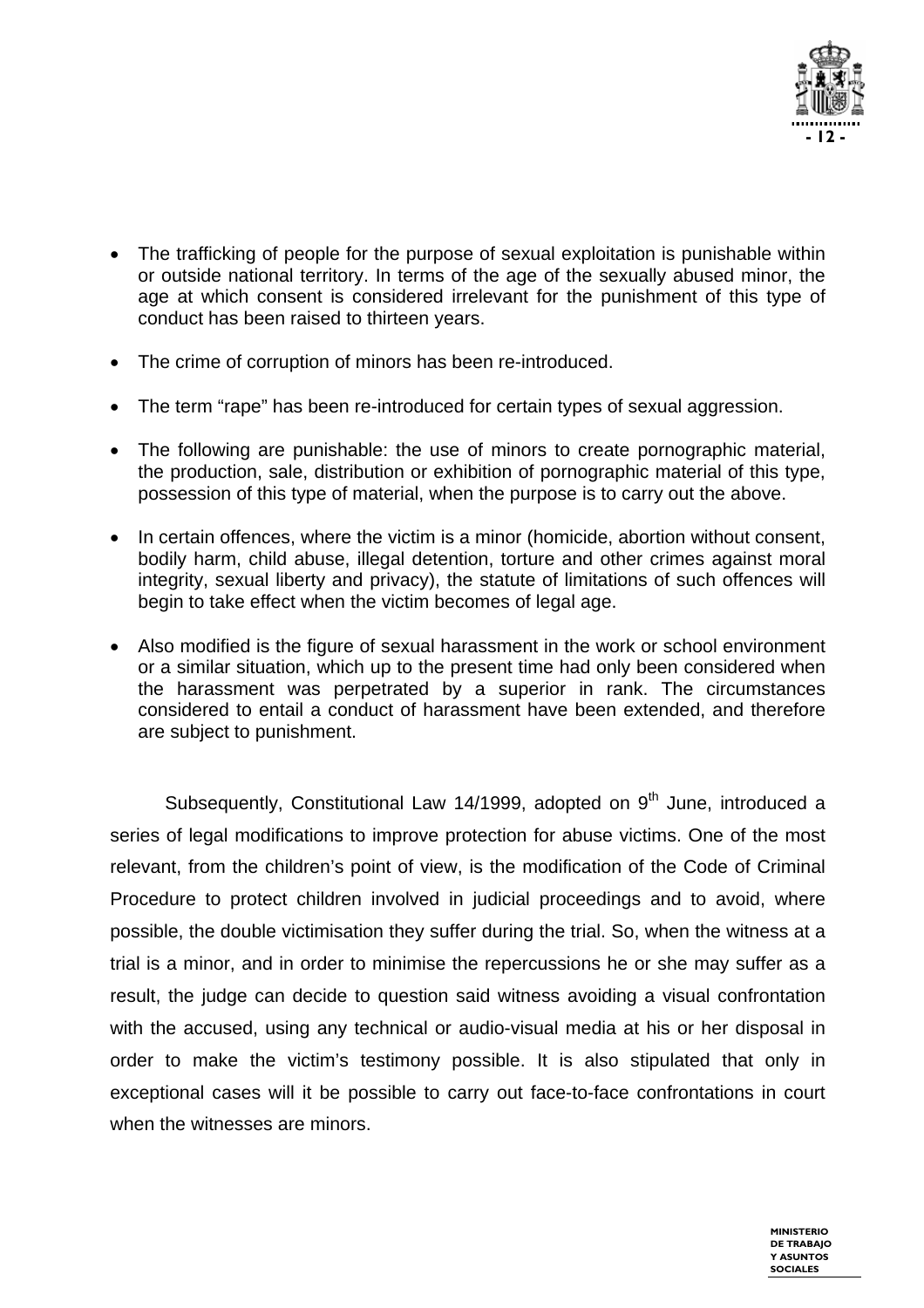- The trafficking of people for the purpose of sexual exploitation is punishable within or outside national territory. In terms of the age of the sexually abused minor, the age at which consent is considered irrelevant for the punishment of this type of conduct has been raised to thirteen years.

- The crime of corruption of minors has been re-introduced.

- The term "rape" has been re-introduced for certain types of sexual aggression.

- The following are punishable: the use of minors to create pornographic material, the production, sale, distribution or exhibition of pornographic material of this type, possession of this type of material, when the purpose is to carry out the above.

- In certain offences, where the victim is a minor (homicide, abortion without consent, bodily harm, child abuse, illegal detention, torture and other crimes against moral integrity, sexual liberty and privacy), the statute of limitations of such offences will begin to take effect when the victim becomes of legal age.

- Also modified is the figure of sexual harassment in the work or school environment or a similar situation, which up to the present time had only been considered when the harassment was perpetrated by a superior in rank. The circumstances considered to entail a conduct of harassment have been extended, and therefore are subject to punishment.

Subsequently, Constitutional Law 14/1999, adopted on 9th June, introduced a series of legal modifications to improve protection for abuse victims. One of the most relevant, from the children's point of view, is the modification of the Code of Criminal Procedure to protect children involved in judicial proceedings and to avoid, where possible, the double victimisation they suffer during the trial. So, when the witness at a trial is a minor, and in order to minimise the repercussions he or she may suffer as a result, the judge can decide to question said witness avoiding a visual confrontation with the accused, using any technical or audio-visual media at his or her disposal in order to make the victim's testimony possible. It is also stipulated that only in exceptional cases will it be possible to carry out face-to-face confrontations in court when the witnesses are minors.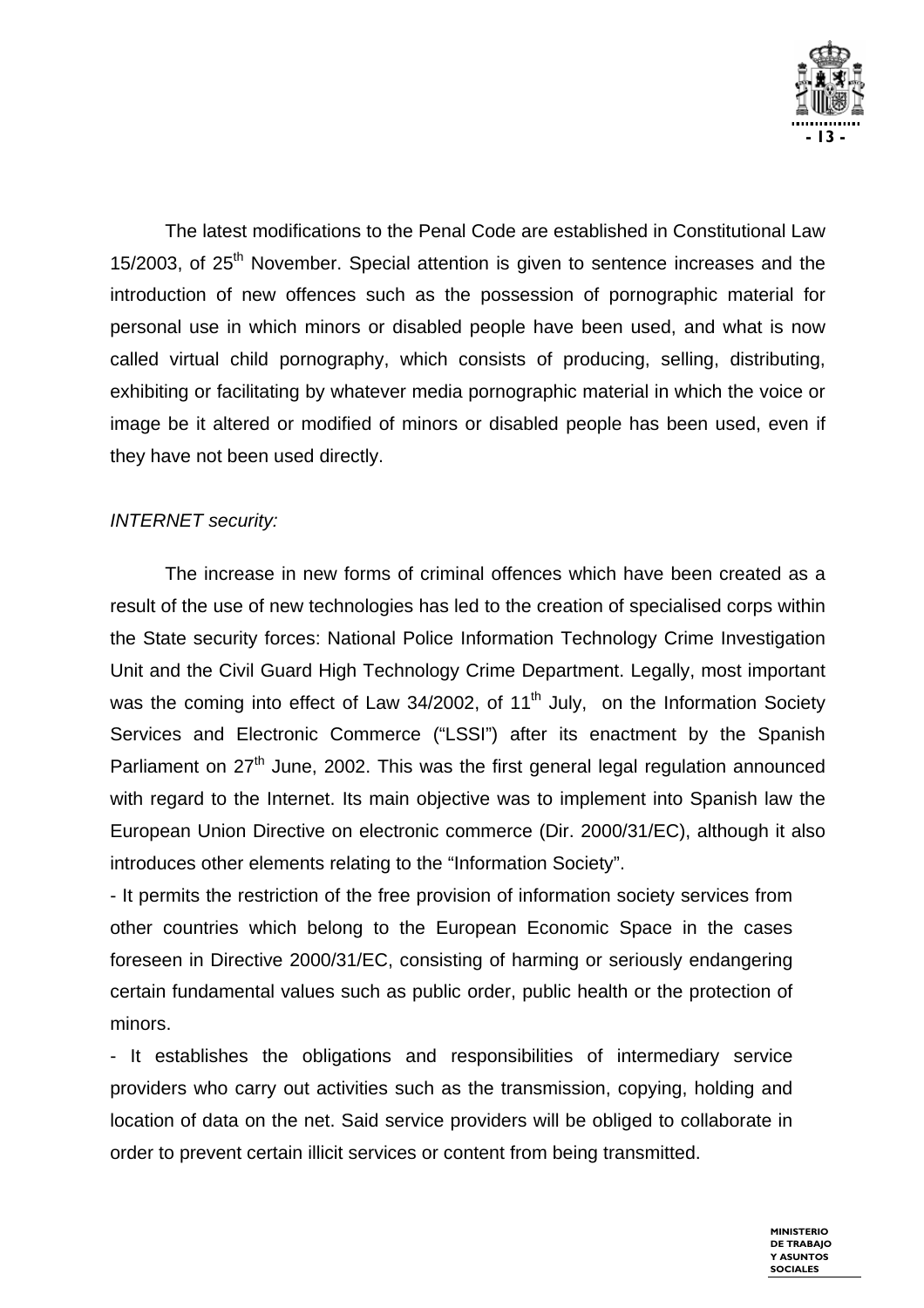The latest modifications to the Penal Code are established in Constitutional Law 15/2003, of 25th November. Special attention is given to sentence increases and the introduction of new offences such as the possession of pornographic material for personal use in which minors or disabled people have been used, and what is now called virtual child pornography, which consists of producing, selling, distributing, exhibiting or facilitating by whatever media pornographic material in which the voice or image be it altered or modified of minors or disabled people has been used, even if they have not been used directly.

*INTERNET security:*

The increase in new forms of criminal offences which have been created as a result of the use of new technologies has led to the creation of specialised corps within the State security forces: National Police Information Technology Crime Investigation Unit and the Civil Guard High Technology Crime Department. Legally, most important was the coming into effect of Law 34/2002, of 11th July, on the Information Society Services and Electronic Commerce ("LSSI") after its enactment by the Spanish Parliament on 27th June, 2002. This was the first general legal regulation announced with regard to the Internet. Its main objective was to implement into Spanish law the European Union Directive on electronic commerce (Dir. 2000/31/EC), although it also introduces other elements relating to the "Information Society".

- It permits the restriction of the free provision of information society services from other countries which belong to the European Economic Space in the cases foreseen in Directive 2000/31/EC, consisting of harming or seriously endangering certain fundamental values such as public order, public health or the protection of minors.
- It establishes the obligations and responsibilities of intermediary service providers who carry out activities such as the transmission, copying, holding and location of data on the net. Said service providers will be obliged to collaborate in order to prevent certain illicit services or content from being transmitted.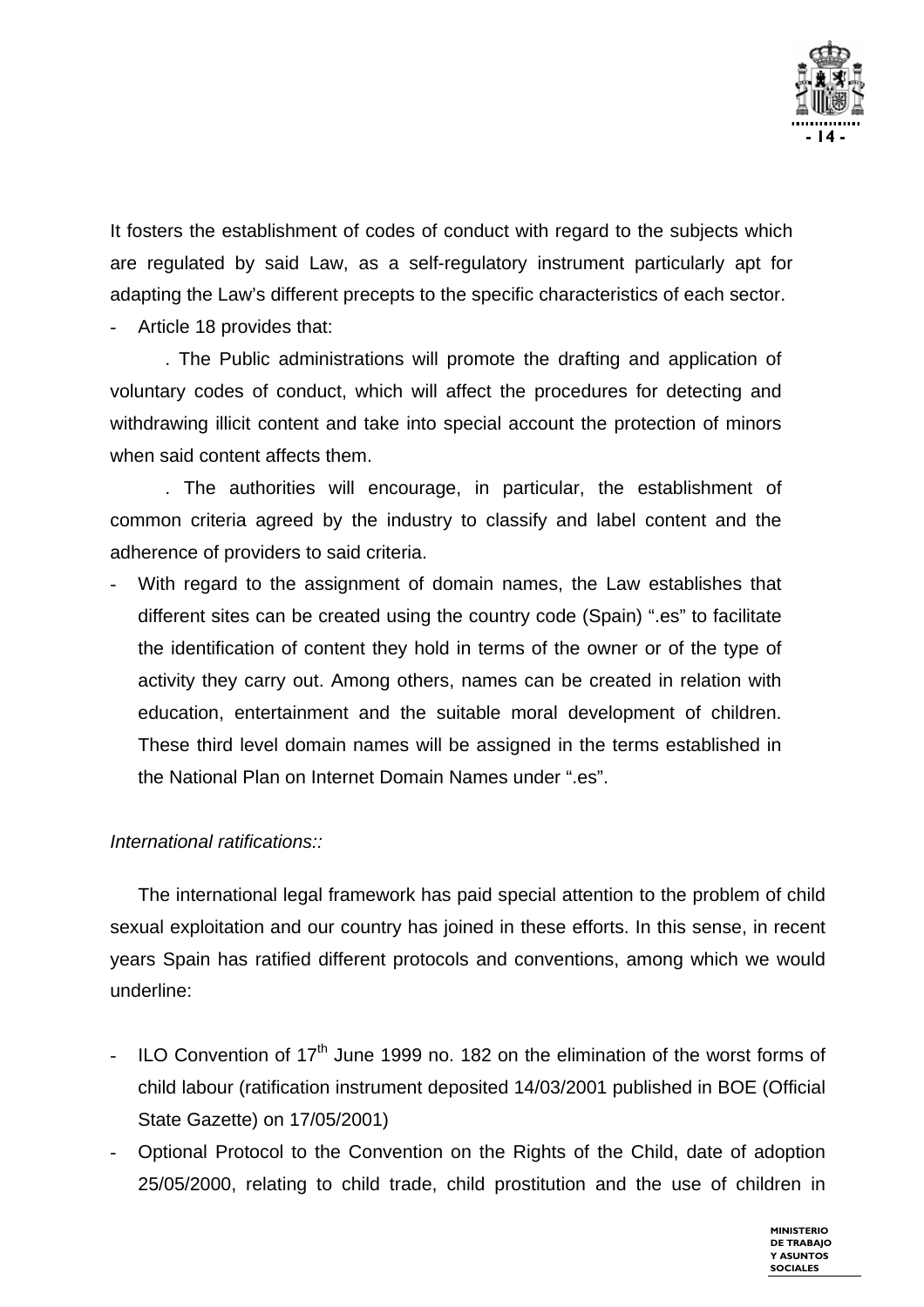It fosters the establishment of codes of conduct with regard to the subjects which are regulated by said Law, as a self-regulatory instrument particularly apt for adapting the Law's different precepts to the specific characteristics of each sector.

- Article 18 provides that:

  . The Public administrations will promote the drafting and application of voluntary codes of conduct, which will affect the procedures for detecting and withdrawing illicit content and take into special account the protection of minors when said content affects them.

  . The authorities will encourage, in particular, the establishment of common criteria agreed by the industry to classify and label content and the adherence of providers to said criteria.

- With regard to the assignment of domain names, the Law establishes that different sites can be created using the country code (Spain) ".es" to facilitate the identification of content they hold in terms of the owner or of the type of activity they carry out. Among others, names can be created in relation with education, entertainment and the suitable moral development of children. These third level domain names will be assigned in the terms established in the National Plan on Internet Domain Names under ".es".

*International ratifications::*

The international legal framework has paid special attention to the problem of child sexual exploitation and our country has joined in these efforts. In this sense, in recent years Spain has ratified different protocols and conventions, among which we would underline:

- ILO Convention of 17th June 1999 no. 182 on the elimination of the worst forms of child labour (ratification instrument deposited 14/03/2001 published in BOE (Official State Gazette) on 17/05/2001)
- Optional Protocol to the Convention on the Rights of the Child, date of adoption 25/05/2000, relating to child trade, child prostitution and the use of children in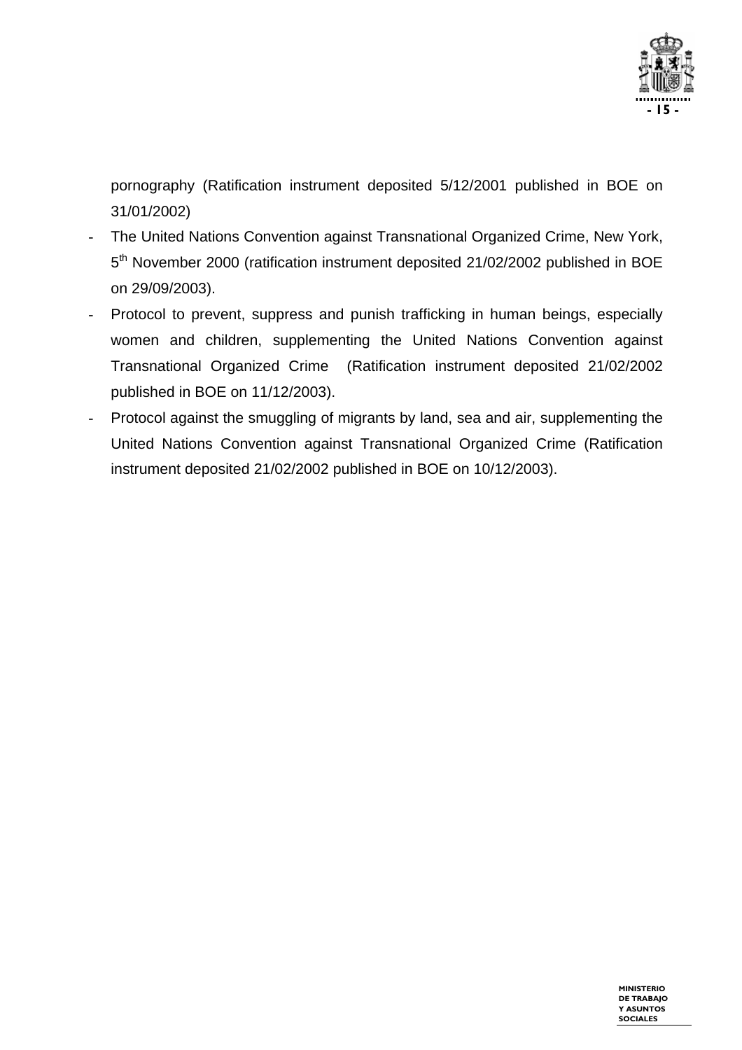pornography (Ratification instrument deposited 5/12/2001 published in BOE on 31/01/2002)

- The United Nations Convention against Transnational Organized Crime, New York, 5th November 2000 (ratification instrument deposited 21/02/2002 published in BOE on 29/09/2003).
- Protocol to prevent, suppress and punish trafficking in human beings, especially women and children, supplementing the United Nations Convention against Transnational Organized Crime (Ratification instrument deposited 21/02/2002 published in BOE on 11/12/2003).
- Protocol against the smuggling of migrants by land, sea and air, supplementing the United Nations Convention against Transnational Organized Crime (Ratification instrument deposited 21/02/2002 published in BOE on 10/12/2003).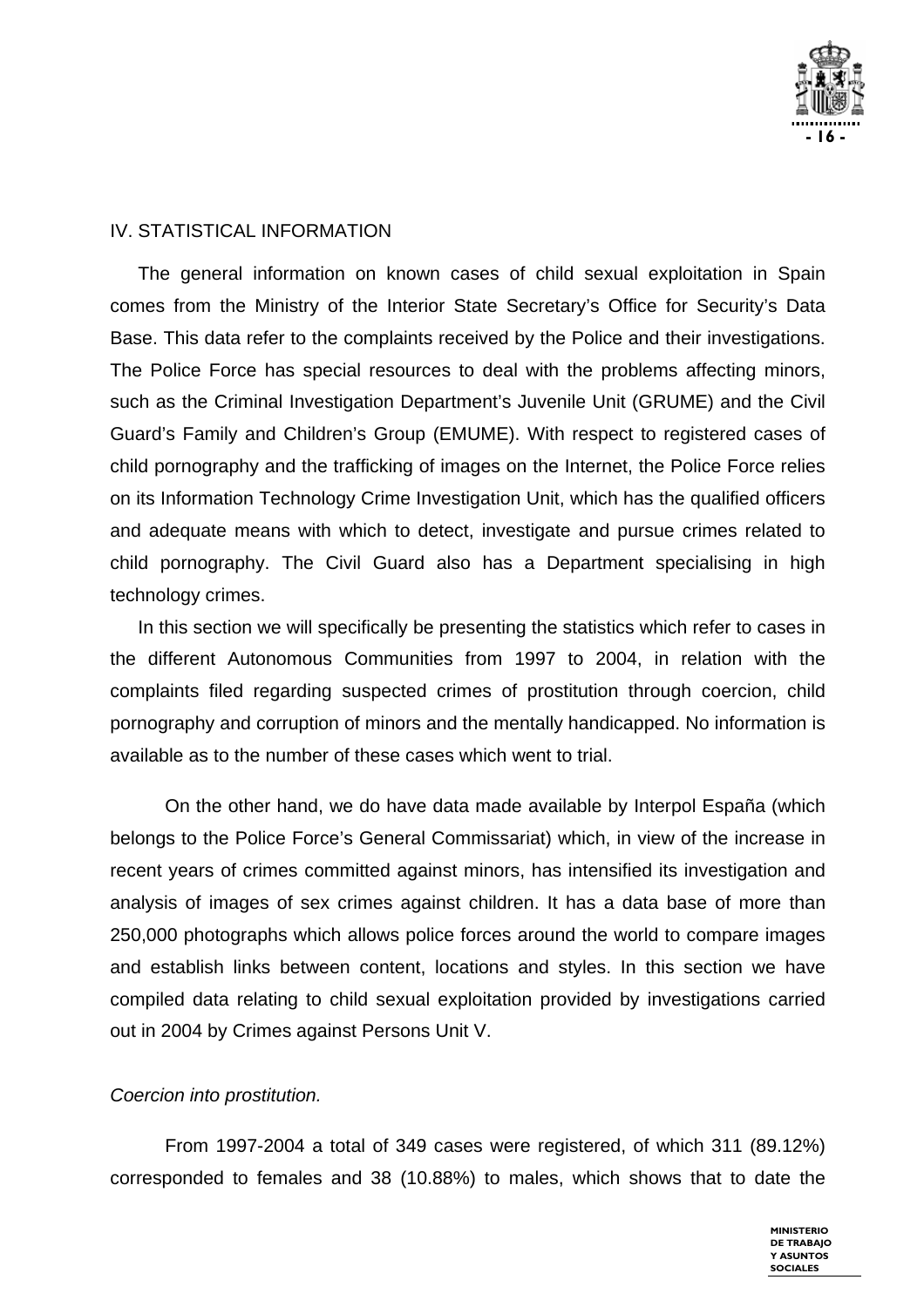## IV. STATISTICAL INFORMATION

The general information on known cases of child sexual exploitation in Spain comes from the Ministry of the Interior State Secretary's Office for Security's Data Base. This data refer to the complaints received by the Police and their investigations. The Police Force has special resources to deal with the problems affecting minors, such as the Criminal Investigation Department's Juvenile Unit (GRUME) and the Civil Guard's Family and Children's Group (EMUME). With respect to registered cases of child pornography and the trafficking of images on the Internet, the Police Force relies on its Information Technology Crime Investigation Unit, which has the qualified officers and adequate means with which to detect, investigate and pursue crimes related to child pornography. The Civil Guard also has a Department specialising in high technology crimes.

In this section we will specifically be presenting the statistics which refer to cases in the different Autonomous Communities from 1997 to 2004, in relation with the complaints filed regarding suspected crimes of prostitution through coercion, child pornography and corruption of minors and the mentally handicapped. No information is available as to the number of these cases which went to trial.

On the other hand, we do have data made available by Interpol España (which belongs to the Police Force's General Commissariat) which, in view of the increase in recent years of crimes committed against minors, has intensified its investigation and analysis of images of sex crimes against children. It has a data base of more than 250,000 photographs which allows police forces around the world to compare images and establish links between content, locations and styles. In this section we have compiled data relating to child sexual exploitation provided by investigations carried out in 2004 by Crimes against Persons Unit V.

*Coercion into prostitution.*

From 1997-2004 a total of 349 cases were registered, of which 311 (89.12%) corresponded to females and 38 (10.88%) to males, which shows that to date the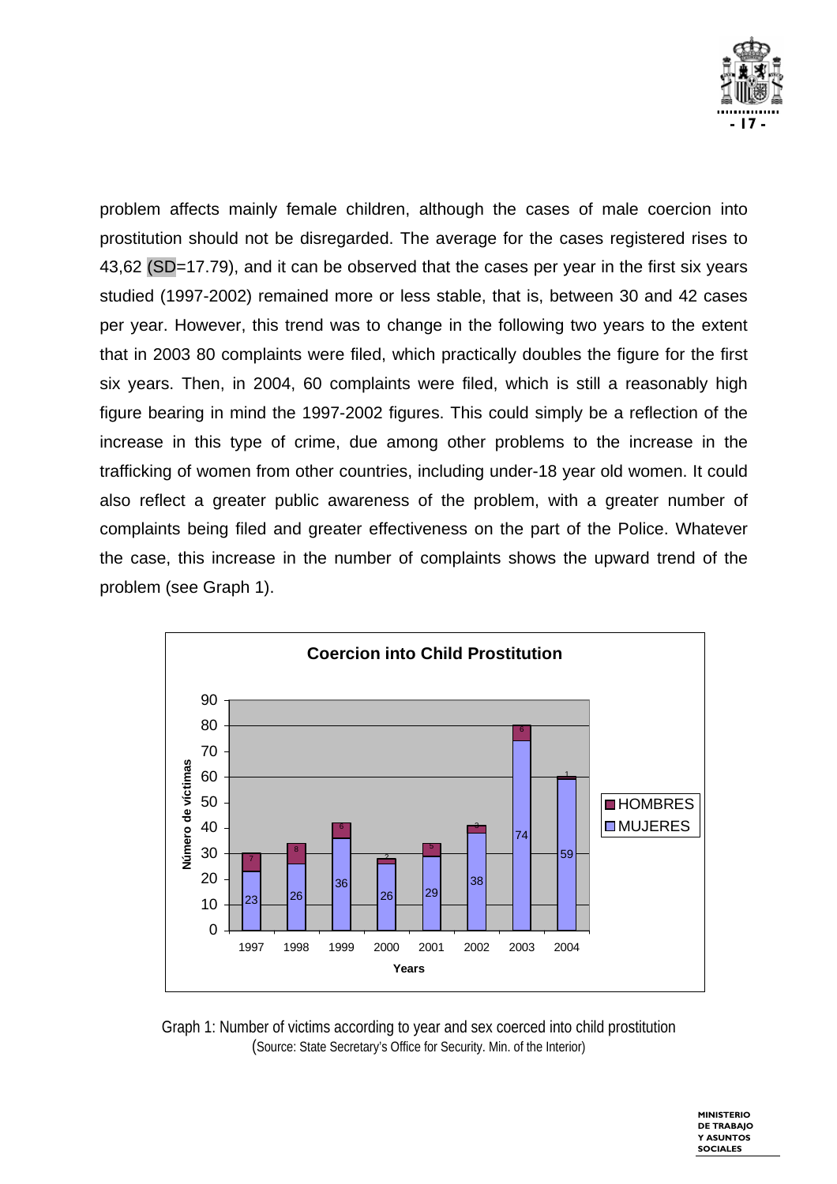problem affects mainly female children, although the cases of male coercion into prostitution should not be disregarded. The average for the cases registered rises to 43,62 (SD=17.79), and it can be observed that the cases per year in the first six years studied (1997-2002) remained more or less stable, that is, between 30 and 42 cases per year. However, this trend was to change in the following two years to the extent that in 2003 80 complaints were filed, which practically doubles the figure for the first six years. Then, in 2004, 60 complaints were filed, which is still a reasonably high figure bearing in mind the 1997-2002 figures. This could simply be a reflection of the increase in this type of crime, due among other problems to the increase in the trafficking of women from other countries, including under-18 year old women. It could also reflect a greater public awareness of the problem, with a greater number of complaints being filed and greater effectiveness on the part of the Police. Whatever the case, this increase in the number of complaints shows the upward trend of the problem (see Graph 1).

**Coercion into Child Prostitution**

| Years | MUJERES | HOMBRES |
|---|---|---|
| 1997 | 23 | 7 |
| 1998 | 26 | 8 |
| 1999 | 36 | 6 |
| 2000 | 26 | 2 |
| 2001 | 29 | 5 |
| 2002 | 38 | 3 |
| 2003 | 74 | 6 |
| 2004 | 59 | 1 |

Graph 1: Number of victims according to year and sex coerced into child prostitution
(Source: State Secretary's Office for Security. Min. of the Interior)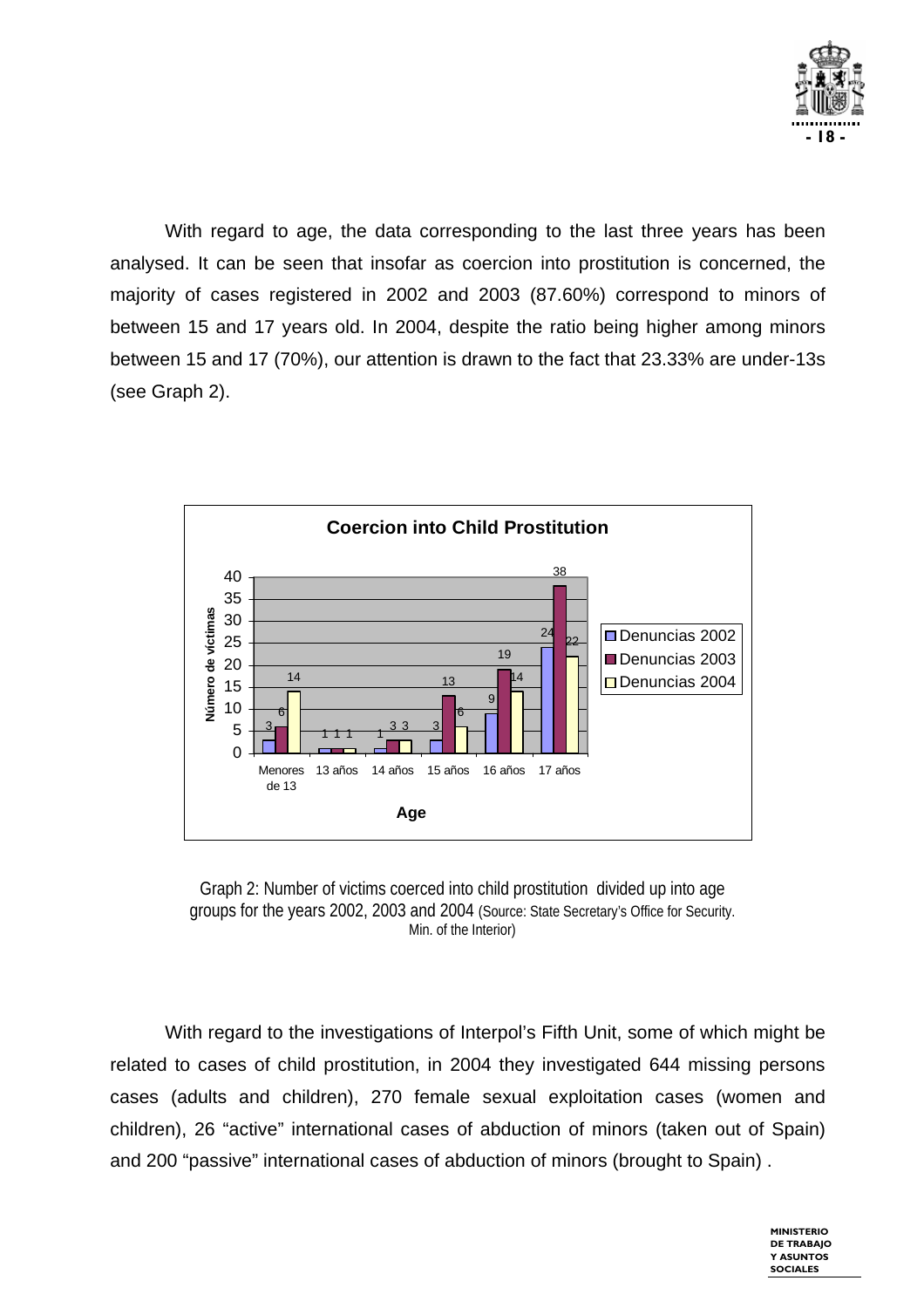With regard to age, the data corresponding to the last three years has been analysed. It can be seen that insofar as coercion into prostitution is concerned, the majority of cases registered in 2002 and 2003 (87.60%) correspond to minors of between 15 and 17 years old. In 2004, despite the ratio being higher among minors between 15 and 17 (70%), our attention is drawn to the fact that 23.33% are under-13s (see Graph 2).

**Coercion into Child Prostitution**

| Age | Denuncias 2002 | Denuncias 2003 | Denuncias 2004 |
|---|---|---|---|
| Menores de 13 | 3 | 6 | 14 |
| 13 años | 1 | 1 | 1 |
| 14 años | 1 | 3 | 3 |
| 15 años | 3 | 13 | 6 |
| 16 años | 9 | 19 | 14 |
| 17 años | 24 | 38 | 22 |

Graph 2: Number of victims coerced into child prostitution divided up into age groups for the years 2002, 2003 and 2004 (Source: State Secretary's Office for Security. Min. of the Interior)

With regard to the investigations of Interpol's Fifth Unit, some of which might be related to cases of child prostitution, in 2004 they investigated 644 missing persons cases (adults and children), 270 female sexual exploitation cases (women and children), 26 "active" international cases of abduction of minors (taken out of Spain) and 200 "passive" international cases of abduction of minors (brought to Spain) .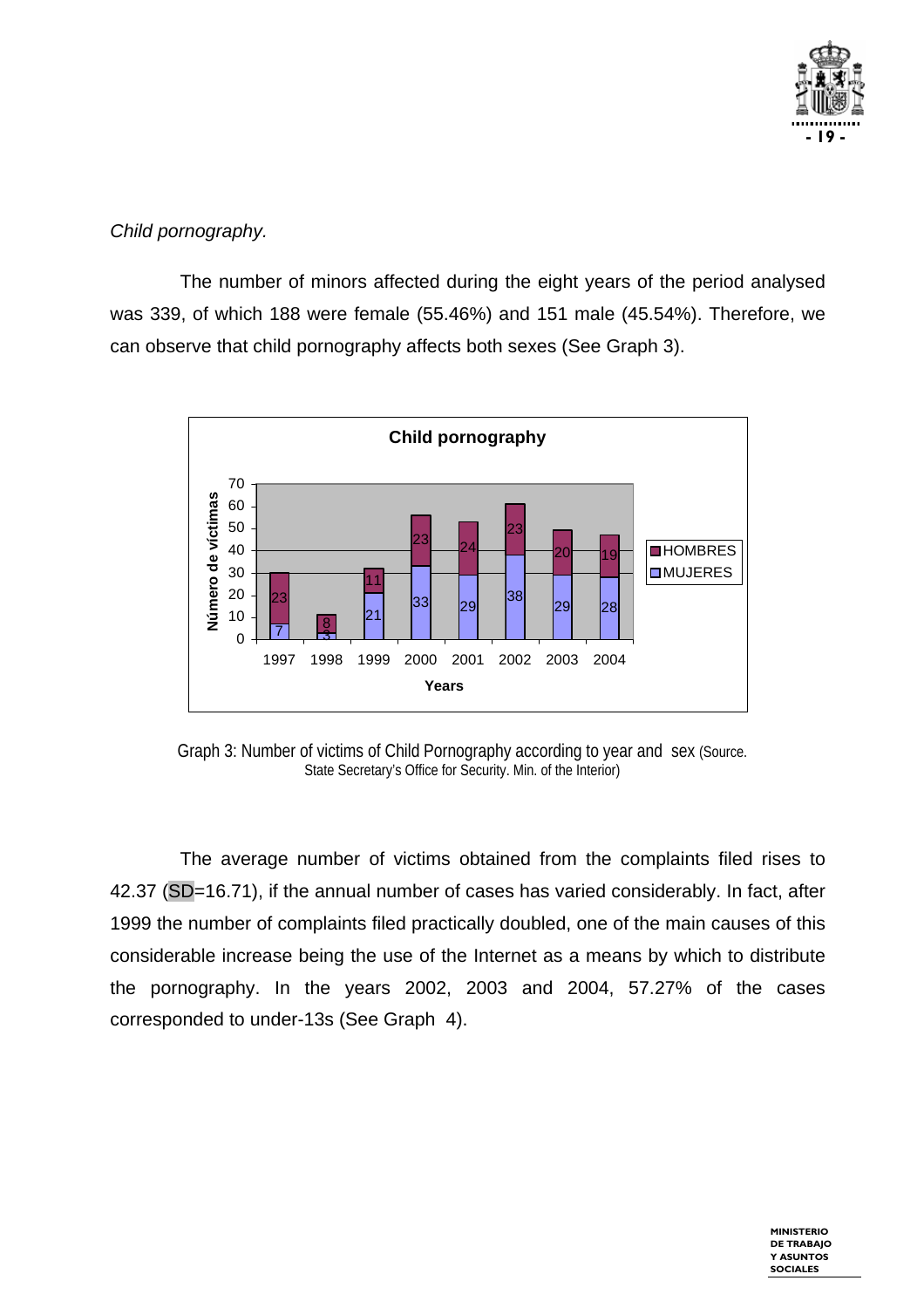*Child pornography.*

The number of minors affected during the eight years of the period analysed was 339, of which 188 were female (55.46%) and 151 male (45.54%). Therefore, we can observe that child pornography affects both sexes (See Graph 3).

Graph 3: Number of victims of Child Pornography according to year and sex (Source. State Secretary's Office for Security. Min. of the Interior)

The average number of victims obtained from the complaints filed rises to 42.37 (SD=16.71), if the annual number of cases has varied considerably. In fact, after 1999 the number of complaints filed practically doubled, one of the main causes of this considerable increase being the use of the Internet as a means by which to distribute the pornography. In the years 2002, 2003 and 2004, 57.27% of the cases corresponded to under-13s (See Graph 4).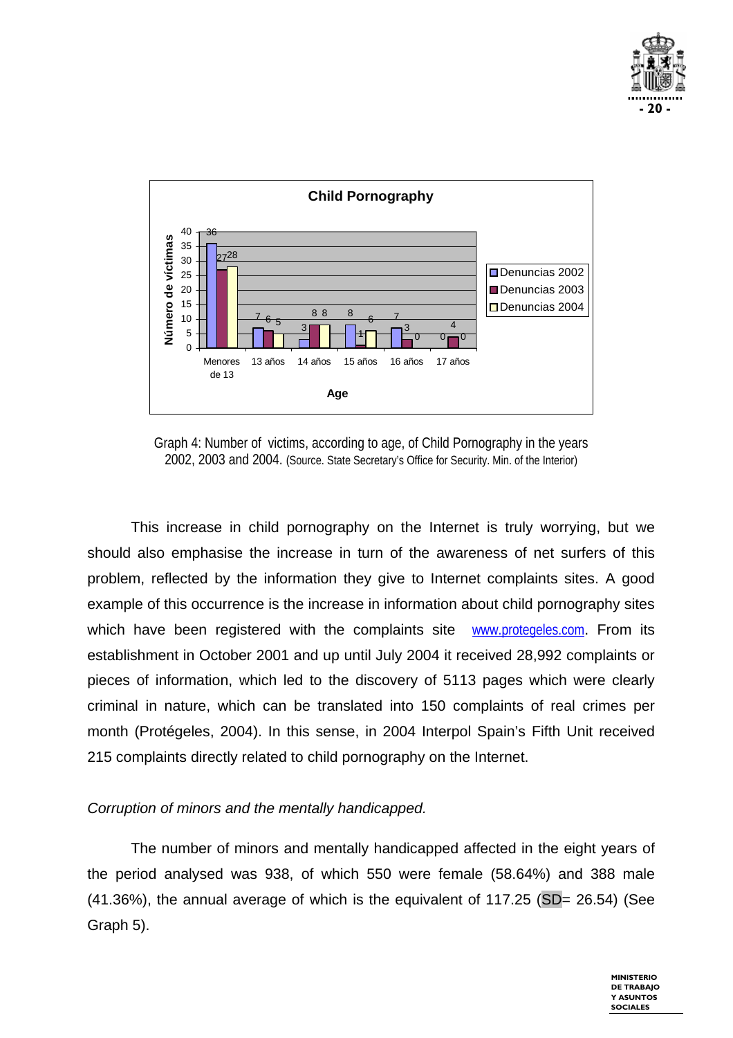Graph 4: Number of victims, according to age, of Child Pornography in the years 2002, 2003 and 2004. (Source. State Secretary's Office for Security. Min. of the Interior)

This increase in child pornography on the Internet is truly worrying, but we should also emphasise the increase in turn of the awareness of net surfers of this problem, reflected by the information they give to Internet complaints sites. A good example of this occurrence is the increase in information about child pornography sites which have been registered with the complaints site www.protegeles.com. From its establishment in October 2001 and up until July 2004 it received 28,992 complaints or pieces of information, which led to the discovery of 5113 pages which were clearly criminal in nature, which can be translated into 150 complaints of real crimes per month (Protégeles, 2004). In this sense, in 2004 Interpol Spain's Fifth Unit received 215 complaints directly related to child pornography on the Internet.

*Corruption of minors and the mentally handicapped.*

The number of minors and mentally handicapped affected in the eight years of the period analysed was 938, of which 550 were female (58.64%) and 388 male (41.36%), the annual average of which is the equivalent of 117.25 (SD= 26.54) (See Graph 5).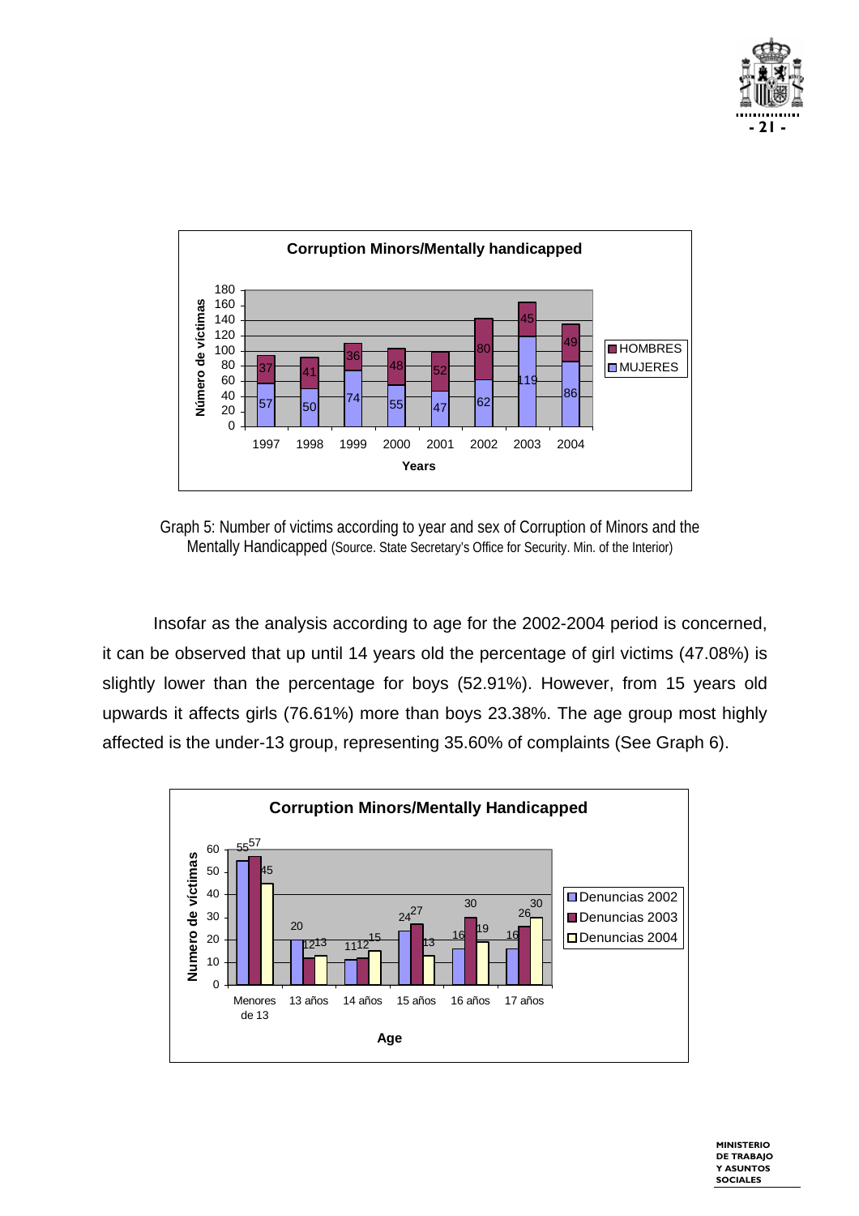**Corruption Minors/Mentally handicapped**

| Years | MUJERES | HOMBRES |
|---|---|---|
| 1997 | 57 | 37 |
| 1998 | 50 | 41 |
| 1999 | 74 | 36 |
| 2000 | 55 | 48 |
| 2001 | 47 | 52 |
| 2002 | 62 | 80 |
| 2003 | 119 | 45 |
| 2004 | 86 | 49 |

Graph 5: Number of victims according to year and sex of Corruption of Minors and the Mentally Handicapped (Source. State Secretary's Office for Security. Min. of the Interior)

Insofar as the analysis according to age for the 2002-2004 period is concerned, it can be observed that up until 14 years old the percentage of girl victims (47.08%) is slightly lower than the percentage for boys (52.91%). However, from 15 years old upwards it affects girls (76.61%) more than boys 23.38%. The age group most highly affected is the under-13 group, representing 35.60% of complaints (See Graph 6).

**Corruption Minors/Mentally Handicapped**

| Age | Denuncias 2002 | Denuncias 2003 | Denuncias 2004 |
|---|---|---|---|
| Menores de 13 | 55 | 57 | 45 |
| 13 años | 20 | 12 | 13 |
| 14 años | 11 | 12 | 15 |
| 15 años | 24 | 27 | 13 |
| 16 años | 16 | 30 | 19 |
| 17 años | 16 | 26 | 30 |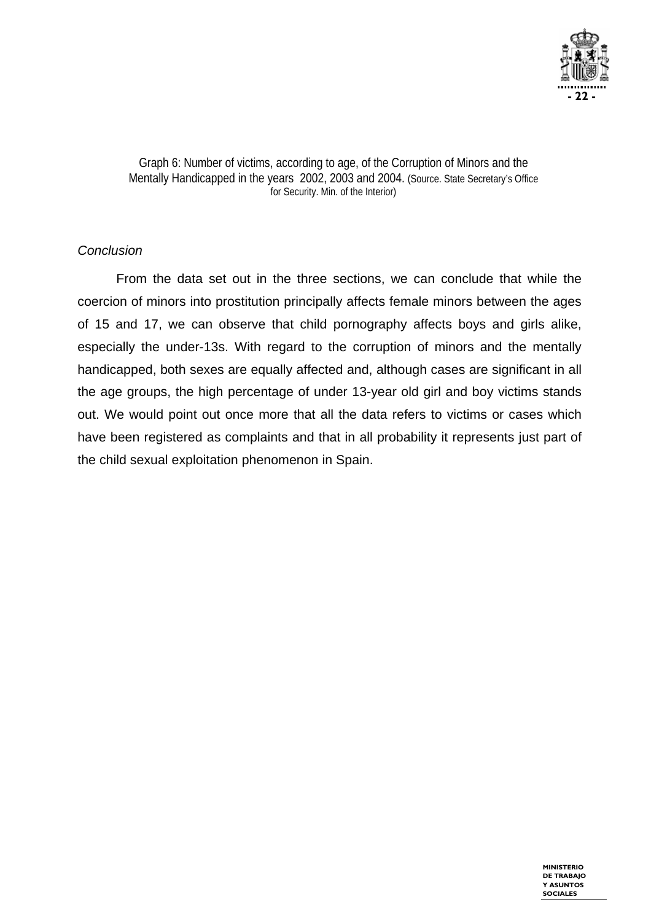Graph 6: Number of victims, according to age, of the Corruption of Minors and the Mentally Handicapped in the years 2002, 2003 and 2004. (Source. State Secretary's Office for Security. Min. of the Interior)

*Conclusion*

From the data set out in the three sections, we can conclude that while the coercion of minors into prostitution principally affects female minors between the ages of 15 and 17, we can observe that child pornography affects boys and girls alike, especially the under-13s. With regard to the corruption of minors and the mentally handicapped, both sexes are equally affected and, although cases are significant in all the age groups, the high percentage of under 13-year old girl and boy victims stands out. We would point out once more that all the data refers to victims or cases which have been registered as complaints and that in all probability it represents just part of the child sexual exploitation phenomenon in Spain.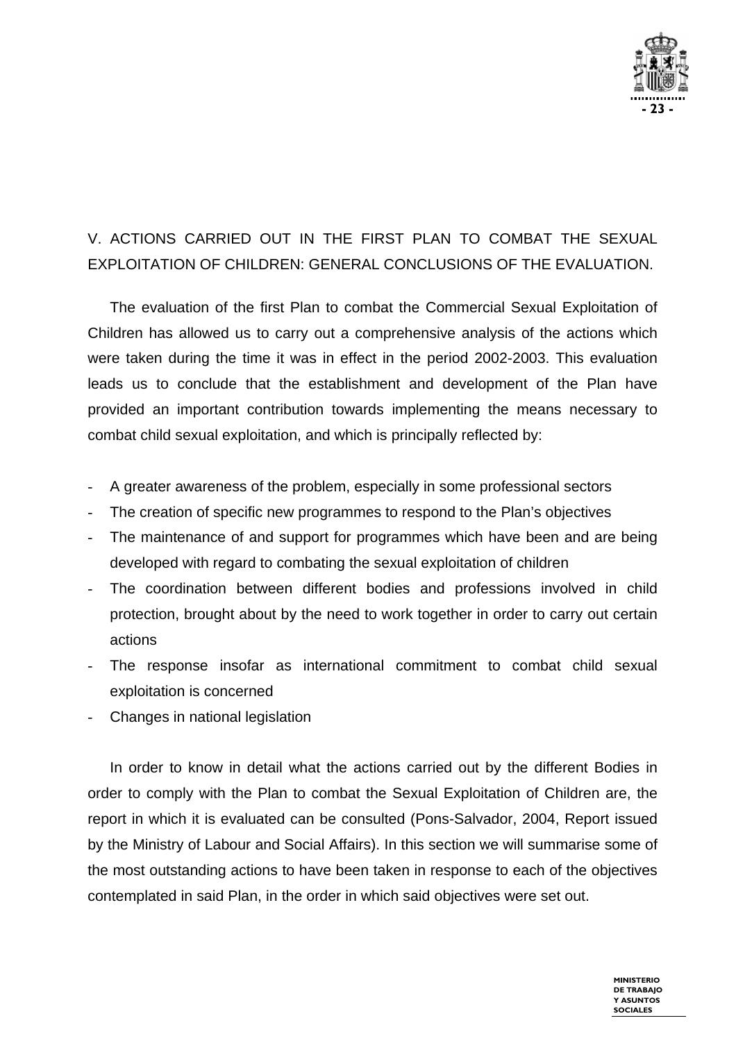## V. ACTIONS CARRIED OUT IN THE FIRST PLAN TO COMBAT THE SEXUAL EXPLOITATION OF CHILDREN: GENERAL CONCLUSIONS OF THE EVALUATION.

The evaluation of the first Plan to combat the Commercial Sexual Exploitation of Children has allowed us to carry out a comprehensive analysis of the actions which were taken during the time it was in effect in the period 2002-2003. This evaluation leads us to conclude that the establishment and development of the Plan have provided an important contribution towards implementing the means necessary to combat child sexual exploitation, and which is principally reflected by:

- A greater awareness of the problem, especially in some professional sectors
- The creation of specific new programmes to respond to the Plan's objectives
- The maintenance of and support for programmes which have been and are being developed with regard to combating the sexual exploitation of children
- The coordination between different bodies and professions involved in child protection, brought about by the need to work together in order to carry out certain actions
- The response insofar as international commitment to combat child sexual exploitation is concerned
- Changes in national legislation

In order to know in detail what the actions carried out by the different Bodies in order to comply with the Plan to combat the Sexual Exploitation of Children are, the report in which it is evaluated can be consulted (Pons-Salvador, 2004, Report issued by the Ministry of Labour and Social Affairs). In this section we will summarise some of the most outstanding actions to have been taken in response to each of the objectives contemplated in said Plan, in the order in which said objectives were set out.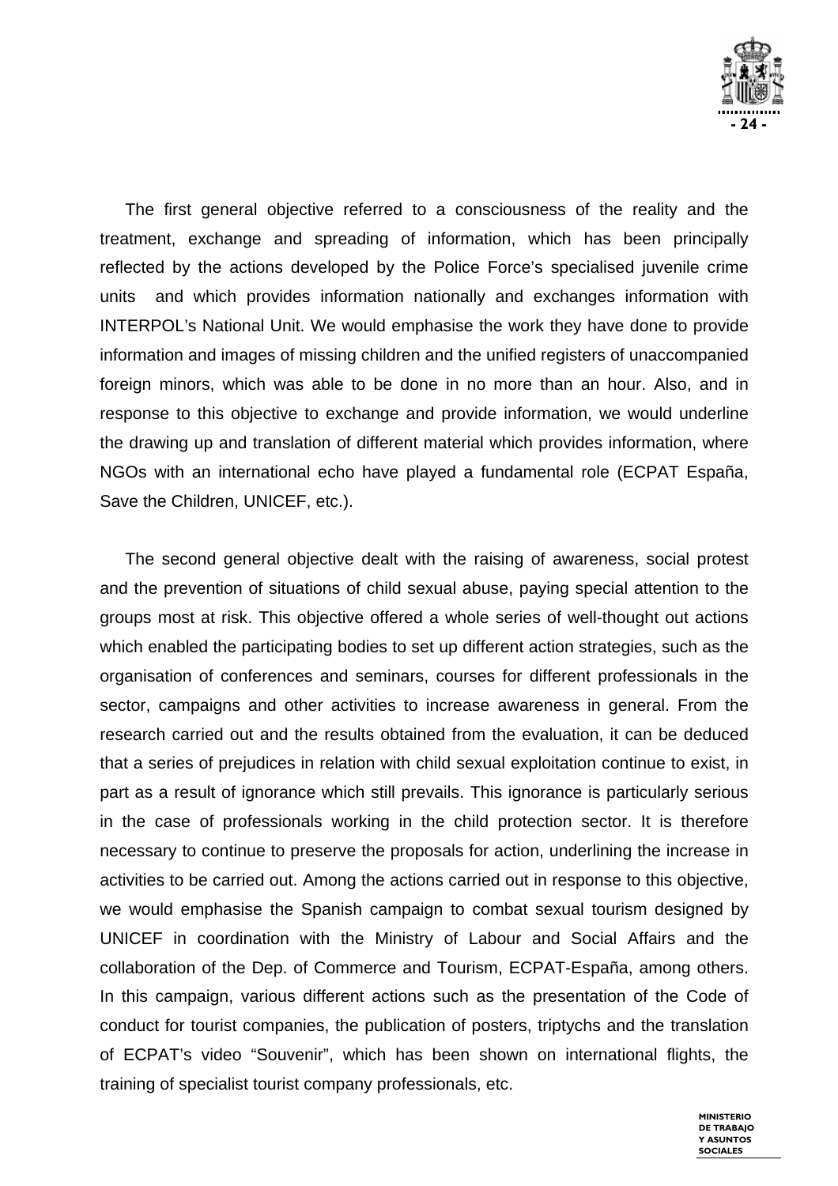The first general objective referred to a consciousness of the reality and the treatment, exchange and spreading of information, which has been principally reflected by the actions developed by the Police Force's specialised juvenile crime units and which provides information nationally and exchanges information with INTERPOL's National Unit. We would emphasise the work they have done to provide information and images of missing children and the unified registers of unaccompanied foreign minors, which was able to be done in no more than an hour. Also, and in response to this objective to exchange and provide information, we would underline the drawing up and translation of different material which provides information, where NGOs with an international echo have played a fundamental role (ECPAT España, Save the Children, UNICEF, etc.).

The second general objective dealt with the raising of awareness, social protest and the prevention of situations of child sexual abuse, paying special attention to the groups most at risk. This objective offered a whole series of well-thought out actions which enabled the participating bodies to set up different action strategies, such as the organisation of conferences and seminars, courses for different professionals in the sector, campaigns and other activities to increase awareness in general. From the research carried out and the results obtained from the evaluation, it can be deduced that a series of prejudices in relation with child sexual exploitation continue to exist, in part as a result of ignorance which still prevails. This ignorance is particularly serious in the case of professionals working in the child protection sector. It is therefore necessary to continue to preserve the proposals for action, underlining the increase in activities to be carried out. Among the actions carried out in response to this objective, we would emphasise the Spanish campaign to combat sexual tourism designed by UNICEF in coordination with the Ministry of Labour and Social Affairs and the collaboration of the Dep. of Commerce and Tourism, ECPAT-España, among others. In this campaign, various different actions such as the presentation of the Code of conduct for tourist companies, the publication of posters, triptychs and the translation of ECPAT's video "Souvenir", which has been shown on international flights, the training of specialist tourist company professionals, etc.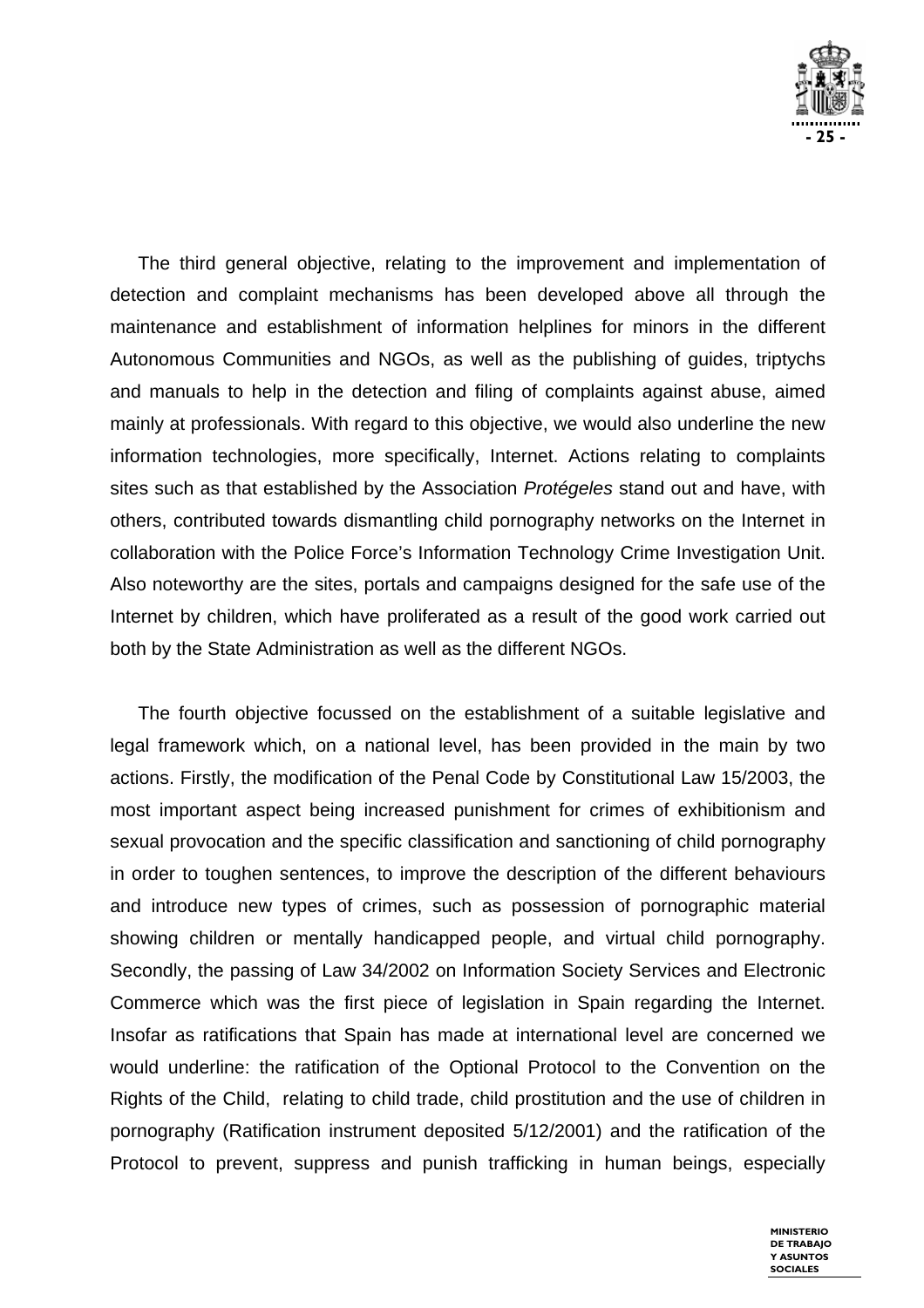The third general objective, relating to the improvement and implementation of detection and complaint mechanisms has been developed above all through the maintenance and establishment of information helplines for minors in the different Autonomous Communities and NGOs, as well as the publishing of guides, triptychs and manuals to help in the detection and filing of complaints against abuse, aimed mainly at professionals. With regard to this objective, we would also underline the new information technologies, more specifically, Internet. Actions relating to complaints sites such as that established by the Association *Protégeles* stand out and have, with others, contributed towards dismantling child pornography networks on the Internet in collaboration with the Police Force's Information Technology Crime Investigation Unit. Also noteworthy are the sites, portals and campaigns designed for the safe use of the Internet by children, which have proliferated as a result of the good work carried out both by the State Administration as well as the different NGOs.

The fourth objective focussed on the establishment of a suitable legislative and legal framework which, on a national level, has been provided in the main by two actions. Firstly, the modification of the Penal Code by Constitutional Law 15/2003, the most important aspect being increased punishment for crimes of exhibitionism and sexual provocation and the specific classification and sanctioning of child pornography in order to toughen sentences, to improve the description of the different behaviours and introduce new types of crimes, such as possession of pornographic material showing children or mentally handicapped people, and virtual child pornography. Secondly, the passing of Law 34/2002 on Information Society Services and Electronic Commerce which was the first piece of legislation in Spain regarding the Internet. Insofar as ratifications that Spain has made at international level are concerned we would underline: the ratification of the Optional Protocol to the Convention on the Rights of the Child, relating to child trade, child prostitution and the use of children in pornography (Ratification instrument deposited 5/12/2001) and the ratification of the Protocol to prevent, suppress and punish trafficking in human beings, especially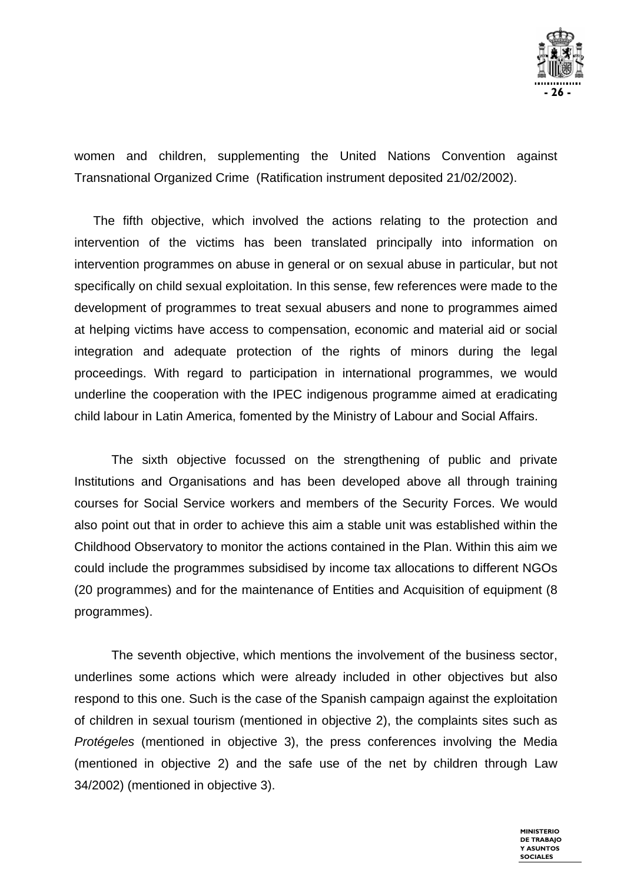women and children, supplementing the United Nations Convention against Transnational Organized Crime (Ratification instrument deposited 21/02/2002).

The fifth objective, which involved the actions relating to the protection and intervention of the victims has been translated principally into information on intervention programmes on abuse in general or on sexual abuse in particular, but not specifically on child sexual exploitation. In this sense, few references were made to the development of programmes to treat sexual abusers and none to programmes aimed at helping victims have access to compensation, economic and material aid or social integration and adequate protection of the rights of minors during the legal proceedings. With regard to participation in international programmes, we would underline the cooperation with the IPEC indigenous programme aimed at eradicating child labour in Latin America, fomented by the Ministry of Labour and Social Affairs.

The sixth objective focussed on the strengthening of public and private Institutions and Organisations and has been developed above all through training courses for Social Service workers and members of the Security Forces. We would also point out that in order to achieve this aim a stable unit was established within the Childhood Observatory to monitor the actions contained in the Plan. Within this aim we could include the programmes subsidised by income tax allocations to different NGOs (20 programmes) and for the maintenance of Entities and Acquisition of equipment (8 programmes).

The seventh objective, which mentions the involvement of the business sector, underlines some actions which were already included in other objectives but also respond to this one. Such is the case of the Spanish campaign against the exploitation of children in sexual tourism (mentioned in objective 2), the complaints sites such as *Protégeles* (mentioned in objective 3), the press conferences involving the Media (mentioned in objective 2) and the safe use of the net by children through Law 34/2002) (mentioned in objective 3).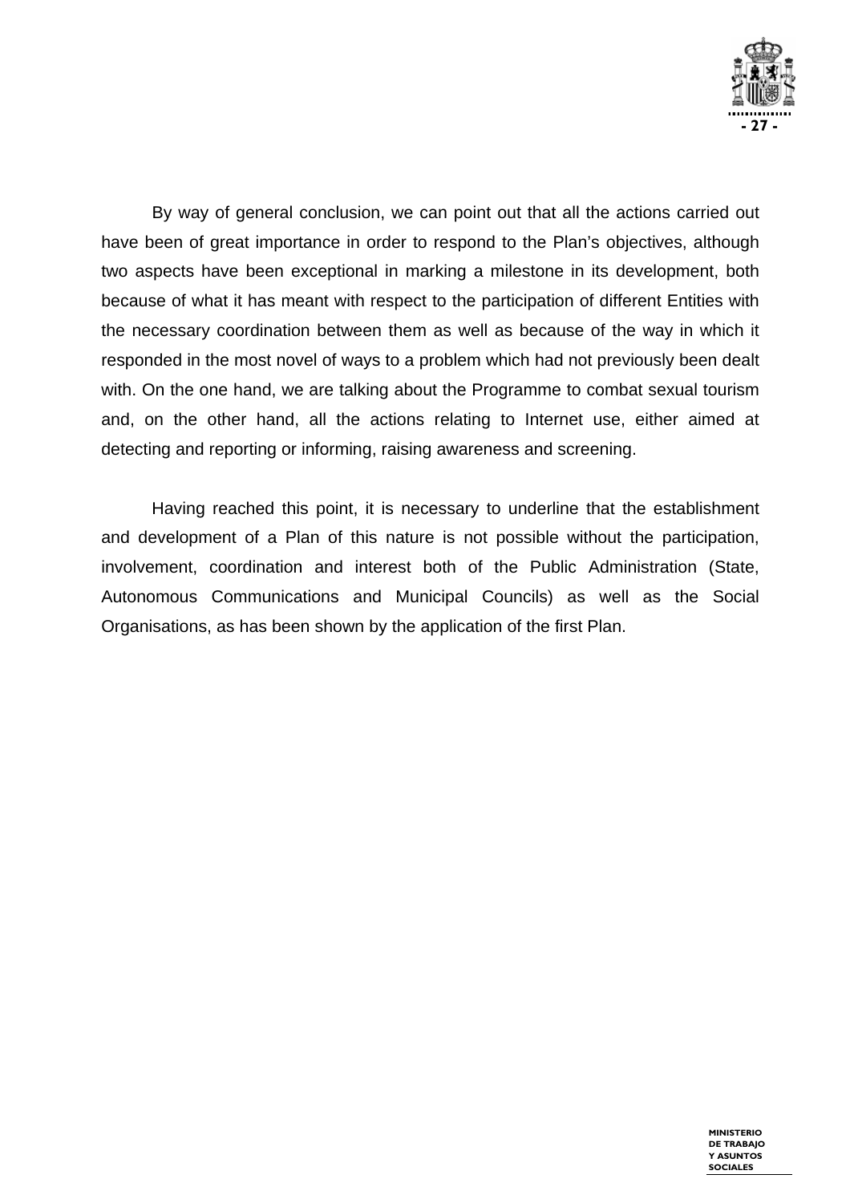By way of general conclusion, we can point out that all the actions carried out have been of great importance in order to respond to the Plan's objectives, although two aspects have been exceptional in marking a milestone in its development, both because of what it has meant with respect to the participation of different Entities with the necessary coordination between them as well as because of the way in which it responded in the most novel of ways to a problem which had not previously been dealt with. On the one hand, we are talking about the Programme to combat sexual tourism and, on the other hand, all the actions relating to Internet use, either aimed at detecting and reporting or informing, raising awareness and screening.

Having reached this point, it is necessary to underline that the establishment and development of a Plan of this nature is not possible without the participation, involvement, coordination and interest both of the Public Administration (State, Autonomous Communications and Municipal Councils) as well as the Social Organisations, as has been shown by the application of the first Plan.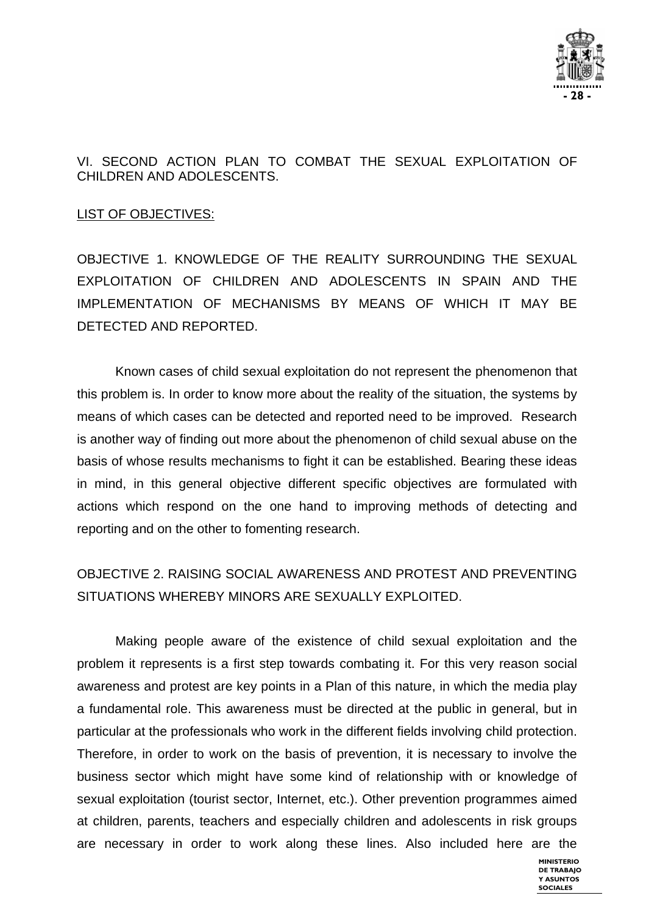## VI. SECOND ACTION PLAN TO COMBAT THE SEXUAL EXPLOITATION OF CHILDREN AND ADOLESCENTS.

LIST OF OBJECTIVES:

### OBJECTIVE 1. KNOWLEDGE OF THE REALITY SURROUNDING THE SEXUAL EXPLOITATION OF CHILDREN AND ADOLESCENTS IN SPAIN AND THE IMPLEMENTATION OF MECHANISMS BY MEANS OF WHICH IT MAY BE DETECTED AND REPORTED.

Known cases of child sexual exploitation do not represent the phenomenon that this problem is. In order to know more about the reality of the situation, the systems by means of which cases can be detected and reported need to be improved. Research is another way of finding out more about the phenomenon of child sexual abuse on the basis of whose results mechanisms to fight it can be established. Bearing these ideas in mind, in this general objective different specific objectives are formulated with actions which respond on the one hand to improving methods of detecting and reporting and on the other to fomenting research.

### OBJECTIVE 2. RAISING SOCIAL AWARENESS AND PROTEST AND PREVENTING SITUATIONS WHEREBY MINORS ARE SEXUALLY EXPLOITED.

Making people aware of the existence of child sexual exploitation and the problem it represents is a first step towards combating it. For this very reason social awareness and protest are key points in a Plan of this nature, in which the media play a fundamental role. This awareness must be directed at the public in general, but in particular at the professionals who work in the different fields involving child protection. Therefore, in order to work on the basis of prevention, it is necessary to involve the business sector which might have some kind of relationship with or knowledge of sexual exploitation (tourist sector, Internet, etc.). Other prevention programmes aimed at children, parents, teachers and especially children and adolescents in risk groups are necessary in order to work along these lines. Also included here are the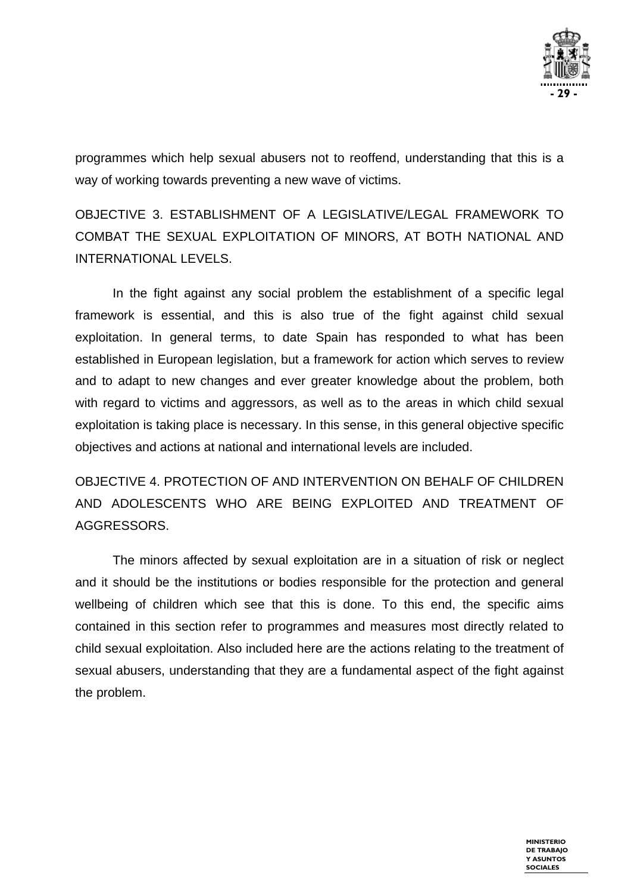programmes which help sexual abusers not to reoffend, understanding that this is a way of working towards preventing a new wave of victims.

OBJECTIVE 3. ESTABLISHMENT OF A LEGISLATIVE/LEGAL FRAMEWORK TO COMBAT THE SEXUAL EXPLOITATION OF MINORS, AT BOTH NATIONAL AND INTERNATIONAL LEVELS.

In the fight against any social problem the establishment of a specific legal framework is essential, and this is also true of the fight against child sexual exploitation. In general terms, to date Spain has responded to what has been established in European legislation, but a framework for action which serves to review and to adapt to new changes and ever greater knowledge about the problem, both with regard to victims and aggressors, as well as to the areas in which child sexual exploitation is taking place is necessary. In this sense, in this general objective specific objectives and actions at national and international levels are included.

OBJECTIVE 4. PROTECTION OF AND INTERVENTION ON BEHALF OF CHILDREN AND ADOLESCENTS WHO ARE BEING EXPLOITED AND TREATMENT OF AGGRESSORS.

The minors affected by sexual exploitation are in a situation of risk or neglect and it should be the institutions or bodies responsible for the protection and general wellbeing of children which see that this is done. To this end, the specific aims contained in this section refer to programmes and measures most directly related to child sexual exploitation. Also included here are the actions relating to the treatment of sexual abusers, understanding that they are a fundamental aspect of the fight against the problem.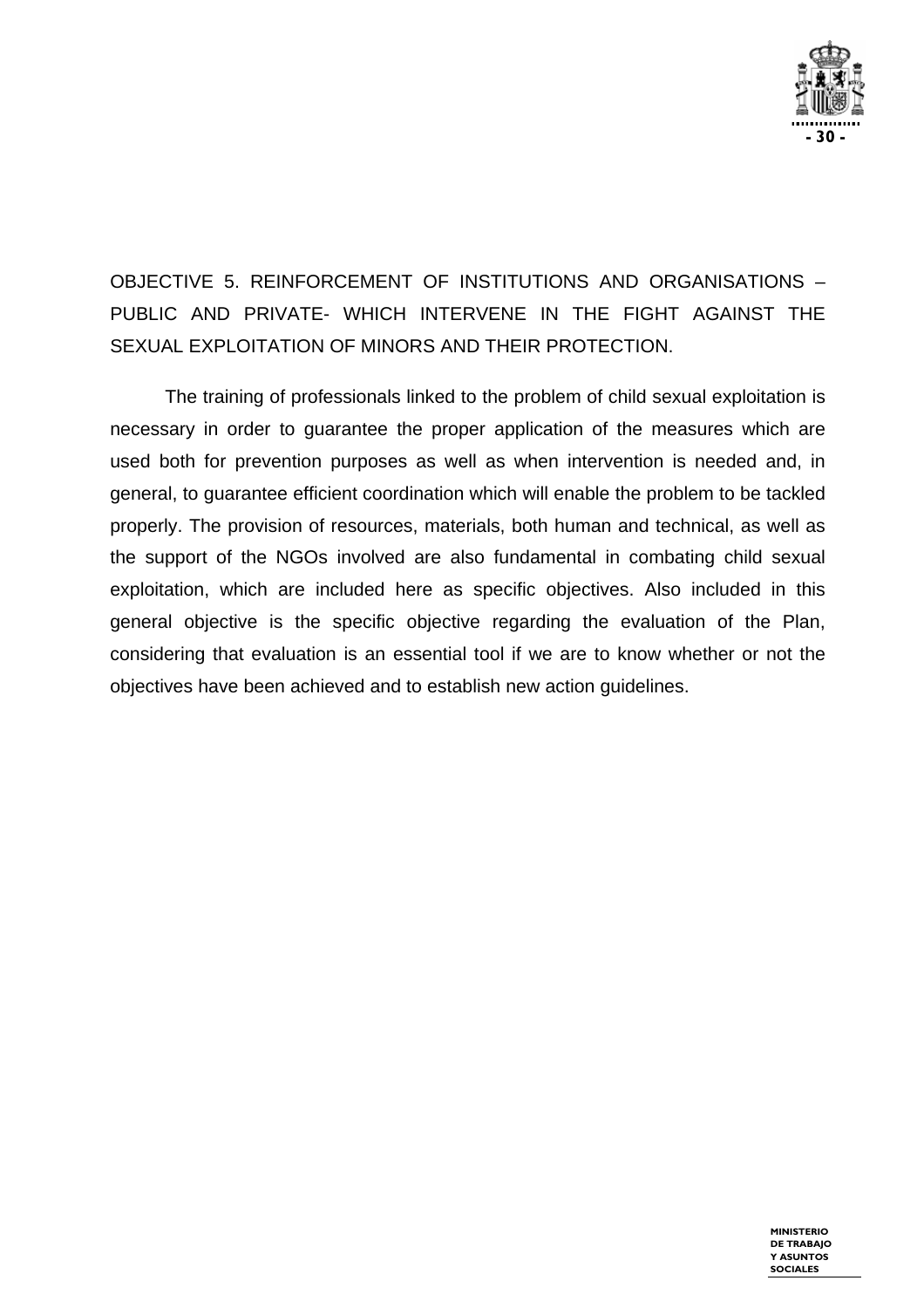OBJECTIVE 5. REINFORCEMENT OF INSTITUTIONS AND ORGANISATIONS – PUBLIC AND PRIVATE- WHICH INTERVENE IN THE FIGHT AGAINST THE SEXUAL EXPLOITATION OF MINORS AND THEIR PROTECTION.

The training of professionals linked to the problem of child sexual exploitation is necessary in order to guarantee the proper application of the measures which are used both for prevention purposes as well as when intervention is needed and, in general, to guarantee efficient coordination which will enable the problem to be tackled properly. The provision of resources, materials, both human and technical, as well as the support of the NGOs involved are also fundamental in combating child sexual exploitation, which are included here as specific objectives. Also included in this general objective is the specific objective regarding the evaluation of the Plan, considering that evaluation is an essential tool if we are to know whether or not the objectives have been achieved and to establish new action guidelines.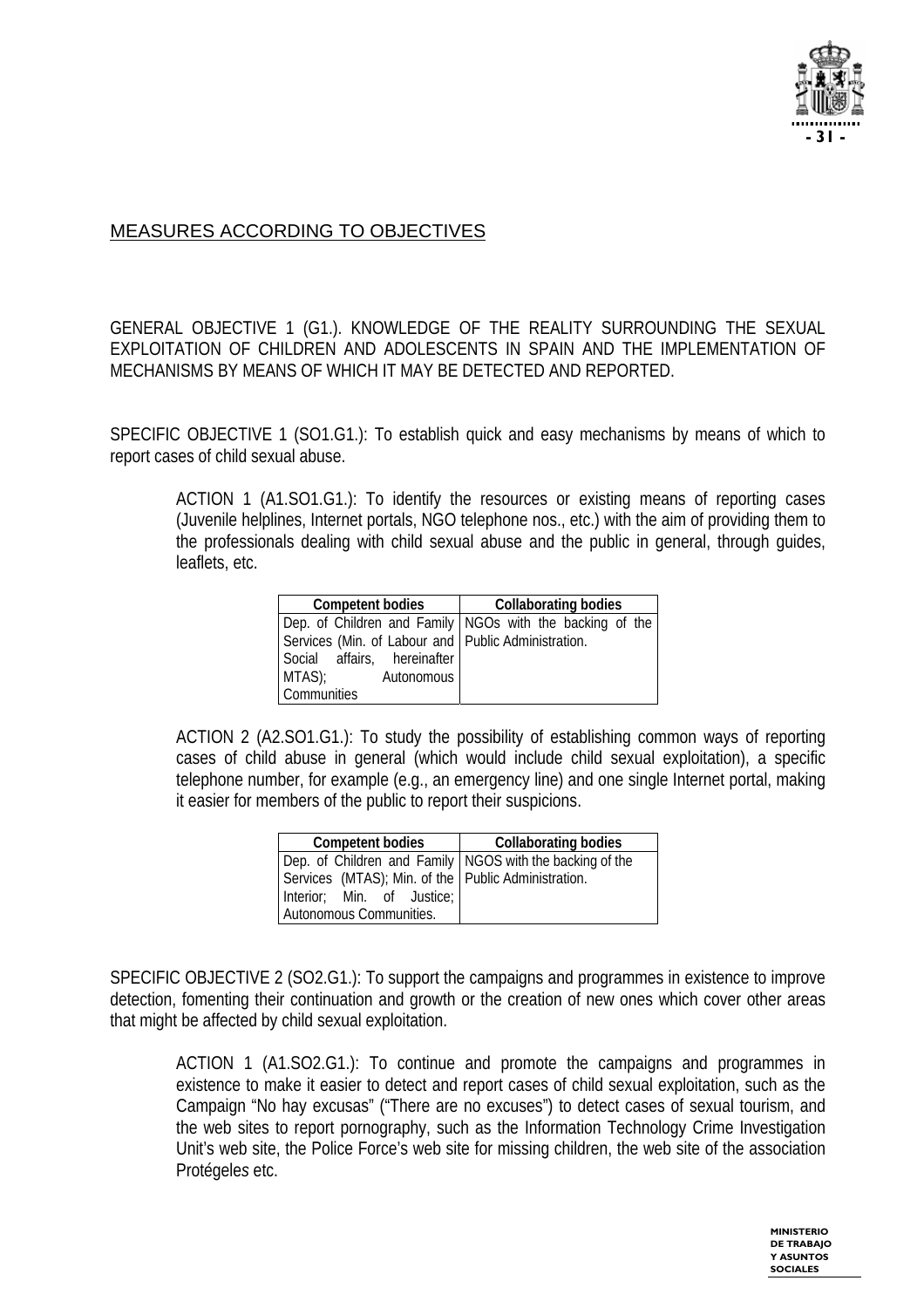## MEASURES ACCORDING TO OBJECTIVES

GENERAL OBJECTIVE 1 (G1.). KNOWLEDGE OF THE REALITY SURROUNDING THE SEXUAL EXPLOITATION OF CHILDREN AND ADOLESCENTS IN SPAIN AND THE IMPLEMENTATION OF MECHANISMS BY MEANS OF WHICH IT MAY BE DETECTED AND REPORTED.

SPECIFIC OBJECTIVE 1 (SO1.G1.): To establish quick and easy mechanisms by means of which to report cases of child sexual abuse.

ACTION 1 (A1.SO1.G1.): To identify the resources or existing means of reporting cases (Juvenile helplines, Internet portals, NGO telephone nos., etc.) with the aim of providing them to the professionals dealing with child sexual abuse and the public in general, through guides, leaflets, etc.

| Competent bodies | Collaborating bodies |
|---|---|
| Dep. of Children and Family Services (Min. of Labour and Social affairs, hereinafter MTAS); Autonomous Communities | NGOs with the backing of the Public Administration. |

ACTION 2 (A2.SO1.G1.): To study the possibility of establishing common ways of reporting cases of child abuse in general (which would include child sexual exploitation), a specific telephone number, for example (e.g., an emergency line) and one single Internet portal, making it easier for members of the public to report their suspicions.

| Competent bodies | Collaborating bodies |
|---|---|
| Dep. of Children and Family Services (MTAS); Min. of the Interior; Min. of Justice; Autonomous Communities. | NGOS with the backing of the Public Administration. |

SPECIFIC OBJECTIVE 2 (SO2.G1.): To support the campaigns and programmes in existence to improve detection, fomenting their continuation and growth or the creation of new ones which cover other areas that might be affected by child sexual exploitation.

ACTION 1 (A1.SO2.G1.): To continue and promote the campaigns and programmes in existence to make it easier to detect and report cases of child sexual exploitation, such as the Campaign "No hay excusas" ("There are no excuses") to detect cases of sexual tourism, and the web sites to report pornography, such as the Information Technology Crime Investigation Unit's web site, the Police Force's web site for missing children, the web site of the association Protégeles etc.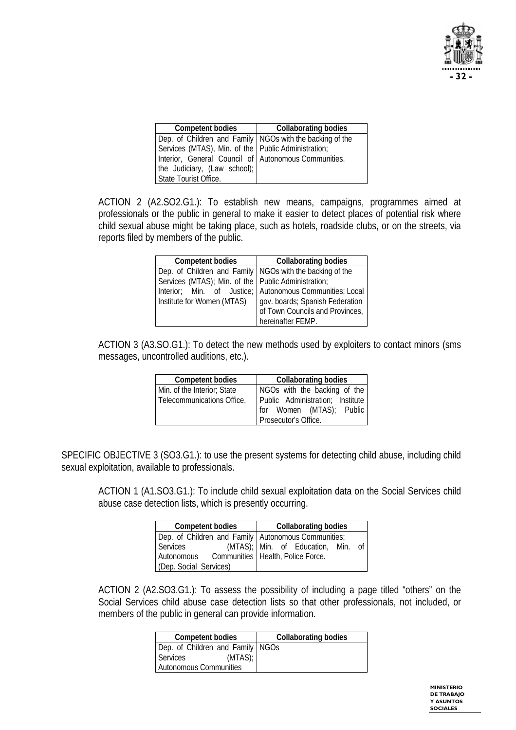| Competent bodies | Collaborating bodies |
|---|---|
| Dep. of Children and Family Services (MTAS), Min. of the Interior, General Council of the Judiciary, (Law school); State Tourist Office. | NGOs with the backing of the Public Administration; Autonomous Communities. |

ACTION 2 (A2.SO2.G1.): To establish new means, campaigns, programmes aimed at professionals or the public in general to make it easier to detect places of potential risk where child sexual abuse might be taking place, such as hotels, roadside clubs, or on the streets, via reports filed by members of the public.

| Competent bodies | Collaborating bodies |
|---|---|
| Dep. of Children and Family Services (MTAS); Min. of the Interior; Min. of Justice; Institute for Women (MTAS) | NGOs with the backing of the Public Administration; Autonomous Communities; Local gov. boards; Spanish Federation of Town Councils and Provinces, hereinafter FEMP. |

ACTION 3 (A3.SO.G1.): To detect the new methods used by exploiters to contact minors (sms messages, uncontrolled auditions, etc.).

| Competent bodies | Collaborating bodies |
|---|---|
| Min. of the Interior; State Telecommunications Office. | NGOs with the backing of the Public Administration; Institute for Women (MTAS); Public Prosecutor's Office. |

SPECIFIC OBJECTIVE 3 (SO3.G1.): to use the present systems for detecting child abuse, including child sexual exploitation, available to professionals.

ACTION 1 (A1.SO3.G1.): To include child sexual exploitation data on the Social Services child abuse case detection lists, which is presently occurring.

| Competent bodies | Collaborating bodies |
|---|---|
| Dep. of Children and Family Services (MTAS); Autonomous Communities (Dep. Social Services) | Autonomous Communities; Min. of Education, Min. of Health, Police Force. |

ACTION 2 (A2.SO3.G1.): To assess the possibility of including a page titled "others" on the Social Services child abuse case detection lists so that other professionals, not included, or members of the public in general can provide information.

| Competent bodies | Collaborating bodies |
|---|---|
| Dep. of Children and Family Services (MTAS); Autonomous Communities | NGOs |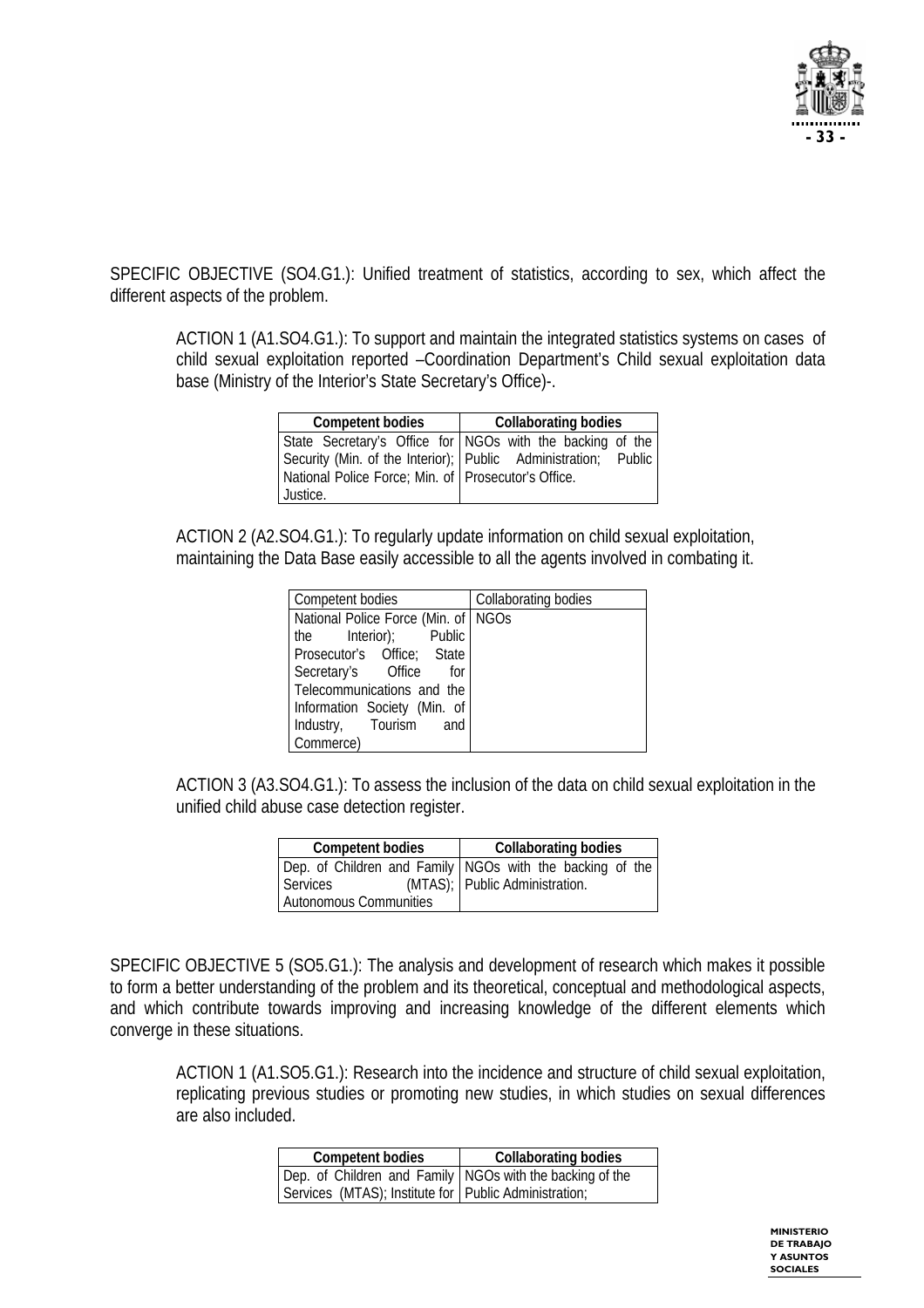SPECIFIC OBJECTIVE (SO4.G1.): Unified treatment of statistics, according to sex, which affect the different aspects of the problem.

ACTION 1 (A1.SO4.G1.): To support and maintain the integrated statistics systems on cases of child sexual exploitation reported –Coordination Department's Child sexual exploitation data base (Ministry of the Interior's State Secretary's Office)-.

| Competent bodies | Collaborating bodies |
| --- | --- |
| State Secretary's Office for Security (Min. of the Interior); National Police Force; Min. of Justice. | NGOs with the backing of the Public Administration; Public Prosecutor's Office. |

ACTION 2 (A2.SO4.G1.): To regularly update information on child sexual exploitation, maintaining the Data Base easily accessible to all the agents involved in combating it.

| Competent bodies | Collaborating bodies |
| --- | --- |
| National Police Force (Min. of the Interior); Public Prosecutor's Office; State Secretary's Office for Telecommunications and the Information Society (Min. of Industry, Tourism and Commerce) | NGOs |

ACTION 3 (A3.SO4.G1.): To assess the inclusion of the data on child sexual exploitation in the unified child abuse case detection register.

| Competent bodies | Collaborating bodies |
| --- | --- |
| Dep. of Children and Family Services (MTAS); Autonomous Communities | NGOs with the backing of the Public Administration. |

SPECIFIC OBJECTIVE 5 (SO5.G1.): The analysis and development of research which makes it possible to form a better understanding of the problem and its theoretical, conceptual and methodological aspects, and which contribute towards improving and increasing knowledge of the different elements which converge in these situations.

ACTION 1 (A1.SO5.G1.): Research into the incidence and structure of child sexual exploitation, replicating previous studies or promoting new studies, in which studies on sexual differences are also included.

| Competent bodies | Collaborating bodies |
| --- | --- |
| Dep. of Children and Family Services (MTAS); Institute for | NGOs with the backing of the Public Administration; |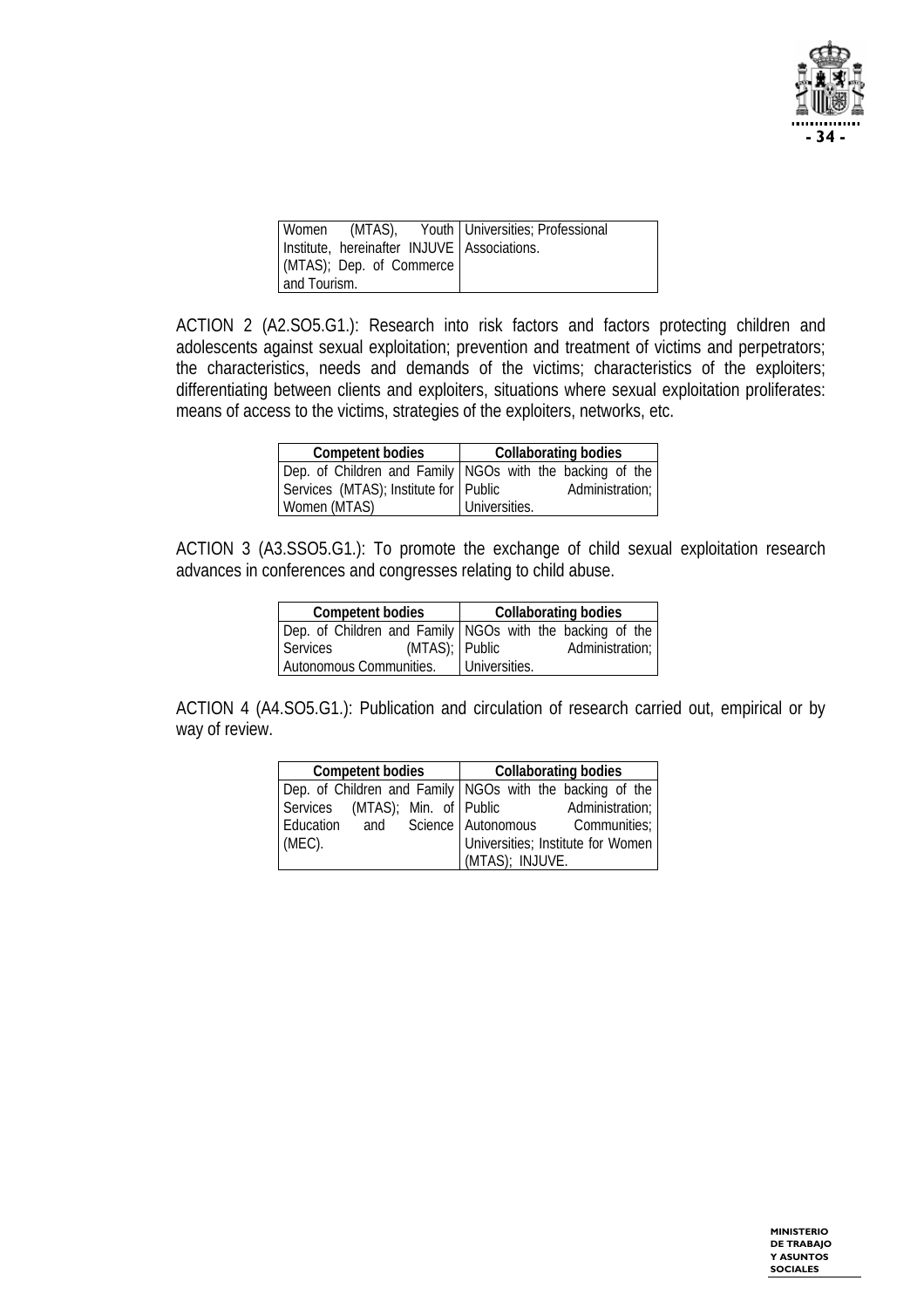| | |
|---|---|
| Women (MTAS), Youth Institute, hereinafter INJUVE (MTAS); Dep. of Commerce and Tourism. | Universities; Professional Associations. |

ACTION 2 (A2.SO5.G1.): Research into risk factors and factors protecting children and adolescents against sexual exploitation; prevention and treatment of victims and perpetrators; the characteristics, needs and demands of the victims; characteristics of the exploiters; differentiating between clients and exploiters, situations where sexual exploitation proliferates: means of access to the victims, strategies of the exploiters, networks, etc.

| Competent bodies | Collaborating bodies |
|---|---|
| Dep. of Children and Family Services (MTAS); Institute for Women (MTAS) | NGOs with the backing of the Public Administration; Universities. |

ACTION 3 (A3.SSO5.G1.): To promote the exchange of child sexual exploitation research advances in conferences and congresses relating to child abuse.

| Competent bodies | Collaborating bodies |
|---|---|
| Dep. of Children and Family Services (MTAS); Autonomous Communities. | NGOs with the backing of the Public Administration; Universities. |

ACTION 4 (A4.SO5.G1.): Publication and circulation of research carried out, empirical or by way of review.

| Competent bodies | Collaborating bodies |
|---|---|
| Dep. of Children and Family Services (MTAS); Min. of Education and Science (MEC). | NGOs with the backing of the Public Administration; Autonomous Communities; Universities; Institute for Women (MTAS); INJUVE. |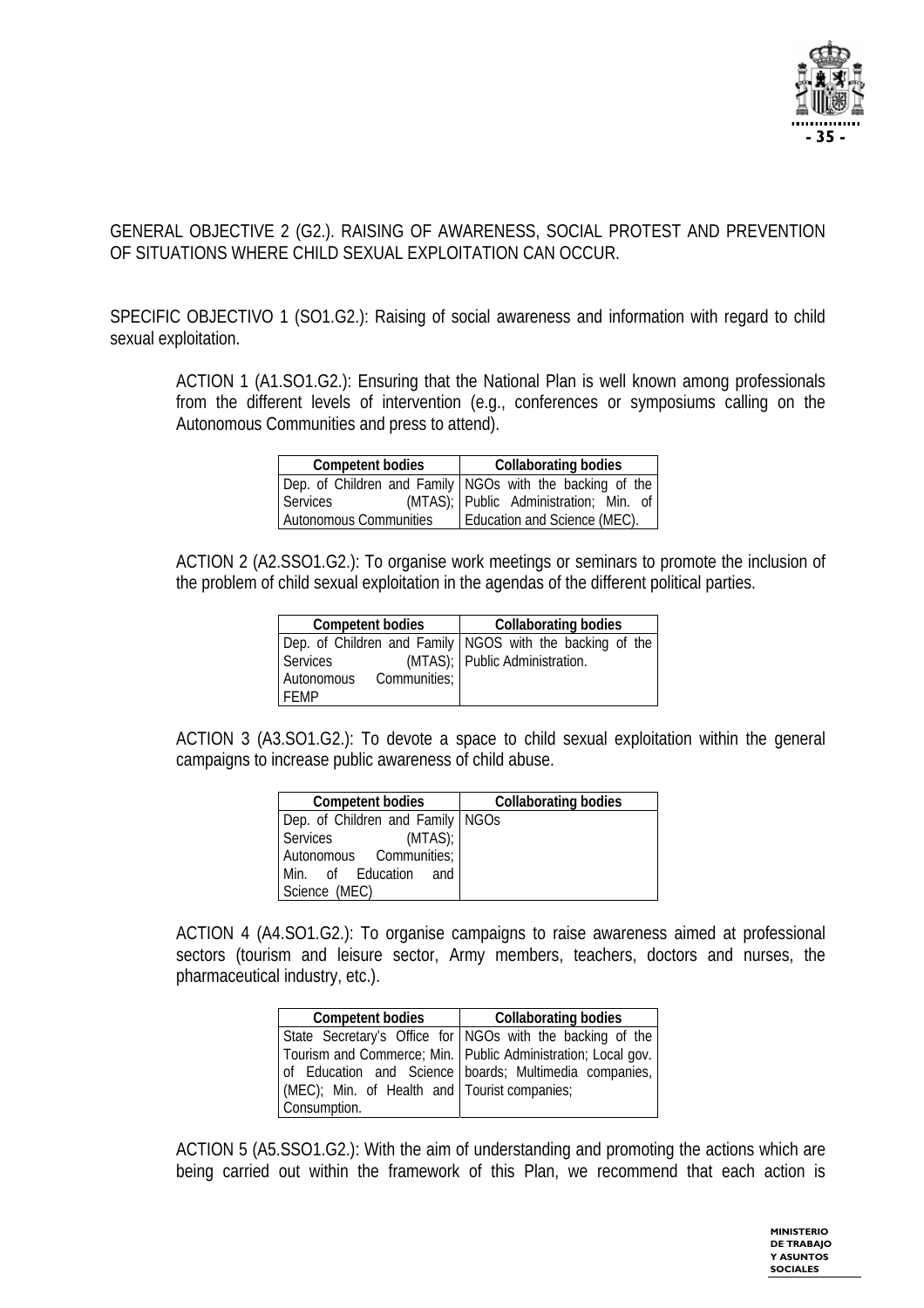GENERAL OBJECTIVE 2 (G2.). RAISING OF AWARENESS, SOCIAL PROTEST AND PREVENTION OF SITUATIONS WHERE CHILD SEXUAL EXPLOITATION CAN OCCUR.

SPECIFIC OBJECTIVO 1 (SO1.G2.): Raising of social awareness and information with regard to child sexual exploitation.

ACTION 1 (A1.SO1.G2.): Ensuring that the National Plan is well known among professionals from the different levels of intervention (e.g., conferences or symposiums calling on the Autonomous Communities and press to attend).

| Competent bodies | Collaborating bodies |
|---|---|
| Dep. of Children and Family Services (MTAS); Autonomous Communities | NGOs with the backing of the Public Administration; Min. of Education and Science (MEC). |

ACTION 2 (A2.SSO1.G2.): To organise work meetings or seminars to promote the inclusion of the problem of child sexual exploitation in the agendas of the different political parties.

| Competent bodies | Collaborating bodies |
|---|---|
| Dep. of Children and Family Services (MTAS); Autonomous Communities; FEMP | NGOS with the backing of the Public Administration. |

ACTION 3 (A3.SO1.G2.): To devote a space to child sexual exploitation within the general campaigns to increase public awareness of child abuse.

| Competent bodies | Collaborating bodies |
|---|---|
| Dep. of Children and Family Services (MTAS); Autonomous Communities; Min. of Education and Science (MEC) | NGOs |

ACTION 4 (A4.SO1.G2.): To organise campaigns to raise awareness aimed at professional sectors (tourism and leisure sector, Army members, teachers, doctors and nurses, the pharmaceutical industry, etc.).

| Competent bodies | Collaborating bodies |
|---|---|
| State Secretary's Office for Tourism and Commerce; Min. of Education and Science (MEC); Min. of Health and Consumption. | NGOs with the backing of the Public Administration; Local gov. boards; Multimedia companies, Tourist companies; |

ACTION 5 (A5.SSO1.G2.): With the aim of understanding and promoting the actions which are being carried out within the framework of this Plan, we recommend that each action is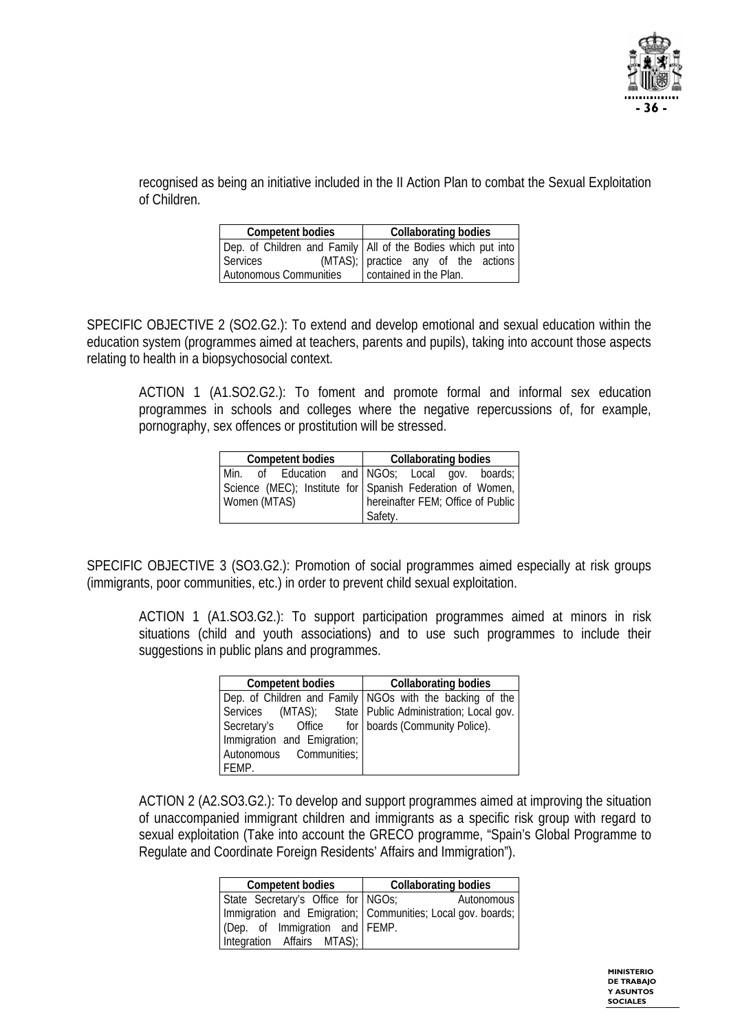recognised as being an initiative included in the II Action Plan to combat the Sexual Exploitation of Children.

| Competent bodies | Collaborating bodies |
|---|---|
| Dep. of Children and Family Services (MTAS); Autonomous Communities | All of the Bodies which put into practice any of the actions contained in the Plan. |

SPECIFIC OBJECTIVE 2 (SO2.G2.): To extend and develop emotional and sexual education within the education system (programmes aimed at teachers, parents and pupils), taking into account those aspects relating to health in a biopsychosocial context.

ACTION 1 (A1.SO2.G2.): To foment and promote formal and informal sex education programmes in schools and colleges where the negative repercussions of, for example, pornography, sex offences or prostitution will be stressed.

| Competent bodies | Collaborating bodies |
|---|---|
| Min. of Education and Science (MEC); Institute for Women (MTAS) | NGOs; Local gov. boards; Spanish Federation of Women, hereinafter FEM; Office of Public Safety. |

SPECIFIC OBJECTIVE 3 (SO3.G2.): Promotion of social programmes aimed especially at risk groups (immigrants, poor communities, etc.) in order to prevent child sexual exploitation.

ACTION 1 (A1.SO3.G2.): To support participation programmes aimed at minors in risk situations (child and youth associations) and to use such programmes to include their suggestions in public plans and programmes.

| Competent bodies | Collaborating bodies |
|---|---|
| Dep. of Children and Family Services (MTAS); State Secretary's Office for Immigration and Emigration; Autonomous Communities; FEMP. | NGOs with the backing of the Public Administration; Local gov. boards (Community Police). |

ACTION 2 (A2.SO3.G2.): To develop and support programmes aimed at improving the situation of unaccompanied immigrant children and immigrants as a specific risk group with regard to sexual exploitation (Take into account the GRECO programme, "Spain's Global Programme to Regulate and Coordinate Foreign Residents' Affairs and Immigration").

| Competent bodies | Collaborating bodies |
|---|---|
| State Secretary's Office for Immigration and Emigration; (Dep. of Immigration and Integration Affairs MTAS); | NGOs; Autonomous Communities; Local gov. boards; FEMP. |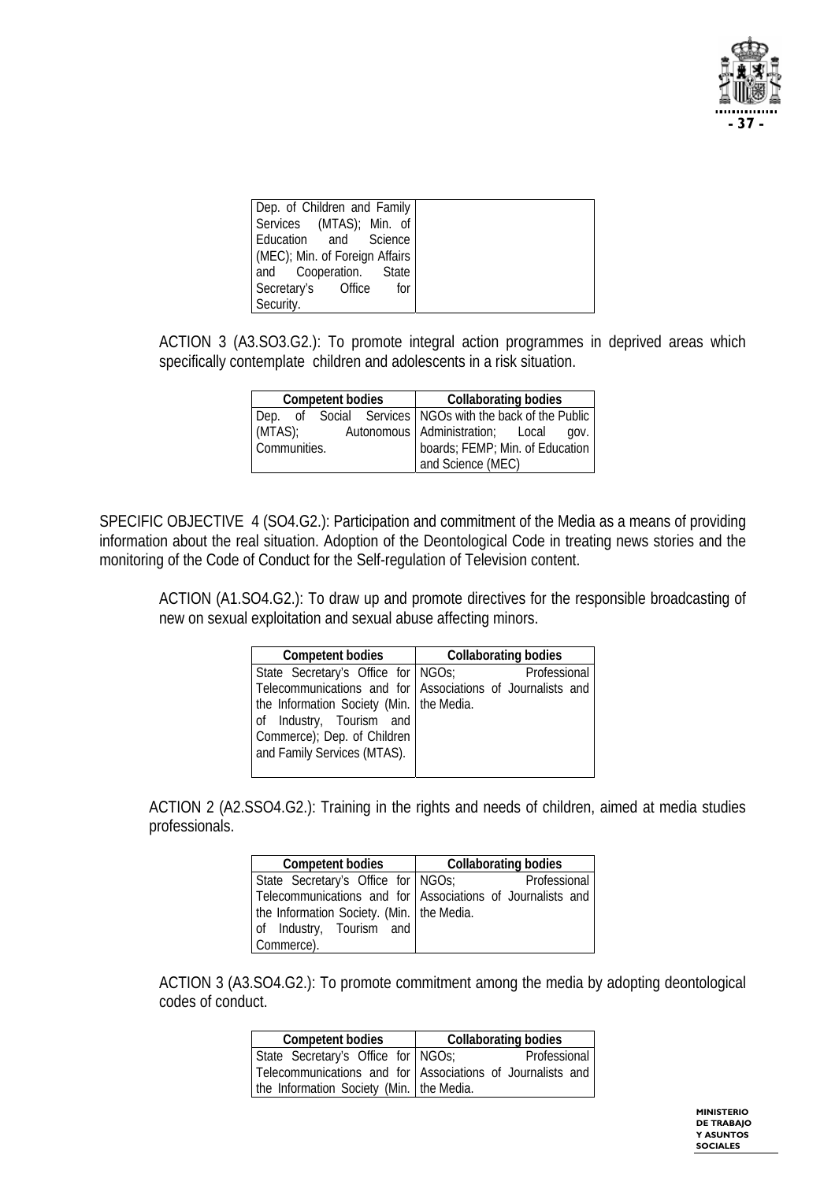| | |
|---|---|
| Dep. of Children and Family Services (MTAS); Min. of Education and Science (MEC); Min. of Foreign Affairs and Cooperation. State Secretary's Office for Security. | |

ACTION 3 (A3.SO3.G2.): To promote integral action programmes in deprived areas which specifically contemplate children and adolescents in a risk situation.

| Competent bodies | Collaborating bodies |
|---|---|
| Dep. of Social Services (MTAS); Autonomous Communities. | NGOs with the back of the Public Administration; Local gov. boards; FEMP; Min. of Education and Science (MEC) |

SPECIFIC OBJECTIVE 4 (SO4.G2.): Participation and commitment of the Media as a means of providing information about the real situation. Adoption of the Deontological Code in treating news stories and the monitoring of the Code of Conduct for the Self-regulation of Television content.

ACTION (A1.SO4.G2.): To draw up and promote directives for the responsible broadcasting of new on sexual exploitation and sexual abuse affecting minors.

| Competent bodies | Collaborating bodies |
|---|---|
| State Secretary's Office for Telecommunications and for the Information Society (Min. of Industry, Tourism and Commerce); Dep. of Children and Family Services (MTAS). | NGOs; Professional Associations of Journalists and the Media. |

ACTION 2 (A2.SSO4.G2.): Training in the rights and needs of children, aimed at media studies professionals.

| Competent bodies | Collaborating bodies |
|---|---|
| State Secretary's Office for Telecommunications and for the Information Society. (Min. of Industry, Tourism and Commerce). | NGOs; Professional Associations of Journalists and the Media. |

ACTION 3 (A3.SO4.G2.): To promote commitment among the media by adopting deontological codes of conduct.

| Competent bodies | Collaborating bodies |
|---|---|
| State Secretary's Office for Telecommunications and for the Information Society (Min. | NGOs; Professional Associations of Journalists and the Media. |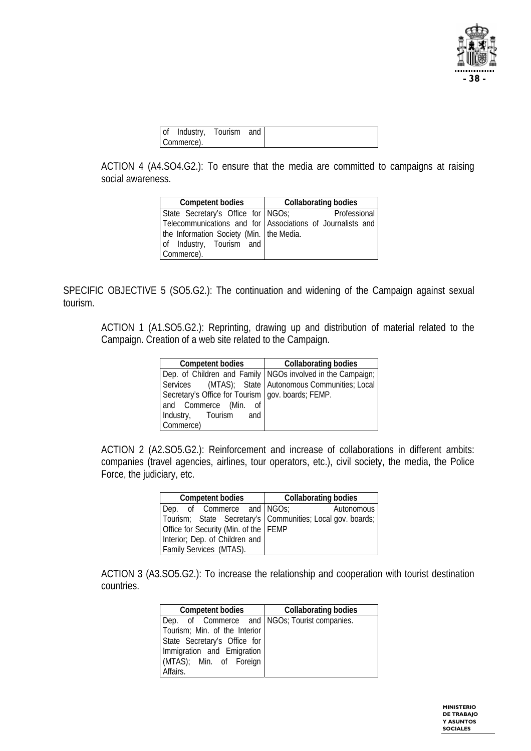| | |
|---|---|
| of Industry, Tourism and Commerce). | |

ACTION 4 (A4.SO4.G2.): To ensure that the media are committed to campaigns at raising social awareness.

| Competent bodies | Collaborating bodies |
|---|---|
| State Secretary's Office for Telecommunications and for the Information Society (Min. of Industry, Tourism and Commerce). | NGOs; Professional Associations of Journalists and the Media. |

SPECIFIC OBJECTIVE 5 (SO5.G2.): The continuation and widening of the Campaign against sexual tourism.

ACTION 1 (A1.SO5.G2.): Reprinting, drawing up and distribution of material related to the Campaign. Creation of a web site related to the Campaign.

| Competent bodies | Collaborating bodies |
|---|---|
| Dep. of Children and Family Services (MTAS); State Secretary's Office for Tourism and Commerce (Min. of Industry, Tourism and Commerce) | NGOs involved in the Campaign; Autonomous Communities; Local gov. boards; FEMP. |

ACTION 2 (A2.SO5.G2.): Reinforcement and increase of collaborations in different ambits: companies (travel agencies, airlines, tour operators, etc.), civil society, the media, the Police Force, the judiciary, etc.

| Competent bodies | Collaborating bodies |
|---|---|
| Dep. of Commerce and Tourism; State Secretary's Office for Security (Min. of the Interior; Dep. of Children and Family Services (MTAS). | NGOs; Autonomous Communities; Local gov. boards; FEMP |

ACTION 3 (A3.SO5.G2.): To increase the relationship and cooperation with tourist destination countries.

| Competent bodies | Collaborating bodies |
|---|---|
| Dep. of Commerce and Tourism; Min. of the Interior State Secretary's Office for Immigration and Emigration (MTAS); Min. of Foreign Affairs. | NGOs; Tourist companies. |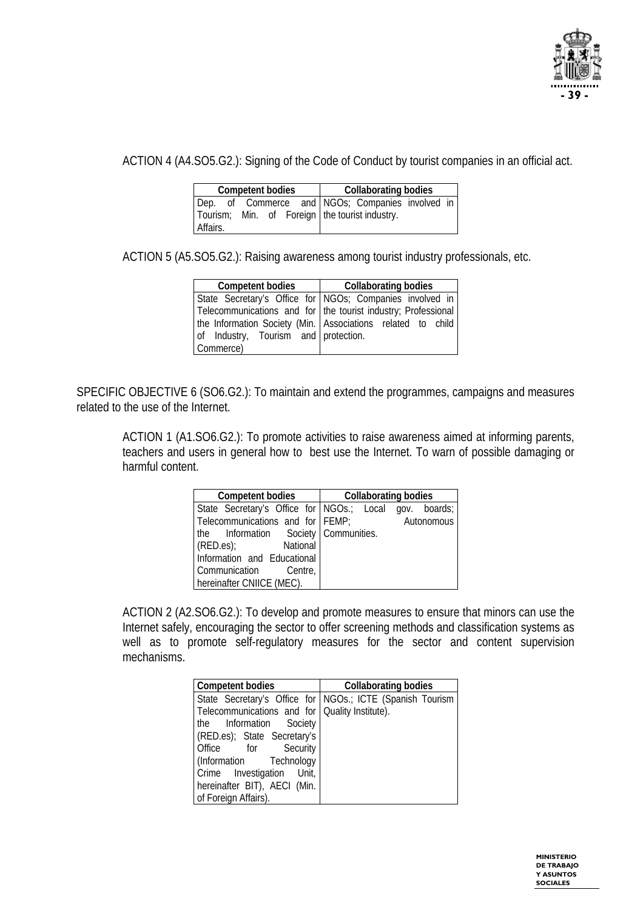ACTION 4 (A4.SO5.G2.): Signing of the Code of Conduct by tourist companies in an official act.

| Competent bodies | Collaborating bodies |
|---|---|
| Dep. of Commerce and Tourism; Min. of Foreign Affairs. | NGOs; Companies involved in the tourist industry. |

ACTION 5 (A5.SO5.G2.): Raising awareness among tourist industry professionals, etc.

| Competent bodies | Collaborating bodies |
|---|---|
| State Secretary's Office for Telecommunications and for the Information Society (Min. of Industry, Tourism and Commerce) | NGOs; Companies involved in the tourist industry; Professional Associations related to child protection. |

SPECIFIC OBJECTIVE 6 (SO6.G2.): To maintain and extend the programmes, campaigns and measures related to the use of the Internet.

ACTION 1 (A1.SO6.G2.): To promote activities to raise awareness aimed at informing parents, teachers and users in general how to best use the Internet. To warn of possible damaging or harmful content.

| Competent bodies | Collaborating bodies |
|---|---|
| State Secretary's Office for Telecommunications and for the Information Society (RED.es); National Information and Educational Communication Centre, hereinafter CNIICE (MEC). | NGOs.; Local gov. boards; FEMP; Autonomous Communities. |

ACTION 2 (A2.SO6.G2.): To develop and promote measures to ensure that minors can use the Internet safely, encouraging the sector to offer screening methods and classification systems as well as to promote self-regulatory measures for the sector and content supervision mechanisms.

| Competent bodies | Collaborating bodies |
|---|---|
| State Secretary's Office for Telecommunications and for the Information Society (RED.es); State Secretary's Office for Security (Information Technology Crime Investigation Unit, hereinafter BIT), AECI (Min. of Foreign Affairs). | NGOs.; ICTE (Spanish Tourism Quality Institute). |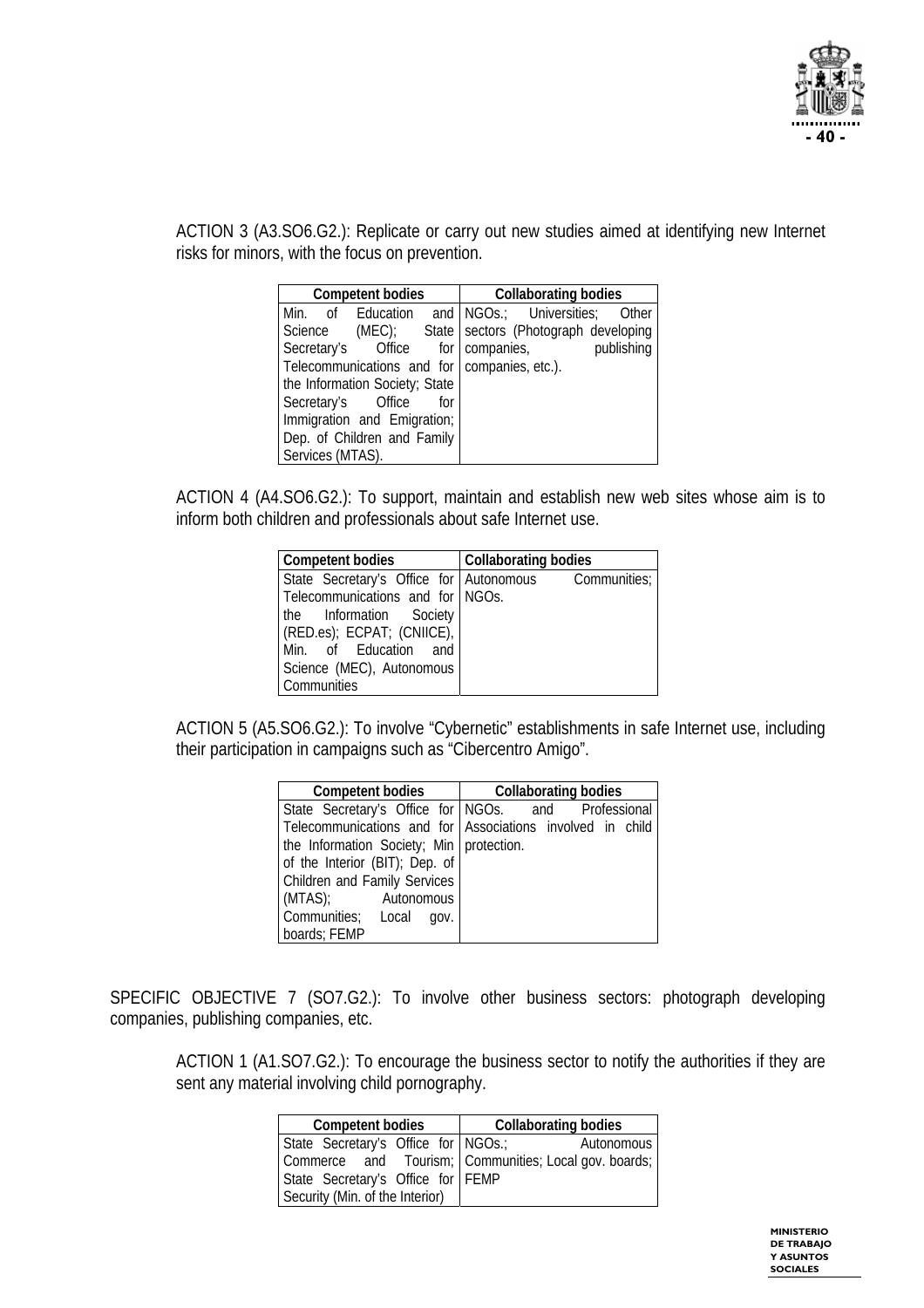ACTION 3 (A3.SO6.G2.): Replicate or carry out new studies aimed at identifying new Internet risks for minors, with the focus on prevention.

| Competent bodies | Collaborating bodies |
|---|---|
| Min. of Education and Science (MEC); State Secretary's Office for Telecommunications and for the Information Society; State Secretary's Office for Immigration and Emigration; Dep. of Children and Family Services (MTAS). | NGOs.; Universities; Other sectors (Photograph developing companies, publishing companies, etc.). |

ACTION 4 (A4.SO6.G2.): To support, maintain and establish new web sites whose aim is to inform both children and professionals about safe Internet use.

| Competent bodies | Collaborating bodies |
|---|---|
| State Secretary's Office for Telecommunications and for the Information Society (RED.es); ECPAT; (CNIICE), Min. of Education and Science (MEC), Autonomous Communities | Autonomous Communities; NGOs. |

ACTION 5 (A5.SO6.G2.): To involve "Cybernetic" establishments in safe Internet use, including their participation in campaigns such as "Cibercentro Amigo".

| Competent bodies | Collaborating bodies |
|---|---|
| State Secretary's Office for Telecommunications and for the Information Society; Min of the Interior (BIT); Dep. of Children and Family Services (MTAS); Autonomous Communities; Local gov. boards; FEMP | NGOs. and Professional Associations involved in child protection. |

SPECIFIC OBJECTIVE 7 (SO7.G2.): To involve other business sectors: photograph developing companies, publishing companies, etc.

ACTION 1 (A1.SO7.G2.): To encourage the business sector to notify the authorities if they are sent any material involving child pornography.

| Competent bodies | Collaborating bodies |
|---|---|
| State Secretary's Office for Commerce and Tourism; State Secretary's Office for Security (Min. of the Interior) | NGOs.; Autonomous Communities; Local gov. boards; FEMP |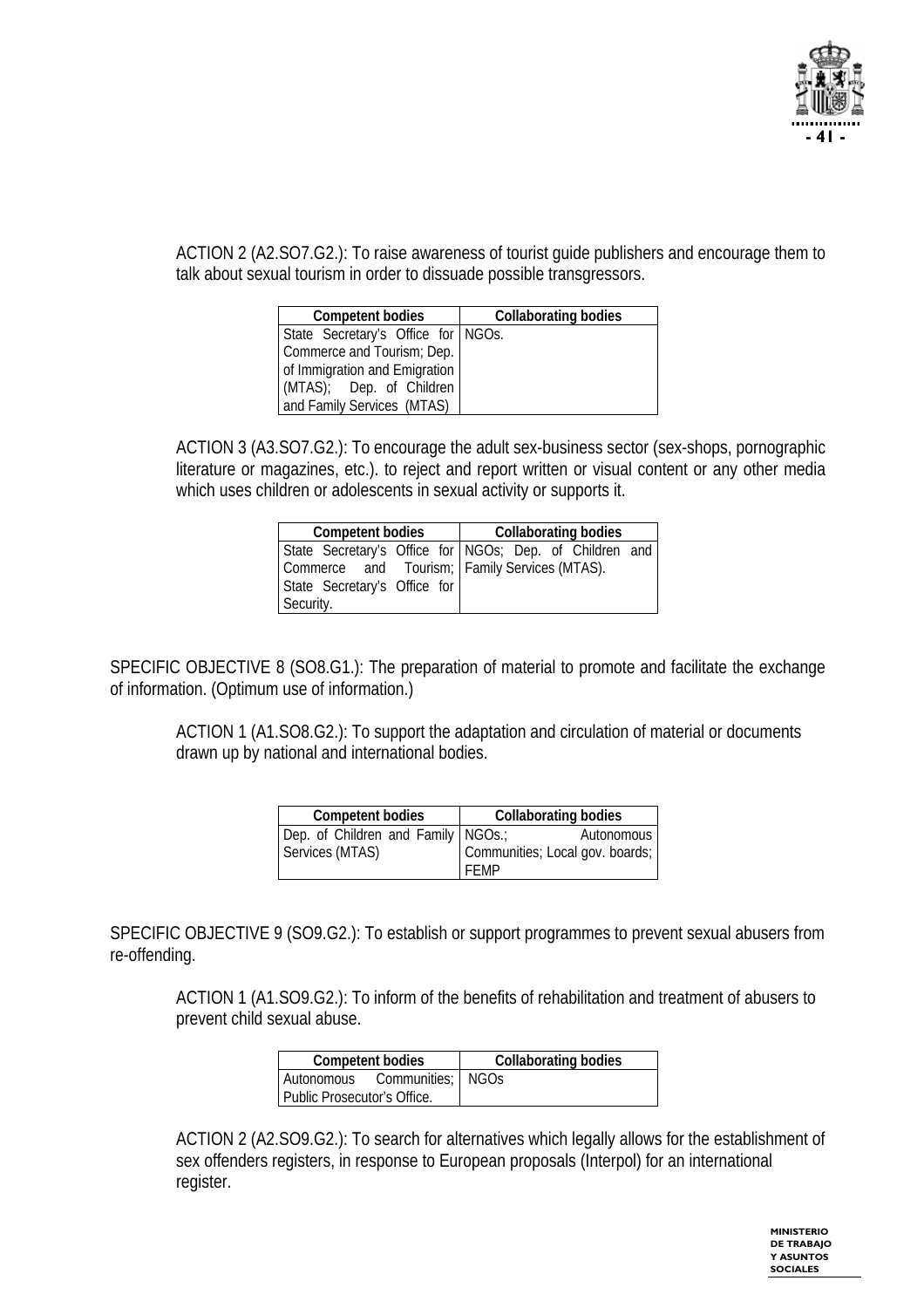ACTION 2 (A2.SO7.G2.): To raise awareness of tourist guide publishers and encourage them to talk about sexual tourism in order to dissuade possible transgressors.

| Competent bodies | Collaborating bodies |
|---|---|
| State Secretary's Office for Commerce and Tourism; Dep. of Immigration and Emigration (MTAS); Dep. of Children and Family Services (MTAS) | NGOs. |

ACTION 3 (A3.SO7.G2.): To encourage the adult sex-business sector (sex-shops, pornographic literature or magazines, etc.). to reject and report written or visual content or any other media which uses children or adolescents in sexual activity or supports it.

| Competent bodies | Collaborating bodies |
|---|---|
| State Secretary's Office for Commerce and Tourism; State Secretary's Office for Security. | NGOs; Dep. of Children and Family Services (MTAS). |

SPECIFIC OBJECTIVE 8 (SO8.G1.): The preparation of material to promote and facilitate the exchange of information. (Optimum use of information.)

ACTION 1 (A1.SO8.G2.): To support the adaptation and circulation of material or documents drawn up by national and international bodies.

| Competent bodies | Collaborating bodies |
|---|---|
| Dep. of Children and Family Services (MTAS) | NGOs.; Autonomous Communities; Local gov. boards; FEMP |

SPECIFIC OBJECTIVE 9 (SO9.G2.): To establish or support programmes to prevent sexual abusers from re-offending.

ACTION 1 (A1.SO9.G2.): To inform of the benefits of rehabilitation and treatment of abusers to prevent child sexual abuse.

| Competent bodies | Collaborating bodies |
|---|---|
| Autonomous Communities; Public Prosecutor's Office. | NGOs |

ACTION 2 (A2.SO9.G2.): To search for alternatives which legally allows for the establishment of sex offenders registers, in response to European proposals (Interpol) for an international register.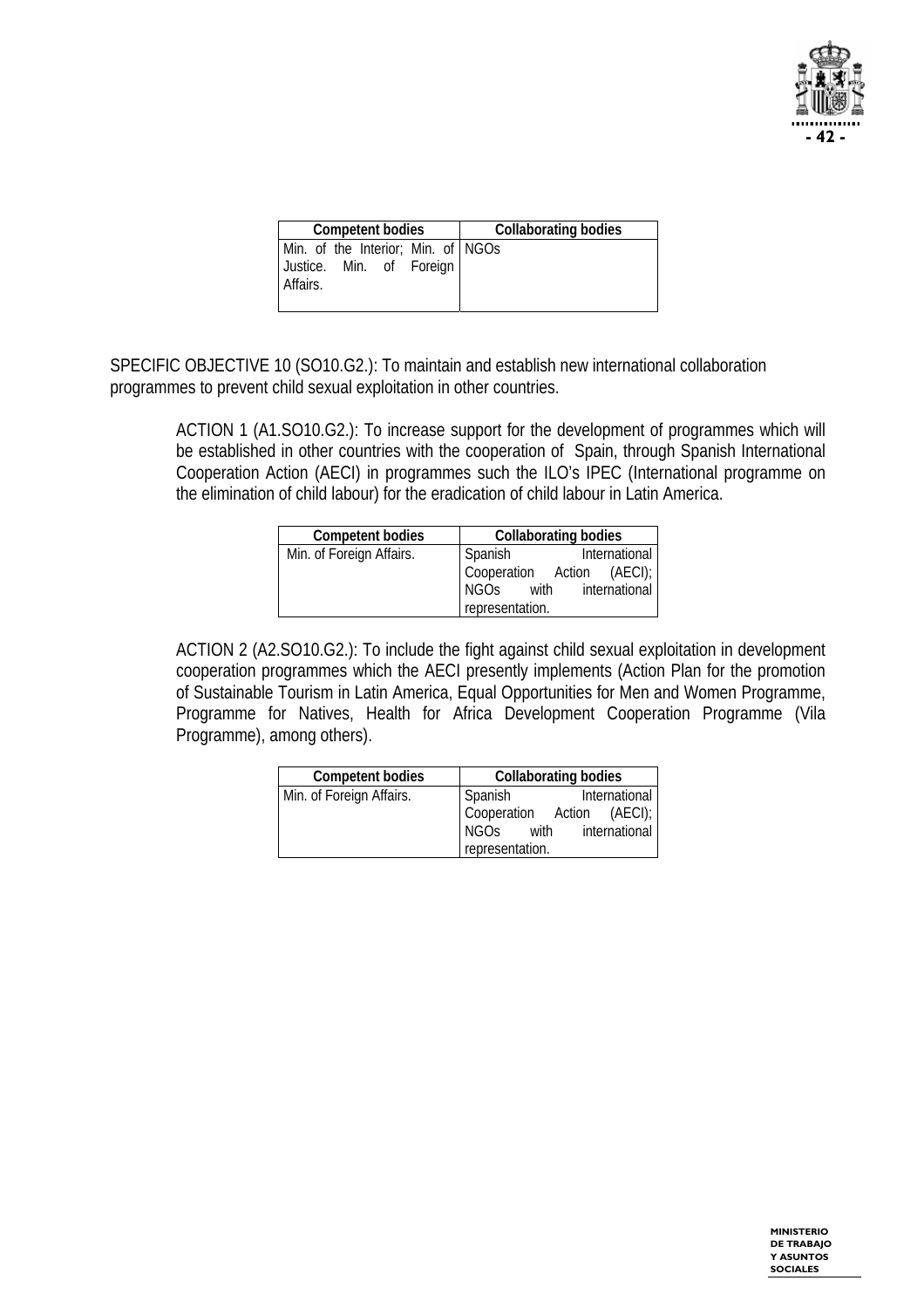| Competent bodies | Collaborating bodies |
|---|---|
| Min. of the Interior; Min. of Justice. Min. of Foreign Affairs. | NGOs |

SPECIFIC OBJECTIVE 10 (SO10.G2.): To maintain and establish new international collaboration programmes to prevent child sexual exploitation in other countries.

ACTION 1 (A1.SO10.G2.): To increase support for the development of programmes which will be established in other countries with the cooperation of Spain, through Spanish International Cooperation Action (AECI) in programmes such the ILO's IPEC (International programme on the elimination of child labour) for the eradication of child labour in Latin America.

| Competent bodies | Collaborating bodies |
|---|---|
| Min. of Foreign Affairs. | Spanish International Cooperation Action (AECI); NGOs with international representation. |

ACTION 2 (A2.SO10.G2.): To include the fight against child sexual exploitation in development cooperation programmes which the AECI presently implements (Action Plan for the promotion of Sustainable Tourism in Latin America, Equal Opportunities for Men and Women Programme, Programme for Natives, Health for Africa Development Cooperation Programme (Vila Programme), among others).

| Competent bodies | Collaborating bodies |
|---|---|
| Min. of Foreign Affairs. | Spanish International Cooperation Action (AECI); NGOs with international representation. |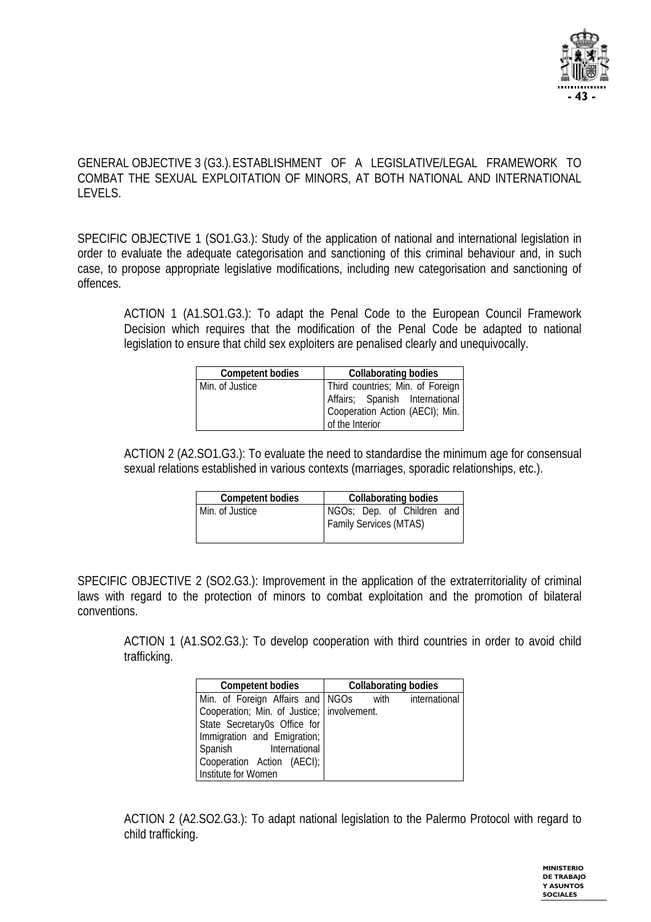GENERAL OBJECTIVE 3 (G3.). ESTABLISHMENT OF A LEGISLATIVE/LEGAL FRAMEWORK TO COMBAT THE SEXUAL EXPLOITATION OF MINORS, AT BOTH NATIONAL AND INTERNATIONAL LEVELS.

SPECIFIC OBJECTIVE 1 (SO1.G3.): Study of the application of national and international legislation in order to evaluate the adequate categorisation and sanctioning of this criminal behaviour and, in such case, to propose appropriate legislative modifications, including new categorisation and sanctioning of offences.

ACTION 1 (A1.SO1.G3.): To adapt the Penal Code to the European Council Framework Decision which requires that the modification of the Penal Code be adapted to national legislation to ensure that child sex exploiters are penalised clearly and unequivocally.

| Competent bodies | Collaborating bodies |
|---|---|
| Min. of Justice | Third countries; Min. of Foreign Affairs; Spanish International Cooperation Action (AECI); Min. of the Interior |

ACTION 2 (A2.SO1.G3.): To evaluate the need to standardise the minimum age for consensual sexual relations established in various contexts (marriages, sporadic relationships, etc.).

| Competent bodies | Collaborating bodies |
|---|---|
| Min. of Justice | NGOs; Dep. of Children and Family Services (MTAS) |

SPECIFIC OBJECTIVE 2 (SO2.G3.): Improvement in the application of the extraterritoriality of criminal laws with regard to the protection of minors to combat exploitation and the promotion of bilateral conventions.

ACTION 1 (A1.SO2.G3.): To develop cooperation with third countries in order to avoid child trafficking.

| Competent bodies | Collaborating bodies |
|---|---|
| Min. of Foreign Affairs and Cooperation; Min. of Justice; State Secretary0s Office for Immigration and Emigration; Spanish International Cooperation Action (AECI); Institute for Women | NGOs with international involvement. |

ACTION 2 (A2.SO2.G3.): To adapt national legislation to the Palermo Protocol with regard to child trafficking.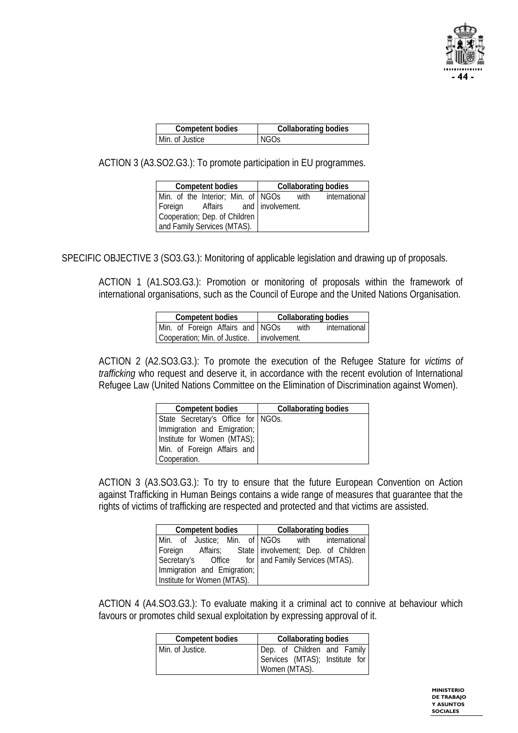| Competent bodies | Collaborating bodies |
|---|---|
| Min. of Justice | NGOs |

ACTION 3 (A3.SO2.G3.): To promote participation in EU programmes.

| Competent bodies | Collaborating bodies |
|---|---|
| Min. of the Interior; Min. of Foreign Affairs and Cooperation; Dep. of Children and Family Services (MTAS). | NGOs with international involvement. |

SPECIFIC OBJECTIVE 3 (SO3.G3.): Monitoring of applicable legislation and drawing up of proposals.

ACTION 1 (A1.SO3.G3.): Promotion or monitoring of proposals within the framework of international organisations, such as the Council of Europe and the United Nations Organisation.

| Competent bodies | Collaborating bodies |
|---|---|
| Min. of Foreign Affairs and Cooperation; Min. of Justice. | NGOs with international involvement. |

ACTION 2 (A2.SO3.G3.): To promote the execution of the Refugee Stature for *victims of trafficking* who request and deserve it, in accordance with the recent evolution of International Refugee Law (United Nations Committee on the Elimination of Discrimination against Women).

| Competent bodies | Collaborating bodies |
|---|---|
| State Secretary's Office for Immigration and Emigration; Institute for Women (MTAS); Min. of Foreign Affairs and Cooperation. | NGOs. |

ACTION 3 (A3.SO3.G3.): To try to ensure that the future European Convention on Action against Trafficking in Human Beings contains a wide range of measures that guarantee that the rights of victims of trafficking are respected and protected and that victims are assisted.

| Competent bodies | Collaborating bodies |
|---|---|
| Min. of Justice; Min. of Foreign Affairs; State Secretary's Office for Immigration and Emigration; Institute for Women (MTAS). | NGOs with international involvement; Dep. of Children and Family Services (MTAS). |

ACTION 4 (A4.SO3.G3.): To evaluate making it a criminal act to connive at behaviour which favours or promotes child sexual exploitation by expressing approval of it.

| Competent bodies | Collaborating bodies |
|---|---|
| Min. of Justice. | Dep. of Children and Family Services (MTAS); Institute for Women (MTAS). |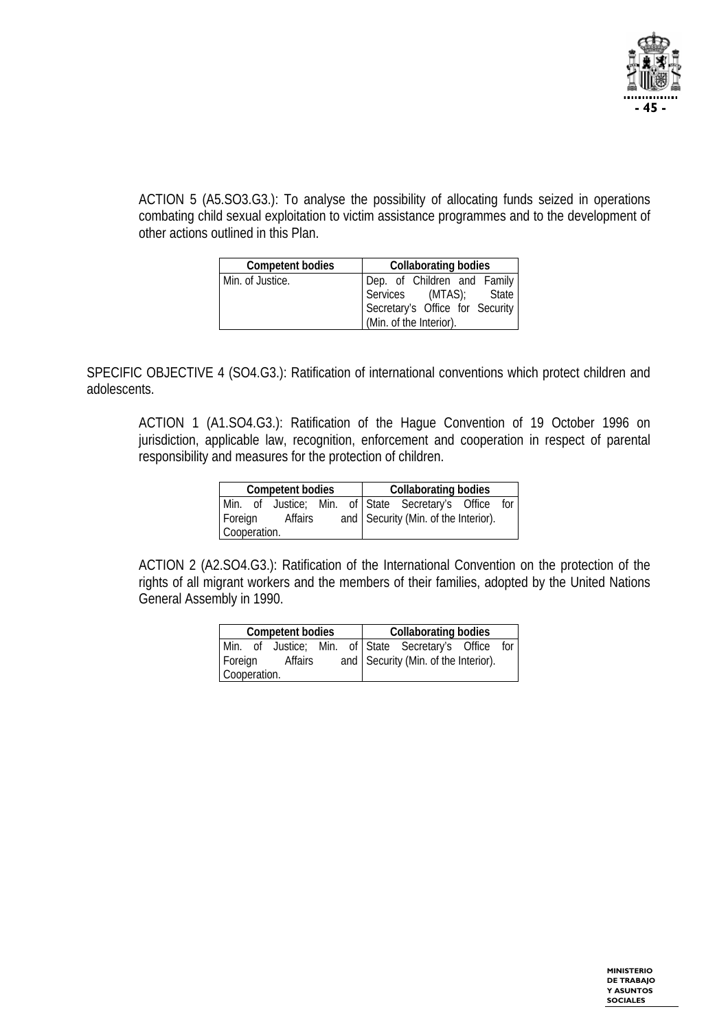ACTION 5 (A5.SO3.G3.): To analyse the possibility of allocating funds seized in operations combating child sexual exploitation to victim assistance programmes and to the development of other actions outlined in this Plan.

| Competent bodies | Collaborating bodies |
|---|---|
| Min. of Justice. | Dep. of Children and Family Services (MTAS); State Secretary's Office for Security (Min. of the Interior). |

SPECIFIC OBJECTIVE 4 (SO4.G3.): Ratification of international conventions which protect children and adolescents.

ACTION 1 (A1.SO4.G3.): Ratification of the Hague Convention of 19 October 1996 on jurisdiction, applicable law, recognition, enforcement and cooperation in respect of parental responsibility and measures for the protection of children.

| Competent bodies | Collaborating bodies |
|---|---|
| Min. of Justice; Min. of Foreign Affairs and Cooperation. | State Secretary's Office for Security (Min. of the Interior). |

ACTION 2 (A2.SO4.G3.): Ratification of the International Convention on the protection of the rights of all migrant workers and the members of their families, adopted by the United Nations General Assembly in 1990.

| Competent bodies | Collaborating bodies |
|---|---|
| Min. of Justice; Min. of Foreign Affairs and Cooperation. | State Secretary's Office for Security (Min. of the Interior). |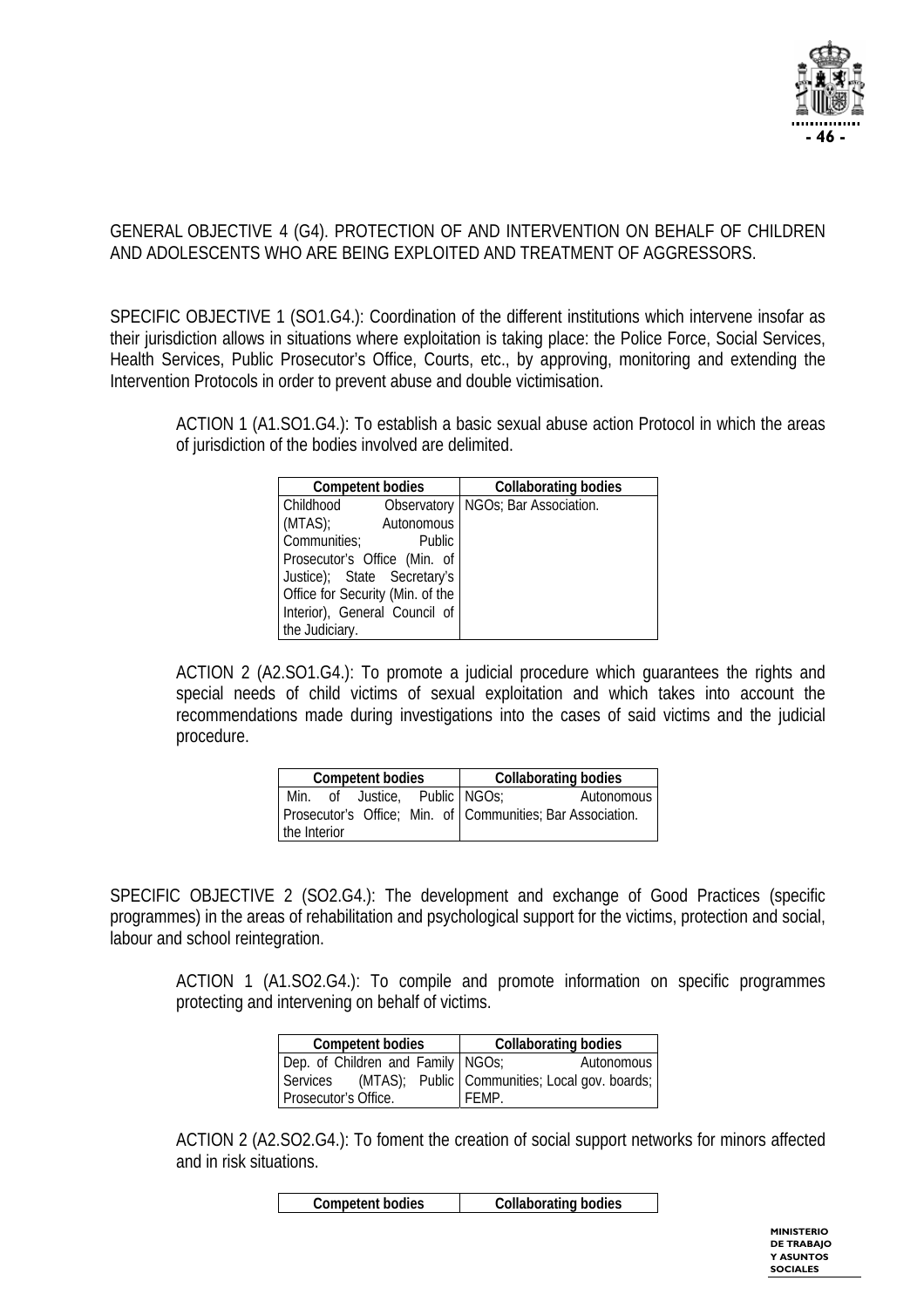GENERAL OBJECTIVE 4 (G4). PROTECTION OF AND INTERVENTION ON BEHALF OF CHILDREN AND ADOLESCENTS WHO ARE BEING EXPLOITED AND TREATMENT OF AGGRESSORS.

SPECIFIC OBJECTIVE 1 (SO1.G4.): Coordination of the different institutions which intervene insofar as their jurisdiction allows in situations where exploitation is taking place: the Police Force, Social Services, Health Services, Public Prosecutor's Office, Courts, etc., by approving, monitoring and extending the Intervention Protocols in order to prevent abuse and double victimisation.

ACTION 1 (A1.SO1.G4.): To establish a basic sexual abuse action Protocol in which the areas of jurisdiction of the bodies involved are delimited.

| Competent bodies | Collaborating bodies |
|---|---|
| Childhood Observatory (MTAS); Autonomous Communities; Public Prosecutor's Office (Min. of Justice); State Secretary's Office for Security (Min. of the Interior), General Council of the Judiciary. | NGOs; Bar Association. |

ACTION 2 (A2.SO1.G4.): To promote a judicial procedure which guarantees the rights and special needs of child victims of sexual exploitation and which takes into account the recommendations made during investigations into the cases of said victims and the judicial procedure.

| Competent bodies | Collaborating bodies |
|---|---|
| Min. of Justice, Public Prosecutor's Office; Min. of the Interior | NGOs; Autonomous Communities; Bar Association. |

SPECIFIC OBJECTIVE 2 (SO2.G4.): The development and exchange of Good Practices (specific programmes) in the areas of rehabilitation and psychological support for the victims, protection and social, labour and school reintegration.

ACTION 1 (A1.SO2.G4.): To compile and promote information on specific programmes protecting and intervening on behalf of victims.

| Competent bodies | Collaborating bodies |
|---|---|
| Dep. of Children and Family Services (MTAS); Public Prosecutor's Office. | NGOs; Autonomous Communities; Local gov. boards; FEMP. |

ACTION 2 (A2.SO2.G4.): To foment the creation of social support networks for minors affected and in risk situations.

| Competent bodies | Collaborating bodies |
|---|---|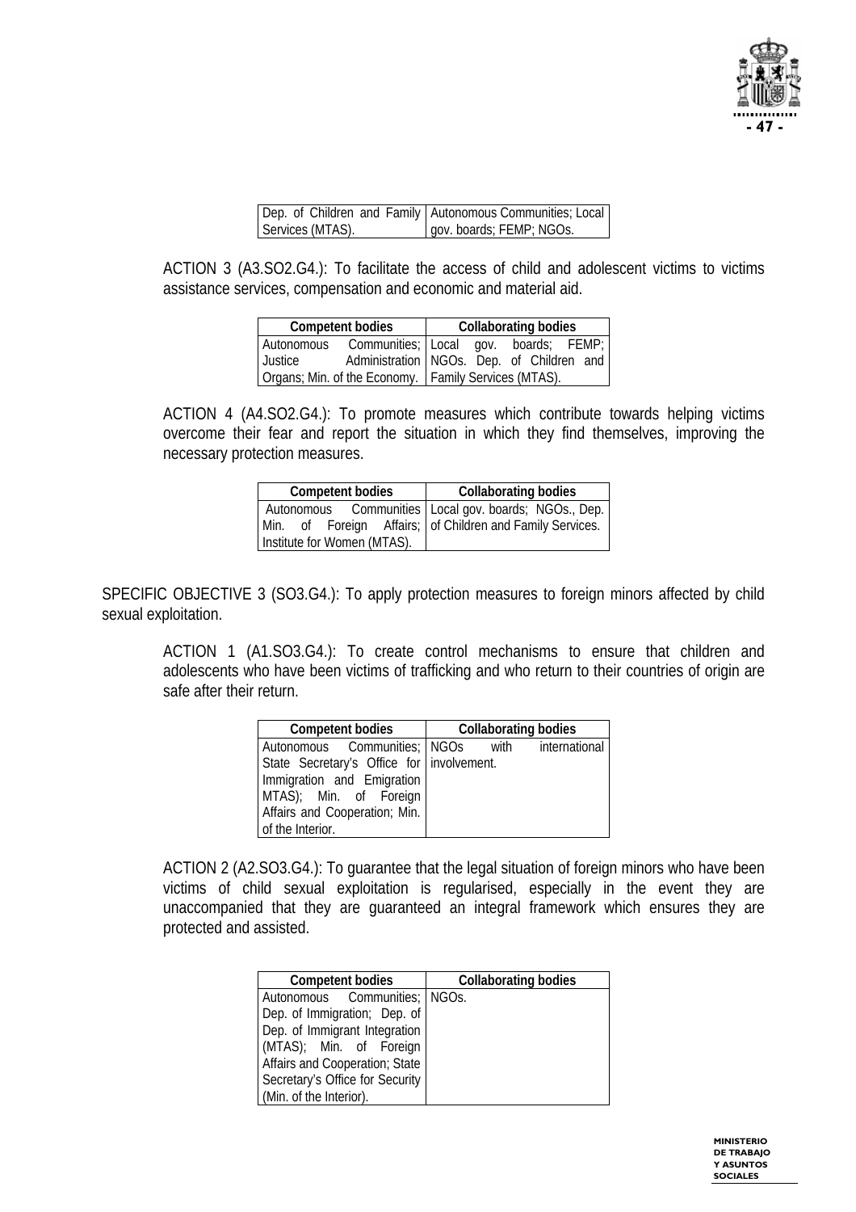| | |
|---|---|
| Dep. of Children and Family Services (MTAS). | Autonomous Communities; Local gov. boards; FEMP; NGOs. |

ACTION 3 (A3.SO2.G4.): To facilitate the access of child and adolescent victims to victims assistance services, compensation and economic and material aid.

| Competent bodies | Collaborating bodies |
|---|---|
| Autonomous Communities; Justice Administration Organs; Min. of the Economy. | Local gov. boards; FEMP; NGOs. Dep. of Children and Family Services (MTAS). |

ACTION 4 (A4.SO2.G4.): To promote measures which contribute towards helping victims overcome their fear and report the situation in which they find themselves, improving the necessary protection measures.

| Competent bodies | Collaborating bodies |
|---|---|
| Autonomous Communities Min. of Foreign Affairs; Institute for Women (MTAS). | Local gov. boards; NGOs., Dep. of Children and Family Services. |

SPECIFIC OBJECTIVE 3 (SO3.G4.): To apply protection measures to foreign minors affected by child sexual exploitation.

ACTION 1 (A1.SO3.G4.): To create control mechanisms to ensure that children and adolescents who have been victims of trafficking and who return to their countries of origin are safe after their return.

| Competent bodies | Collaborating bodies |
|---|---|
| Autonomous Communities; State Secretary's Office for Immigration and Emigration MTAS); Min. of Foreign Affairs and Cooperation; Min. of the Interior. | NGOs with international involvement. |

ACTION 2 (A2.SO3.G4.): To guarantee that the legal situation of foreign minors who have been victims of child sexual exploitation is regularised, especially in the event they are unaccompanied that they are guaranteed an integral framework which ensures they are protected and assisted.

| Competent bodies | Collaborating bodies |
|---|---|
| Autonomous Communities; Dep. of Immigration; Dep. of Dep. of Immigrant Integration (MTAS); Min. of Foreign Affairs and Cooperation; State Secretary's Office for Security (Min. of the Interior). | NGOs. |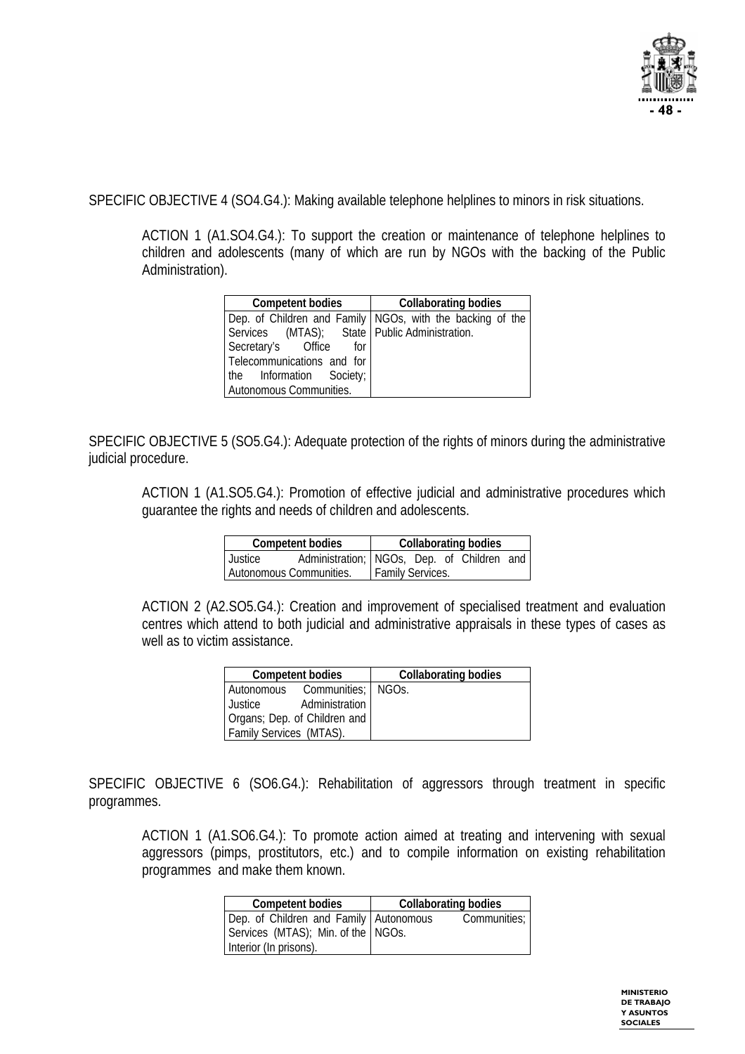SPECIFIC OBJECTIVE 4 (SO4.G4.): Making available telephone helplines to minors in risk situations.

ACTION 1 (A1.SO4.G4.): To support the creation or maintenance of telephone helplines to children and adolescents (many of which are run by NGOs with the backing of the Public Administration).

| Competent bodies | Collaborating bodies |
|---|---|
| Dep. of Children and Family Services (MTAS); State Secretary's Office for Telecommunications and for the Information Society; Autonomous Communities. | NGOs, with the backing of the Public Administration. |

SPECIFIC OBJECTIVE 5 (SO5.G4.): Adequate protection of the rights of minors during the administrative judicial procedure.

ACTION 1 (A1.SO5.G4.): Promotion of effective judicial and administrative procedures which guarantee the rights and needs of children and adolescents.

| Competent bodies | Collaborating bodies |
|---|---|
| Justice Administration; Autonomous Communities. | NGOs, Dep. of Children and Family Services. |

ACTION 2 (A2.SO5.G4.): Creation and improvement of specialised treatment and evaluation centres which attend to both judicial and administrative appraisals in these types of cases as well as to victim assistance.

| Competent bodies | Collaborating bodies |
|---|---|
| Autonomous Communities; Justice Administration Organs; Dep. of Children and Family Services (MTAS). | NGOs. |

SPECIFIC OBJECTIVE 6 (SO6.G4.): Rehabilitation of aggressors through treatment in specific programmes.

ACTION 1 (A1.SO6.G4.): To promote action aimed at treating and intervening with sexual aggressors (pimps, prostitutors, etc.) and to compile information on existing rehabilitation programmes and make them known.

| Competent bodies | Collaborating bodies |
|---|---|
| Dep. of Children and Family Services (MTAS); Min. of the Interior (In prisons). | Autonomous Communities; NGOs. |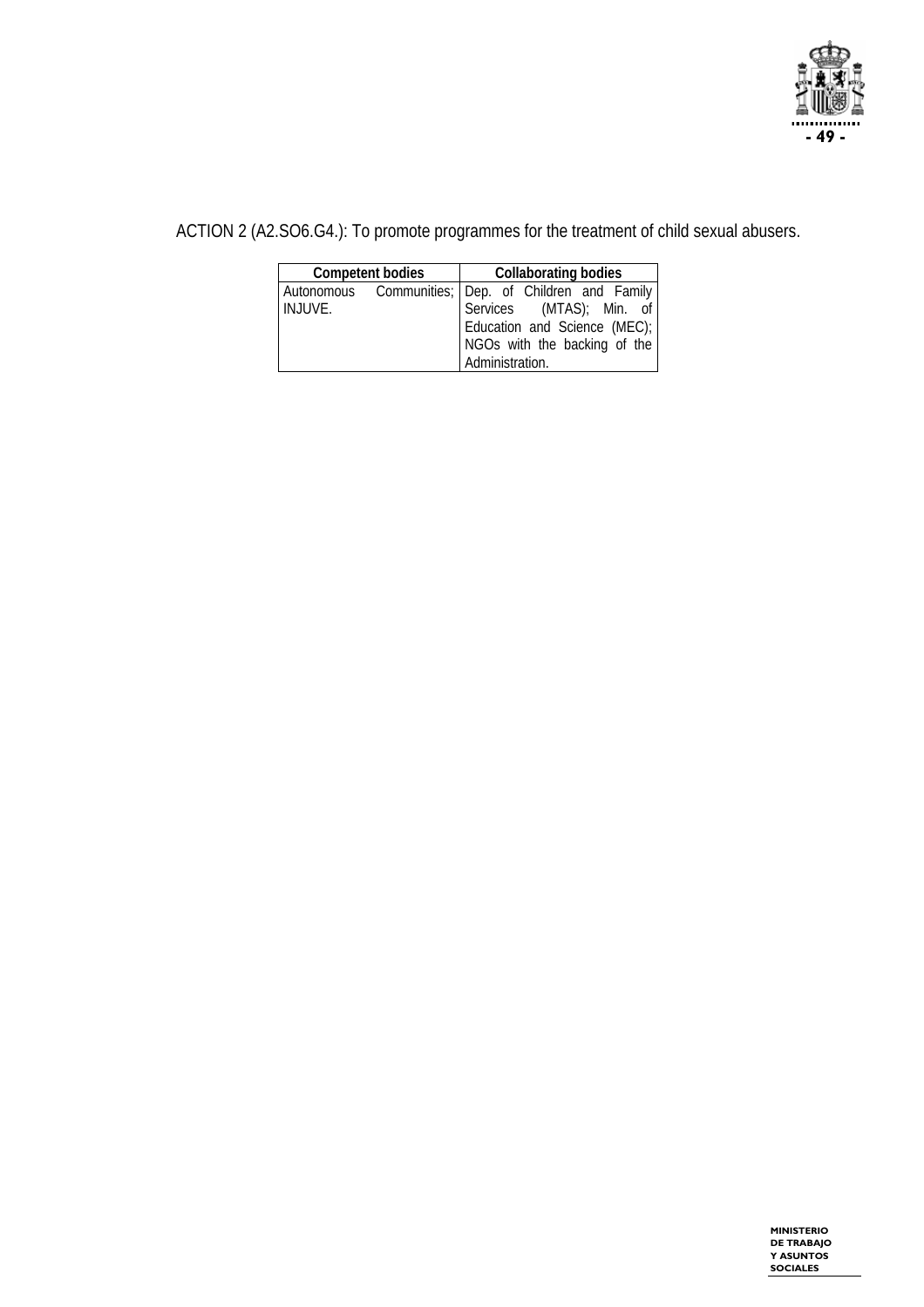ACTION 2 (A2.SO6.G4.): To promote programmes for the treatment of child sexual abusers.

| Competent bodies | Collaborating bodies |
| --- | --- |
| Autonomous Communities; INJUVE. | Dep. of Children and Family Services (MTAS); Min. of Education and Science (MEC); NGOs with the backing of the Administration. |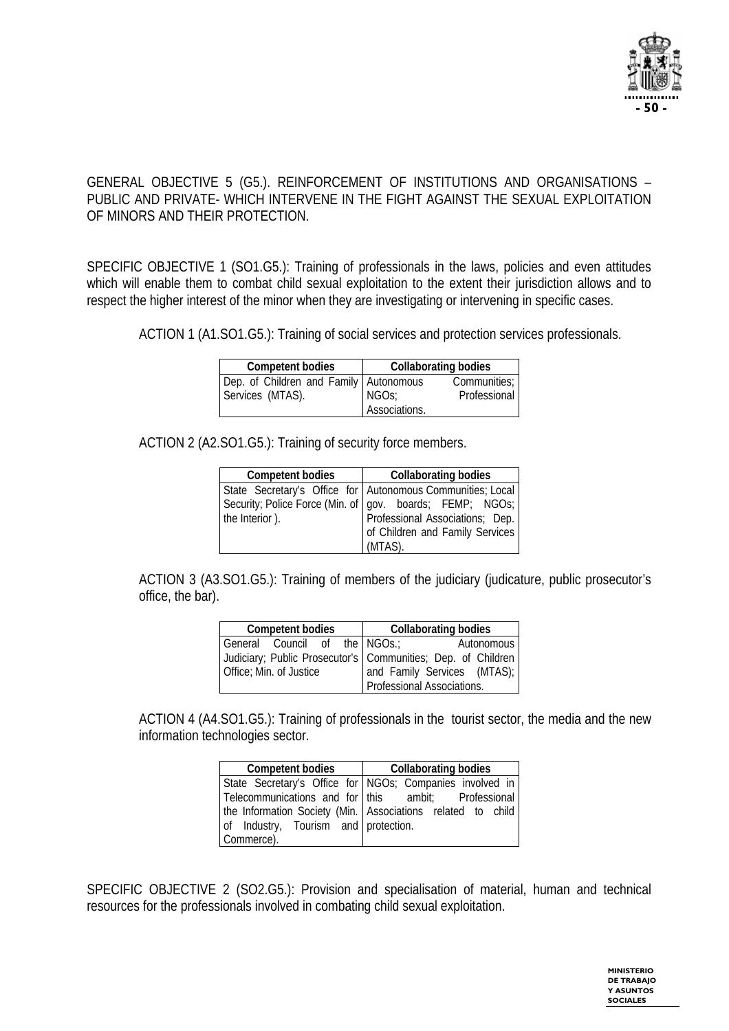GENERAL OBJECTIVE 5 (G5.). REINFORCEMENT OF INSTITUTIONS AND ORGANISATIONS – PUBLIC AND PRIVATE- WHICH INTERVENE IN THE FIGHT AGAINST THE SEXUAL EXPLOITATION OF MINORS AND THEIR PROTECTION.

SPECIFIC OBJECTIVE 1 (SO1.G5.): Training of professionals in the laws, policies and even attitudes which will enable them to combat child sexual exploitation to the extent their jurisdiction allows and to respect the higher interest of the minor when they are investigating or intervening in specific cases.

ACTION 1 (A1.SO1.G5.): Training of social services and protection services professionals.

| Competent bodies | Collaborating bodies |
|---|---|
| Dep. of Children and Family Services (MTAS). | Autonomous Communities; NGOs; Professional Associations. |

ACTION 2 (A2.SO1.G5.): Training of security force members.

| Competent bodies | Collaborating bodies |
|---|---|
| State Secretary's Office for Security; Police Force (Min. of the Interior ). | Autonomous Communities; Local gov. boards; FEMP; NGOs; Professional Associations; Dep. of Children and Family Services (MTAS). |

ACTION 3 (A3.SO1.G5.): Training of members of the judiciary (judicature, public prosecutor's office, the bar).

| Competent bodies | Collaborating bodies |
|---|---|
| General Council of the Judiciary; Public Prosecutor's Office; Min. of Justice | NGOs.; Autonomous Communities; Dep. of Children and Family Services (MTAS); Professional Associations. |

ACTION 4 (A4.SO1.G5.): Training of professionals in the tourist sector, the media and the new information technologies sector.

| Competent bodies | Collaborating bodies |
|---|---|
| State Secretary's Office for Telecommunications and for the Information Society (Min. of Industry, Tourism and Commerce). | NGOs; Companies involved in this ambit; Professional Associations related to child protection. |

SPECIFIC OBJECTIVE 2 (SO2.G5.): Provision and specialisation of material, human and technical resources for the professionals involved in combating child sexual exploitation.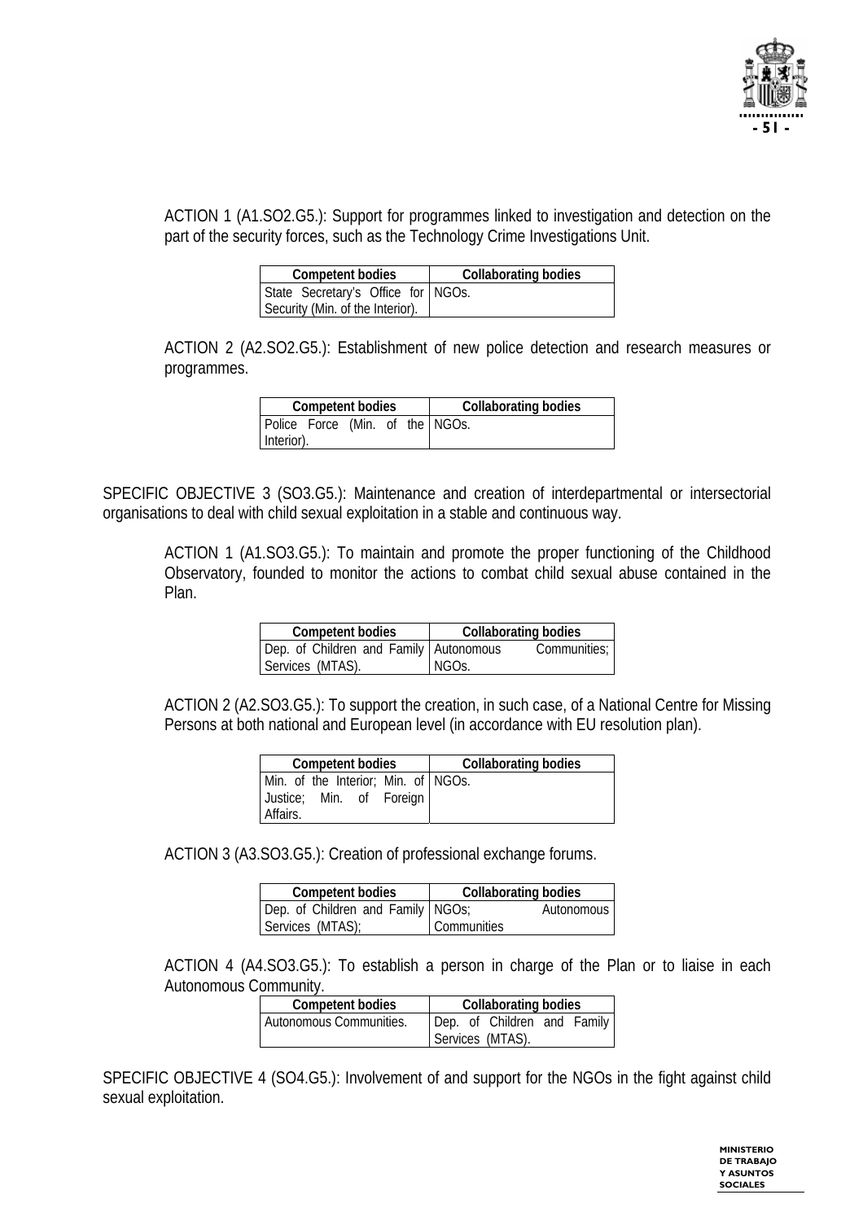ACTION 1 (A1.SO2.G5.): Support for programmes linked to investigation and detection on the part of the security forces, such as the Technology Crime Investigations Unit.

| Competent bodies | Collaborating bodies |
|---|---|
| State Secretary's Office for Security (Min. of the Interior). | NGOs. |

ACTION 2 (A2.SO2.G5.): Establishment of new police detection and research measures or programmes.

| Competent bodies | Collaborating bodies |
|---|---|
| Police Force (Min. of the Interior). | NGOs. |

SPECIFIC OBJECTIVE 3 (SO3.G5.): Maintenance and creation of interdepartmental or intersectorial organisations to deal with child sexual exploitation in a stable and continuous way.

ACTION 1 (A1.SO3.G5.): To maintain and promote the proper functioning of the Childhood Observatory, founded to monitor the actions to combat child sexual abuse contained in the Plan.

| Competent bodies | Collaborating bodies |
|---|---|
| Dep. of Children and Family Services (MTAS). | Autonomous Communities; NGOs. |

ACTION 2 (A2.SO3.G5.): To support the creation, in such case, of a National Centre for Missing Persons at both national and European level (in accordance with EU resolution plan).

| Competent bodies | Collaborating bodies |
|---|---|
| Min. of the Interior; Min. of Justice; Min. of Foreign Affairs. | NGOs. |

ACTION 3 (A3.SO3.G5.): Creation of professional exchange forums.

| Competent bodies | Collaborating bodies |
|---|---|
| Dep. of Children and Family Services (MTAS); | NGOs; Autonomous Communities |

ACTION 4 (A4.SO3.G5.): To establish a person in charge of the Plan or to liaise in each Autonomous Community.

| Competent bodies | Collaborating bodies |
|---|---|
| Autonomous Communities. | Dep. of Children and Family Services (MTAS). |

SPECIFIC OBJECTIVE 4 (SO4.G5.): Involvement of and support for the NGOs in the fight against child sexual exploitation.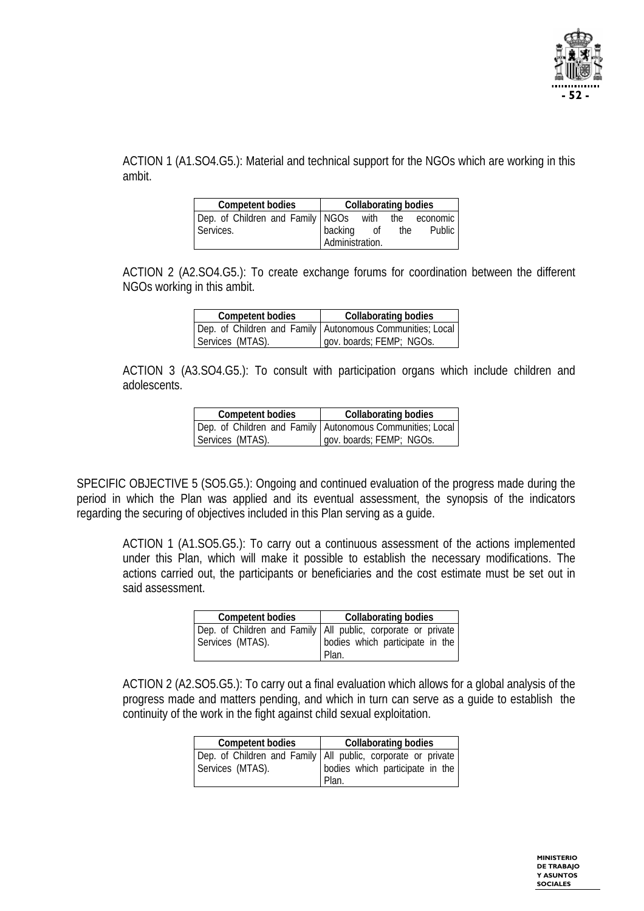ACTION 1 (A1.SO4.G5.): Material and technical support for the NGOs which are working in this ambit.

| Competent bodies | Collaborating bodies |
|---|---|
| Dep. of Children and Family Services. | NGOs with the economic backing of the Public Administration. |

ACTION 2 (A2.SO4.G5.): To create exchange forums for coordination between the different NGOs working in this ambit.

| Competent bodies | Collaborating bodies |
|---|---|
| Dep. of Children and Family Services (MTAS). | Autonomous Communities; Local gov. boards; FEMP; NGOs. |

ACTION 3 (A3.SO4.G5.): To consult with participation organs which include children and adolescents.

| Competent bodies | Collaborating bodies |
|---|---|
| Dep. of Children and Family Services (MTAS). | Autonomous Communities; Local gov. boards; FEMP; NGOs. |

SPECIFIC OBJECTIVE 5 (SO5.G5.): Ongoing and continued evaluation of the progress made during the period in which the Plan was applied and its eventual assessment, the synopsis of the indicators regarding the securing of objectives included in this Plan serving as a guide.

ACTION 1 (A1.SO5.G5.): To carry out a continuous assessment of the actions implemented under this Plan, which will make it possible to establish the necessary modifications. The actions carried out, the participants or beneficiaries and the cost estimate must be set out in said assessment.

| Competent bodies | Collaborating bodies |
|---|---|
| Dep. of Children and Family Services (MTAS). | All public, corporate or private bodies which participate in the Plan. |

ACTION 2 (A2.SO5.G5.): To carry out a final evaluation which allows for a global analysis of the progress made and matters pending, and which in turn can serve as a guide to establish the continuity of the work in the fight against child sexual exploitation.

| Competent bodies | Collaborating bodies |
|---|---|
| Dep. of Children and Family Services (MTAS). | All public, corporate or private bodies which participate in the Plan. |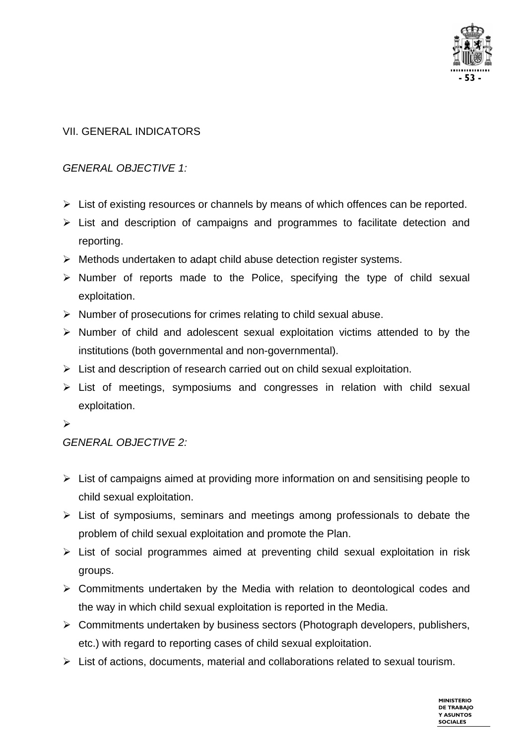## VII. GENERAL INDICATORS

*GENERAL OBJECTIVE 1:*

- List of existing resources or channels by means of which offences can be reported.
- List and description of campaigns and programmes to facilitate detection and reporting.
- Methods undertaken to adapt child abuse detection register systems.
- Number of reports made to the Police, specifying the type of child sexual exploitation.
- Number of prosecutions for crimes relating to child sexual abuse.
- Number of child and adolescent sexual exploitation victims attended to by the institutions (both governmental and non-governmental).
- List and description of research carried out on child sexual exploitation.
- List of meetings, symposiums and congresses in relation with child sexual exploitation.

*GENERAL OBJECTIVE 2:*

- List of campaigns aimed at providing more information on and sensitising people to child sexual exploitation.
- List of symposiums, seminars and meetings among professionals to debate the problem of child sexual exploitation and promote the Plan.
- List of social programmes aimed at preventing child sexual exploitation in risk groups.
- Commitments undertaken by the Media with relation to deontological codes and the way in which child sexual exploitation is reported in the Media.
- Commitments undertaken by business sectors (Photograph developers, publishers, etc.) with regard to reporting cases of child sexual exploitation.
- List of actions, documents, material and collaborations related to sexual tourism.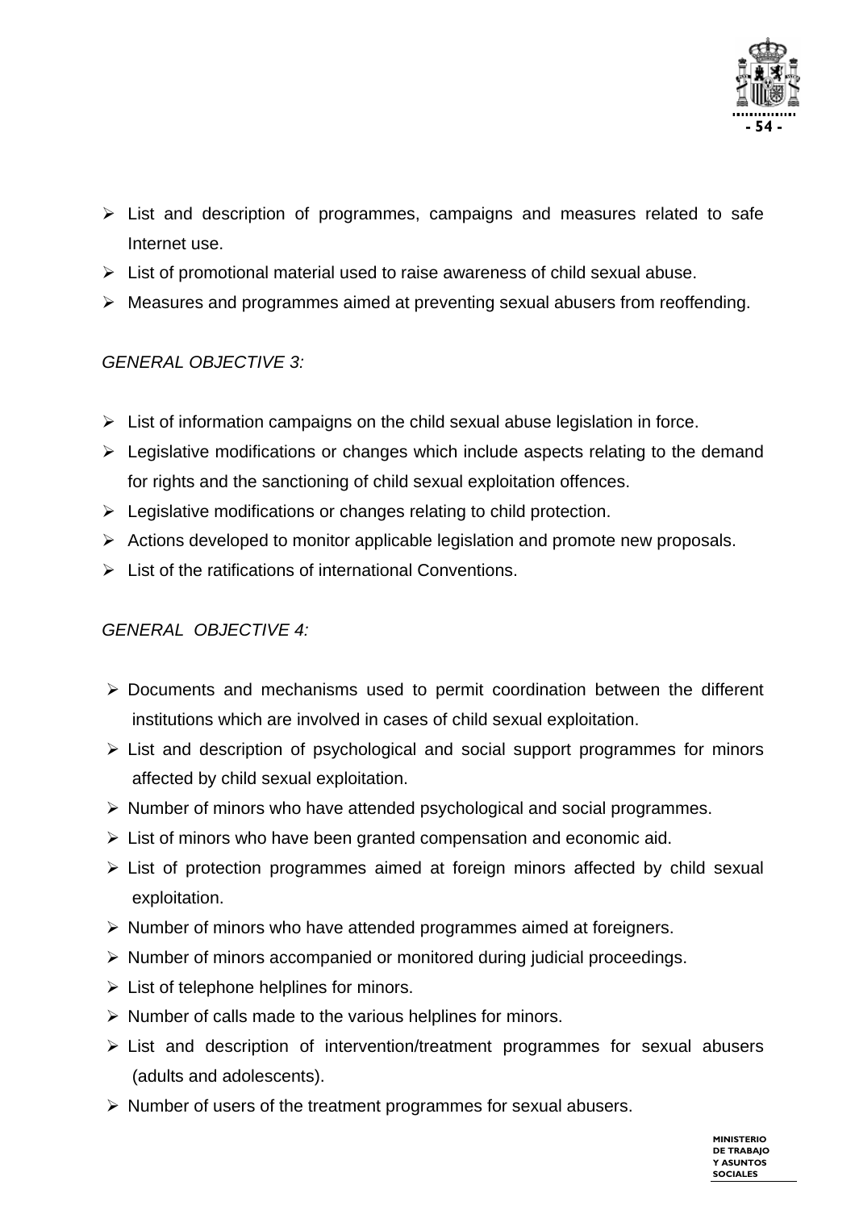- List and description of programmes, campaigns and measures related to safe Internet use.
- List of promotional material used to raise awareness of child sexual abuse.
- Measures and programmes aimed at preventing sexual abusers from reoffending.

*GENERAL OBJECTIVE 3:*

- List of information campaigns on the child sexual abuse legislation in force.
- Legislative modifications or changes which include aspects relating to the demand for rights and the sanctioning of child sexual exploitation offences.
- Legislative modifications or changes relating to child protection.
- Actions developed to monitor applicable legislation and promote new proposals.
- List of the ratifications of international Conventions.

*GENERAL OBJECTIVE 4:*

- Documents and mechanisms used to permit coordination between the different institutions which are involved in cases of child sexual exploitation.
- List and description of psychological and social support programmes for minors affected by child sexual exploitation.
- Number of minors who have attended psychological and social programmes.
- List of minors who have been granted compensation and economic aid.
- List of protection programmes aimed at foreign minors affected by child sexual exploitation.
- Number of minors who have attended programmes aimed at foreigners.
- Number of minors accompanied or monitored during judicial proceedings.
- List of telephone helplines for minors.
- Number of calls made to the various helplines for minors.
- List and description of intervention/treatment programmes for sexual abusers (adults and adolescents).
- Number of users of the treatment programmes for sexual abusers.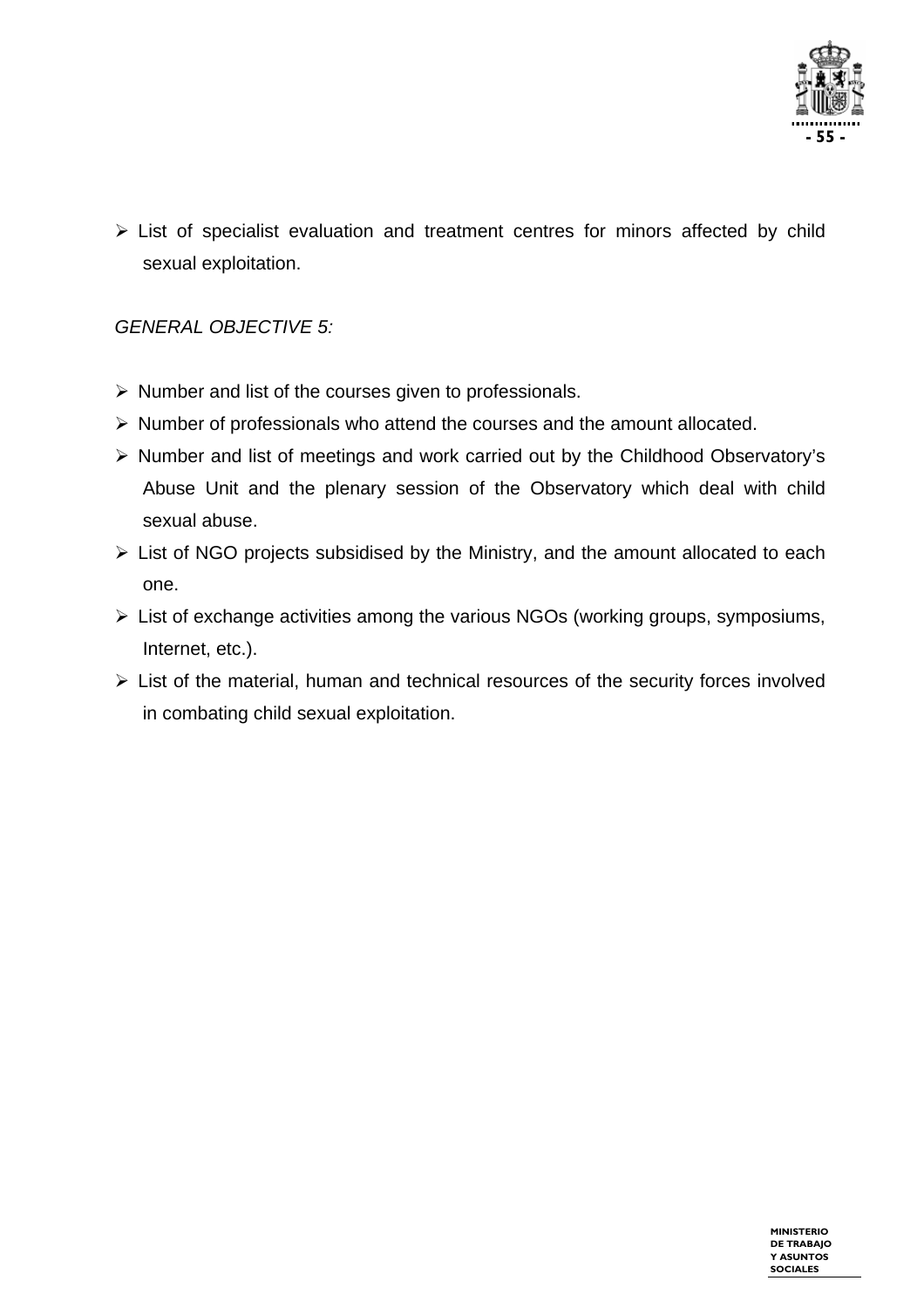- List of specialist evaluation and treatment centres for minors affected by child sexual exploitation.

*GENERAL OBJECTIVE 5:*

- Number and list of the courses given to professionals.
- Number of professionals who attend the courses and the amount allocated.
- Number and list of meetings and work carried out by the Childhood Observatory's Abuse Unit and the plenary session of the Observatory which deal with child sexual abuse.
- List of NGO projects subsidised by the Ministry, and the amount allocated to each one.
- List of exchange activities among the various NGOs (working groups, symposiums, Internet, etc.).
- List of the material, human and technical resources of the security forces involved in combating child sexual exploitation.